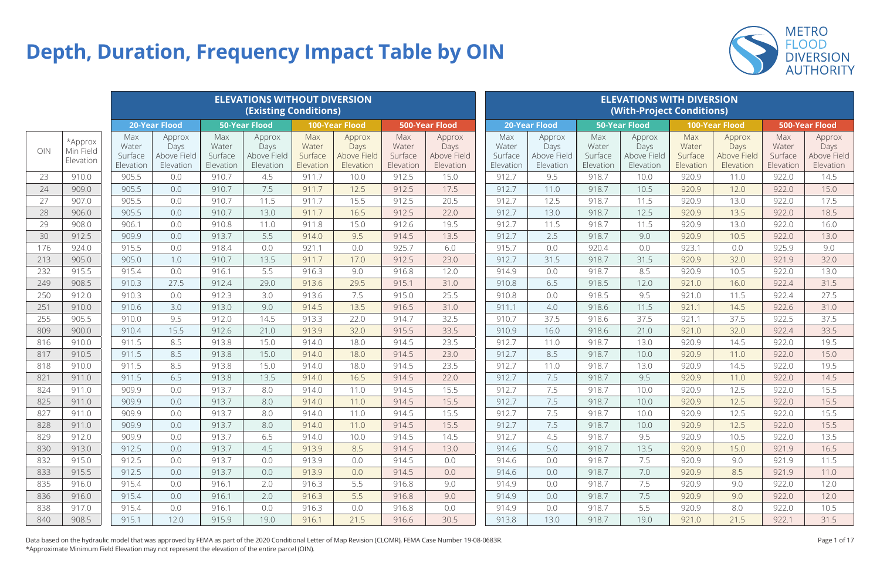# Depth, Duration, Frequency Impact Table by OIN

METRO FLOOD DIVERSION AUTHORITY

| | | ELEVATIONS WITHOUT DIVERSION (Existing Conditions) | | | | | | | | ELEVATIONS WITH DIVERSION (With-Project Conditions) | | | | | | | |
|---|---|---|---|---|---|---|---|---|---|---|---|---|---|---|---|---|---|
| | | 20-Year Flood | | 50-Year Flood | | 100-Year Flood | | 500-Year Flood | | 20-Year Flood | | 50-Year Flood | | 100-Year Flood | | 500-Year Flood | |
| OIN | *Approx Min Field Elevation | Max Water Surface Elevation | Approx Days Above Field Elevation | Max Water Surface Elevation | Approx Days Above Field Elevation | Max Water Surface Elevation | Approx Days Above Field Elevation | Max Water Surface Elevation | Approx Days Above Field Elevation | Max Water Surface Elevation | Approx Days Above Field Elevation | Max Water Surface Elevation | Approx Days Above Field Elevation | Max Water Surface Elevation | Approx Days Above Field Elevation | Max Water Surface Elevation | Approx Days Above Field Elevation |
| 23 | 910.0 | 905.5 | 0.0 | 910.7 | 4.5 | 911.7 | 10.0 | 912.5 | 15.0 | 912.7 | 9.5 | 918.7 | 10.0 | 920.9 | 11.0 | 922.0 | 14.5 |
| 24 | 909.0 | 905.5 | 0.0 | 910.7 | 7.5 | 911.7 | 12.5 | 912.5 | 17.5 | 912.7 | 11.0 | 918.7 | 10.5 | 920.9 | 12.0 | 922.0 | 15.0 |
| 27 | 907.0 | 905.5 | 0.0 | 910.7 | 11.5 | 911.7 | 15.5 | 912.5 | 20.5 | 912.7 | 12.5 | 918.7 | 11.5 | 920.9 | 13.0 | 922.0 | 17.5 |
| 28 | 906.0 | 905.5 | 0.0 | 910.7 | 13.0 | 911.7 | 16.5 | 912.5 | 22.0 | 912.7 | 13.0 | 918.7 | 12.5 | 920.9 | 13.5 | 922.0 | 18.5 |
| 29 | 908.0 | 906.1 | 0.0 | 910.8 | 11.0 | 911.8 | 15.0 | 912.6 | 19.5 | 912.7 | 11.5 | 918.7 | 11.5 | 920.9 | 13.0 | 922.0 | 16.0 |
| 30 | 912.5 | 909.9 | 0.0 | 913.7 | 5.5 | 914.0 | 9.5 | 914.5 | 13.5 | 912.7 | 2.5 | 918.7 | 9.0 | 920.9 | 10.5 | 922.0 | 13.0 |
| 176 | 924.0 | 915.5 | 0.0 | 918.4 | 0.0 | 921.1 | 0.0 | 925.7 | 6.0 | 915.7 | 0.0 | 920.4 | 0.0 | 923.1 | 0.0 | 925.9 | 9.0 |
| 213 | 905.0 | 905.0 | 1.0 | 910.7 | 13.5 | 911.7 | 17.0 | 912.5 | 23.0 | 912.7 | 31.5 | 918.7 | 31.5 | 920.9 | 32.0 | 921.9 | 32.0 |
| 232 | 915.5 | 915.4 | 0.0 | 916.1 | 5.5 | 916.3 | 9.0 | 916.8 | 12.0 | 914.9 | 0.0 | 918.7 | 8.5 | 920.9 | 10.5 | 922.0 | 13.0 |
| 249 | 908.5 | 910.3 | 27.5 | 912.4 | 29.0 | 913.6 | 29.5 | 915.1 | 31.0 | 910.8 | 6.5 | 918.5 | 12.0 | 921.0 | 16.0 | 922.4 | 31.5 |
| 250 | 912.0 | 910.3 | 0.0 | 912.3 | 3.0 | 913.6 | 7.5 | 915.0 | 25.5 | 910.8 | 0.0 | 918.5 | 9.5 | 921.0 | 11.5 | 922.4 | 27.5 |
| 251 | 910.0 | 910.6 | 3.0 | 913.0 | 9.0 | 914.5 | 13.5 | 916.5 | 31.0 | 911.1 | 4.0 | 918.6 | 11.5 | 921.1 | 14.5 | 922.6 | 31.0 |
| 255 | 905.5 | 910.0 | 9.5 | 912.0 | 14.5 | 913.3 | 22.0 | 914.7 | 32.5 | 910.7 | 37.5 | 918.6 | 37.5 | 921.1 | 37.5 | 922.5 | 37.5 |
| 809 | 900.0 | 910.4 | 15.5 | 912.6 | 21.0 | 913.9 | 32.0 | 915.5 | 33.5 | 910.9 | 16.0 | 918.6 | 21.0 | 921.0 | 32.0 | 922.4 | 33.5 |
| 816 | 910.0 | 911.5 | 8.5 | 913.8 | 15.0 | 914.0 | 18.0 | 914.5 | 23.5 | 912.7 | 11.0 | 918.7 | 13.0 | 920.9 | 14.5 | 922.0 | 19.5 |
| 817 | 910.5 | 911.5 | 8.5 | 913.8 | 15.0 | 914.0 | 18.0 | 914.5 | 23.0 | 912.7 | 8.5 | 918.7 | 10.0 | 920.9 | 11.0 | 922.0 | 15.0 |
| 818 | 910.0 | 911.5 | 8.5 | 913.8 | 15.0 | 914.0 | 18.0 | 914.5 | 23.5 | 912.7 | 11.0 | 918.7 | 13.0 | 920.9 | 14.5 | 922.0 | 19.5 |
| 821 | 911.0 | 911.5 | 6.5 | 913.8 | 13.5 | 914.0 | 16.5 | 914.5 | 22.0 | 912.7 | 7.5 | 918.7 | 9.5 | 920.9 | 11.0 | 922.0 | 14.5 |
| 824 | 911.0 | 909.9 | 0.0 | 913.7 | 8.0 | 914.0 | 11.0 | 914.5 | 15.5 | 912.7 | 7.5 | 918.7 | 10.0 | 920.9 | 12.5 | 922.0 | 15.5 |
| 825 | 911.0 | 909.9 | 0.0 | 913.7 | 8.0 | 914.0 | 11.0 | 914.5 | 15.5 | 912.7 | 7.5 | 918.7 | 10.0 | 920.9 | 12.5 | 922.0 | 15.5 |
| 827 | 911.0 | 909.9 | 0.0 | 913.7 | 8.0 | 914.0 | 11.0 | 914.5 | 15.5 | 912.7 | 7.5 | 918.7 | 10.0 | 920.9 | 12.5 | 922.0 | 15.5 |
| 828 | 911.0 | 909.9 | 0.0 | 913.7 | 8.0 | 914.0 | 11.0 | 914.5 | 15.5 | 912.7 | 7.5 | 918.7 | 10.0 | 920.9 | 12.5 | 922.0 | 15.5 |
| 829 | 912.0 | 909.9 | 0.0 | 913.7 | 6.5 | 914.0 | 10.0 | 914.5 | 14.5 | 912.7 | 4.5 | 918.7 | 9.5 | 920.9 | 10.5 | 922.0 | 13.5 |
| 830 | 913.0 | 912.5 | 0.0 | 913.7 | 4.5 | 913.9 | 8.5 | 914.5 | 13.0 | 914.6 | 5.0 | 918.7 | 13.5 | 920.9 | 15.0 | 921.9 | 16.5 |
| 832 | 915.0 | 912.5 | 0.0 | 913.7 | 0.0 | 913.9 | 0.0 | 914.5 | 0.0 | 914.6 | 0.0 | 918.7 | 7.5 | 920.9 | 9.0 | 921.9 | 11.5 |
| 833 | 915.5 | 912.5 | 0.0 | 913.7 | 0.0 | 913.9 | 0.0 | 914.5 | 0.0 | 914.6 | 0.0 | 918.7 | 7.0 | 920.9 | 8.5 | 921.9 | 11.0 |
| 835 | 916.0 | 915.4 | 0.0 | 916.1 | 2.0 | 916.3 | 5.5 | 916.8 | 9.0 | 914.9 | 0.0 | 918.7 | 7.5 | 920.9 | 9.0 | 922.0 | 12.0 |
| 836 | 916.0 | 915.4 | 0.0 | 916.1 | 2.0 | 916.3 | 5.5 | 916.8 | 9.0 | 914.9 | 0.0 | 918.7 | 7.5 | 920.9 | 9.0 | 922.0 | 12.0 |
| 838 | 917.0 | 915.4 | 0.0 | 916.1 | 0.0 | 916.3 | 0.0 | 916.8 | 0.0 | 914.9 | 0.0 | 918.7 | 5.5 | 920.9 | 8.0 | 922.0 | 10.5 |
| 840 | 908.5 | 915.1 | 12.0 | 915.9 | 19.0 | 916.1 | 21.5 | 916.6 | 30.5 | 913.8 | 13.0 | 918.7 | 19.0 | 921.0 | 21.5 | 922.1 | 31.5 |

Data based on the hydraulic model that was approved by FEMA as part of the 2020 Conditional Letter of Map Revision (CLOMR), FEMA Case Number 19-08-0683R.
*Approximate Minimum Field Elevation may not represent the elevation of the entire parcel (OIN).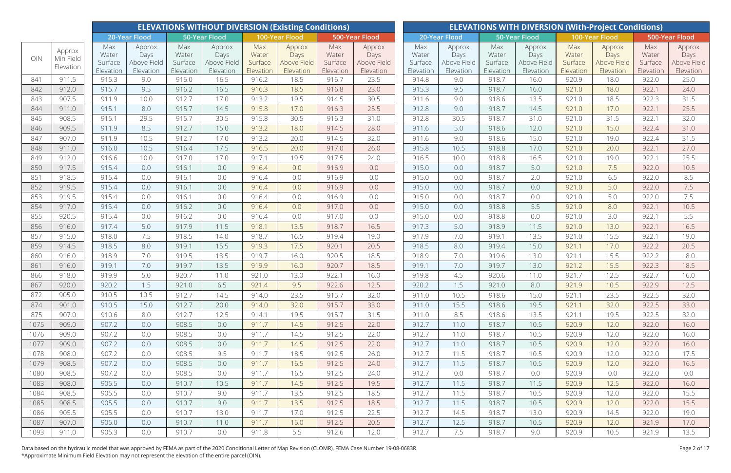| OIN | Approx Min Field Elevation | ELEVATIONS WITHOUT DIVERSION (Existing Conditions) | | | | | | | | ELEVATIONS WITH DIVERSION (With-Project Conditions) | | | | | | | |
|---|---|---|---|---|---|---|---|---|---|---|---|---|---|---|---|---|---|
| | | 20-Year Flood | | 50-Year Flood | | 100-Year Flood | | 500-Year Flood | | 20-Year Flood | | 50-Year Flood | | 100-Year Flood | | 500-Year Flood | |
| | | Max Water Surface Elevation | Approx Days Above Field Elevation | Max Water Surface Elevation | Approx Days Above Field Elevation | Max Water Surface Elevation | Approx Days Above Field Elevation | Max Water Surface Elevation | Approx Days Above Field Elevation | Max Water Surface Elevation | Approx Days Above Field Elevation | Max Water Surface Elevation | Approx Days Above Field Elevation | Max Water Surface Elevation | Approx Days Above Field Elevation | Max Water Surface Elevation | Approx Days Above Field Elevation |
| 841 | 911.5 | 915.3 | 9.0 | 916.0 | 16.5 | 916.2 | 18.5 | 916.7 | 23.5 | 914.8 | 9.0 | 918.7 | 16.0 | 920.9 | 18.0 | 922.0 | 25.0 |
| 842 | 912.0 | 915.7 | 9.5 | 916.2 | 16.5 | 916.3 | 18.5 | 916.8 | 23.0 | 915.3 | 9.5 | 918.7 | 16.0 | 921.0 | 18.0 | 922.1 | 24.0 |
| 843 | 907.5 | 911.9 | 10.0 | 912.7 | 17.0 | 913.2 | 19.5 | 914.5 | 30.5 | 911.6 | 9.0 | 918.6 | 13.5 | 921.0 | 18.5 | 922.3 | 31.5 |
| 844 | 911.0 | 915.1 | 8.0 | 915.7 | 14.5 | 915.8 | 17.0 | 916.3 | 25.5 | 912.8 | 9.0 | 918.7 | 14.5 | 921.0 | 17.0 | 922.1 | 25.5 |
| 845 | 908.5 | 915.1 | 29.5 | 915.7 | 30.5 | 915.8 | 30.5 | 916.3 | 31.0 | 912.8 | 30.5 | 918.7 | 31.0 | 921.0 | 31.5 | 922.1 | 32.0 |
| 846 | 909.5 | 911.9 | 8.5 | 912.7 | 15.0 | 913.2 | 18.0 | 914.5 | 28.0 | 911.6 | 5.0 | 918.6 | 12.0 | 921.0 | 15.0 | 922.4 | 31.0 |
| 847 | 907.0 | 911.9 | 10.5 | 912.7 | 17.0 | 913.2 | 20.0 | 914.5 | 32.0 | 911.6 | 9.0 | 918.6 | 15.0 | 921.0 | 19.0 | 922.4 | 31.5 |
| 848 | 911.0 | 916.0 | 10.5 | 916.4 | 17.5 | 916.5 | 20.0 | 917.0 | 26.0 | 915.8 | 10.5 | 918.8 | 17.0 | 921.0 | 20.0 | 922.1 | 27.0 |
| 849 | 912.0 | 916.6 | 10.0 | 917.0 | 17.0 | 917.1 | 19.5 | 917.5 | 24.0 | 916.5 | 10.0 | 918.8 | 16.5 | 921.0 | 19.0 | 922.1 | 25.5 |
| 850 | 917.5 | 915.4 | 0.0 | 916.1 | 0.0 | 916.4 | 0.0 | 916.9 | 0.0 | 915.0 | 0.0 | 918.7 | 5.0 | 921.0 | 7.5 | 922.0 | 10.5 |
| 851 | 918.5 | 915.4 | 0.0 | 916.1 | 0.0 | 916.4 | 0.0 | 916.9 | 0.0 | 915.0 | 0.0 | 918.7 | 2.0 | 921.0 | 6.5 | 922.0 | 8.5 |
| 852 | 919.5 | 915.4 | 0.0 | 916.1 | 0.0 | 916.4 | 0.0 | 916.9 | 0.0 | 915.0 | 0.0 | 918.7 | 0.0 | 921.0 | 5.0 | 922.0 | 7.5 |
| 853 | 919.5 | 915.4 | 0.0 | 916.1 | 0.0 | 916.4 | 0.0 | 916.9 | 0.0 | 915.0 | 0.0 | 918.7 | 0.0 | 921.0 | 5.0 | 922.0 | 7.5 |
| 854 | 917.0 | 915.4 | 0.0 | 916.2 | 0.0 | 916.4 | 0.0 | 917.0 | 0.0 | 915.0 | 0.0 | 918.8 | 5.5 | 921.0 | 8.0 | 922.1 | 10.5 |
| 855 | 920.5 | 915.4 | 0.0 | 916.2 | 0.0 | 916.4 | 0.0 | 917.0 | 0.0 | 915.0 | 0.0 | 918.8 | 0.0 | 921.0 | 3.0 | 922.1 | 5.5 |
| 856 | 916.0 | 917.4 | 5.0 | 917.9 | 11.5 | 918.1 | 13.5 | 918.7 | 16.5 | 917.3 | 5.0 | 918.9 | 11.5 | 921.0 | 13.0 | 922.1 | 16.5 |
| 857 | 915.0 | 918.0 | 7.5 | 918.5 | 14.0 | 918.7 | 16.5 | 919.4 | 19.0 | 917.9 | 7.0 | 919.1 | 13.5 | 921.0 | 15.5 | 922.1 | 19.0 |
| 859 | 914.5 | 918.5 | 8.0 | 919.1 | 15.5 | 919.3 | 17.5 | 920.1 | 20.5 | 918.5 | 8.0 | 919.4 | 15.0 | 921.1 | 17.0 | 922.2 | 20.5 |
| 860 | 916.0 | 918.9 | 7.0 | 919.5 | 13.5 | 919.7 | 16.0 | 920.5 | 18.5 | 918.9 | 7.0 | 919.6 | 13.0 | 921.1 | 15.5 | 922.2 | 18.0 |
| 861 | 916.0 | 919.1 | 7.0 | 919.7 | 13.5 | 919.9 | 16.0 | 920.7 | 18.5 | 919.1 | 7.0 | 919.7 | 13.0 | 921.2 | 15.5 | 922.3 | 18.5 |
| 866 | 918.0 | 919.9 | 5.0 | 920.7 | 11.0 | 921.0 | 13.0 | 922.1 | 16.0 | 919.8 | 4.5 | 920.6 | 11.0 | 921.7 | 12.5 | 922.7 | 16.0 |
| 867 | 920.0 | 920.2 | 1.5 | 921.0 | 6.5 | 921.4 | 9.5 | 922.6 | 12.5 | 920.2 | 1.5 | 921.0 | 8.0 | 921.9 | 10.5 | 922.9 | 12.5 |
| 872 | 905.0 | 910.5 | 10.5 | 912.7 | 14.5 | 914.0 | 23.5 | 915.7 | 32.0 | 911.0 | 10.5 | 918.6 | 15.0 | 921.1 | 23.5 | 922.5 | 32.0 |
| 874 | 901.0 | 910.5 | 15.0 | 912.7 | 20.0 | 914.0 | 32.0 | 915.7 | 33.0 | 911.0 | 15.5 | 918.6 | 19.5 | 921.1 | 32.0 | 922.5 | 33.0 |
| 875 | 907.0 | 910.6 | 8.0 | 912.7 | 12.5 | 914.1 | 19.5 | 915.7 | 31.5 | 911.0 | 8.5 | 918.6 | 13.5 | 921.1 | 19.5 | 922.5 | 32.0 |
| 1075 | 909.0 | 907.2 | 0.0 | 908.5 | 0.0 | 911.7 | 14.5 | 912.5 | 22.0 | 912.7 | 11.0 | 918.7 | 10.5 | 920.9 | 12.0 | 922.0 | 16.0 |
| 1076 | 909.0 | 907.2 | 0.0 | 908.5 | 0.0 | 911.7 | 14.5 | 912.5 | 22.0 | 912.7 | 11.0 | 918.7 | 10.5 | 920.9 | 12.0 | 922.0 | 16.0 |
| 1077 | 909.0 | 907.2 | 0.0 | 908.5 | 0.0 | 911.7 | 14.5 | 912.5 | 22.0 | 912.7 | 11.0 | 918.7 | 10.5 | 920.9 | 12.0 | 922.0 | 16.0 |
| 1078 | 908.0 | 907.2 | 0.0 | 908.5 | 9.5 | 911.7 | 18.5 | 912.5 | 26.0 | 912.7 | 11.5 | 918.7 | 10.5 | 920.9 | 12.0 | 922.0 | 17.5 |
| 1079 | 908.5 | 907.2 | 0.0 | 908.5 | 0.0 | 911.7 | 16.5 | 912.5 | 24.0 | 912.7 | 11.5 | 918.7 | 10.5 | 920.9 | 12.0 | 922.0 | 16.5 |
| 1080 | 908.5 | 907.2 | 0.0 | 908.5 | 0.0 | 911.7 | 16.5 | 912.5 | 24.0 | 912.7 | 0.0 | 918.7 | 0.0 | 920.9 | 0.0 | 922.0 | 0.0 |
| 1083 | 908.0 | 905.5 | 0.0 | 910.7 | 10.5 | 911.7 | 14.5 | 912.5 | 19.5 | 912.7 | 11.5 | 918.7 | 11.5 | 920.9 | 12.5 | 922.0 | 16.0 |
| 1084 | 908.5 | 905.5 | 0.0 | 910.7 | 9.0 | 911.7 | 13.5 | 912.5 | 18.5 | 912.7 | 11.5 | 918.7 | 10.5 | 920.9 | 12.0 | 922.0 | 15.5 |
| 1085 | 908.5 | 905.5 | 0.0 | 910.7 | 9.0 | 911.7 | 13.5 | 912.5 | 18.5 | 912.7 | 11.5 | 918.7 | 10.5 | 920.9 | 12.0 | 922.0 | 15.5 |
| 1086 | 905.5 | 905.5 | 0.0 | 910.7 | 13.0 | 911.7 | 17.0 | 912.5 | 22.5 | 912.7 | 14.5 | 918.7 | 13.0 | 920.9 | 14.5 | 922.0 | 19.0 |
| 1087 | 907.0 | 905.0 | 0.0 | 910.7 | 11.0 | 911.7 | 15.0 | 912.5 | 20.5 | 912.7 | 12.5 | 918.7 | 10.5 | 920.9 | 12.0 | 921.9 | 17.0 |
| 1093 | 911.0 | 905.3 | 0.0 | 910.7 | 0.0 | 911.8 | 5.5 | 912.6 | 12.0 | 912.7 | 7.5 | 918.7 | 9.0 | 920.9 | 10.5 | 921.9 | 13.5 |

Data based on the hydraulic model that was approved by FEMA as part of the 2020 Conditional Letter of Map Revision (CLOMR), FEMA Case Number 19-08-0683R.
*Approximate Minimum Field Elevation may not represent the elevation of the entire parcel (OIN).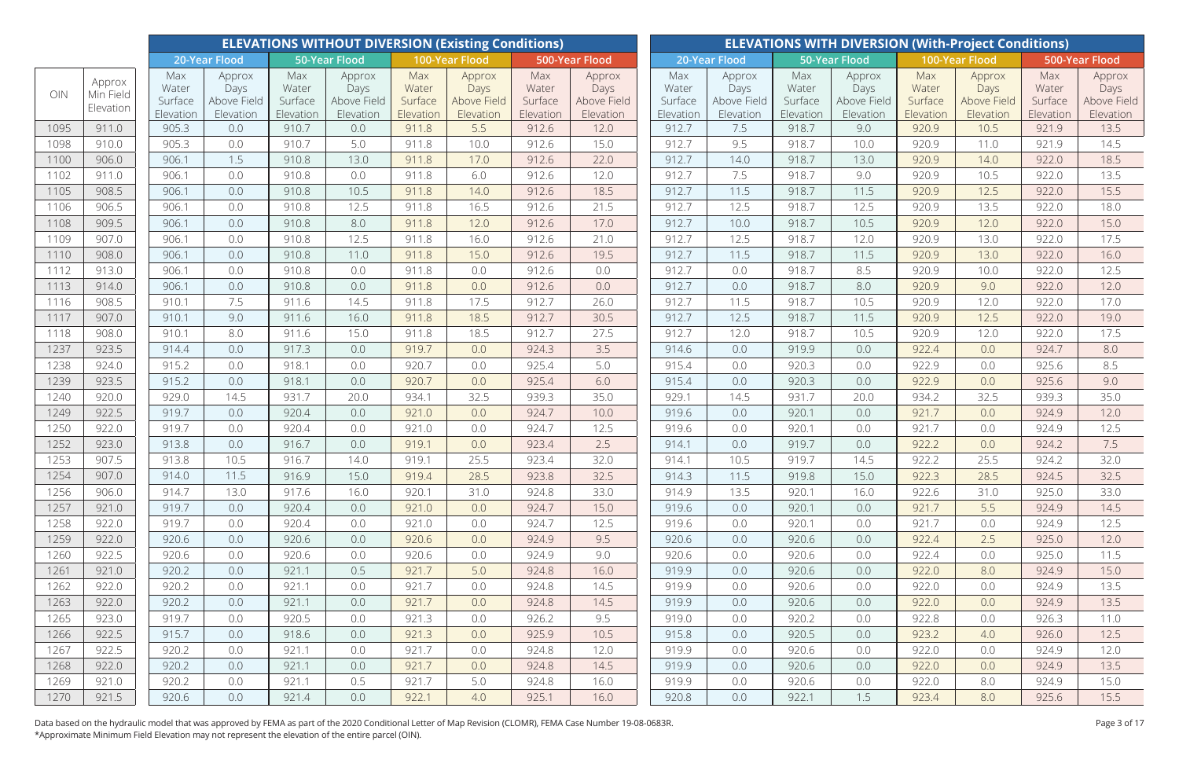| OIN | Approx Min Field Elevation | ELEVATIONS WITHOUT DIVERSION (Existing Conditions) | | | | | | | | ELEVATIONS WITH DIVERSION (With-Project Conditions) | | | | | | | |
|---|---|---|---|---|---|---|---|---|---|---|---|---|---|---|---|---|---|
| | | 20-Year Flood | | 50-Year Flood | | 100-Year Flood | | 500-Year Flood | | 20-Year Flood | | 50-Year Flood | | 100-Year Flood | | 500-Year Flood | |
| | | Max Water Surface Elevation | Approx Days Above Field Elevation | Max Water Surface Elevation | Approx Days Above Field Elevation | Max Water Surface Elevation | Approx Days Above Field Elevation | Max Water Surface Elevation | Approx Days Above Field Elevation | Max Water Surface Elevation | Approx Days Above Field Elevation | Max Water Surface Elevation | Approx Days Above Field Elevation | Max Water Surface Elevation | Approx Days Above Field Elevation | Max Water Surface Elevation | Approx Days Above Field Elevation |
| 1095 | 911.0 | 905.3 | 0.0 | 910.7 | 0.0 | 911.8 | 5.5 | 912.6 | 12.0 | 912.7 | 7.5 | 918.7 | 9.0 | 920.9 | 10.5 | 921.9 | 13.5 |
| 1098 | 910.0 | 905.3 | 0.0 | 910.7 | 5.0 | 911.8 | 10.0 | 912.6 | 15.0 | 912.7 | 9.5 | 918.7 | 10.0 | 920.9 | 11.0 | 921.9 | 14.5 |
| 1100 | 906.0 | 906.1 | 1.5 | 910.8 | 13.0 | 911.8 | 17.0 | 912.6 | 22.0 | 912.7 | 14.0 | 918.7 | 13.0 | 920.9 | 14.0 | 922.0 | 18.5 |
| 1102 | 911.0 | 906.1 | 0.0 | 910.8 | 0.0 | 911.8 | 6.0 | 912.6 | 12.0 | 912.7 | 7.5 | 918.7 | 9.0 | 920.9 | 10.5 | 922.0 | 13.5 |
| 1105 | 908.5 | 906.1 | 0.0 | 910.8 | 10.5 | 911.8 | 14.0 | 912.6 | 18.5 | 912.7 | 11.5 | 918.7 | 11.5 | 920.9 | 12.5 | 922.0 | 15.5 |
| 1106 | 906.5 | 906.1 | 0.0 | 910.8 | 12.5 | 911.8 | 16.5 | 912.6 | 21.5 | 912.7 | 12.5 | 918.7 | 12.5 | 920.9 | 13.5 | 922.0 | 18.0 |
| 1108 | 909.5 | 906.1 | 0.0 | 910.8 | 8.0 | 911.8 | 12.0 | 912.6 | 17.0 | 912.7 | 10.0 | 918.7 | 10.5 | 920.9 | 12.0 | 922.0 | 15.0 |
| 1109 | 907.0 | 906.1 | 0.0 | 910.8 | 12.5 | 911.8 | 16.0 | 912.6 | 21.0 | 912.7 | 12.5 | 918.7 | 12.0 | 920.9 | 13.0 | 922.0 | 17.5 |
| 1110 | 908.0 | 906.1 | 0.0 | 910.8 | 11.0 | 911.8 | 15.0 | 912.6 | 19.5 | 912.7 | 11.5 | 918.7 | 11.5 | 920.9 | 13.0 | 922.0 | 16.0 |
| 1112 | 913.0 | 906.1 | 0.0 | 910.8 | 0.0 | 911.8 | 0.0 | 912.6 | 0.0 | 912.7 | 0.0 | 918.7 | 8.5 | 920.9 | 10.0 | 922.0 | 12.5 |
| 1113 | 914.0 | 906.1 | 0.0 | 910.8 | 0.0 | 911.8 | 0.0 | 912.6 | 0.0 | 912.7 | 0.0 | 918.7 | 8.0 | 920.9 | 9.0 | 922.0 | 12.0 |
| 1116 | 908.5 | 910.1 | 7.5 | 911.6 | 14.5 | 911.8 | 17.5 | 912.7 | 26.0 | 912.7 | 11.5 | 918.7 | 10.5 | 920.9 | 12.0 | 922.0 | 17.0 |
| 1117 | 907.0 | 910.1 | 9.0 | 911.6 | 16.0 | 911.8 | 18.5 | 912.7 | 30.5 | 912.7 | 12.5 | 918.7 | 11.5 | 920.9 | 12.5 | 922.0 | 19.0 |
| 1118 | 908.0 | 910.1 | 8.0 | 911.6 | 15.0 | 911.8 | 18.5 | 912.7 | 27.5 | 912.7 | 12.0 | 918.7 | 10.5 | 920.9 | 12.0 | 922.0 | 17.5 |
| 1237 | 923.5 | 914.4 | 0.0 | 917.3 | 0.0 | 919.7 | 0.0 | 924.3 | 3.5 | 914.6 | 0.0 | 919.9 | 0.0 | 922.4 | 0.0 | 924.7 | 8.0 |
| 1238 | 924.0 | 915.2 | 0.0 | 918.1 | 0.0 | 920.7 | 0.0 | 925.4 | 5.0 | 915.4 | 0.0 | 920.3 | 0.0 | 922.9 | 0.0 | 925.6 | 8.5 |
| 1239 | 923.5 | 915.2 | 0.0 | 918.1 | 0.0 | 920.7 | 0.0 | 925.4 | 6.0 | 915.4 | 0.0 | 920.3 | 0.0 | 922.9 | 0.0 | 925.6 | 9.0 |
| 1240 | 920.0 | 929.0 | 14.5 | 931.7 | 20.0 | 934.1 | 32.5 | 939.3 | 35.0 | 929.1 | 14.5 | 931.7 | 20.0 | 934.2 | 32.5 | 939.3 | 35.0 |
| 1249 | 922.5 | 919.7 | 0.0 | 920.4 | 0.0 | 921.0 | 0.0 | 924.7 | 10.0 | 919.6 | 0.0 | 920.1 | 0.0 | 921.7 | 0.0 | 924.9 | 12.0 |
| 1250 | 922.0 | 919.7 | 0.0 | 920.4 | 0.0 | 921.0 | 0.0 | 924.7 | 12.5 | 919.6 | 0.0 | 920.1 | 0.0 | 921.7 | 0.0 | 924.9 | 12.5 |
| 1252 | 923.0 | 913.8 | 0.0 | 916.7 | 0.0 | 919.1 | 0.0 | 923.4 | 2.5 | 914.1 | 0.0 | 919.7 | 0.0 | 922.2 | 0.0 | 924.2 | 7.5 |
| 1253 | 907.5 | 913.8 | 10.5 | 916.7 | 14.0 | 919.1 | 25.5 | 923.4 | 32.0 | 914.1 | 10.5 | 919.7 | 14.5 | 922.2 | 25.5 | 924.2 | 32.0 |
| 1254 | 907.0 | 914.0 | 11.5 | 916.9 | 15.0 | 919.4 | 28.5 | 923.8 | 32.5 | 914.3 | 11.5 | 919.8 | 15.0 | 922.3 | 28.5 | 924.5 | 32.5 |
| 1256 | 906.0 | 914.7 | 13.0 | 917.6 | 16.0 | 920.1 | 31.0 | 924.8 | 33.0 | 914.9 | 13.5 | 920.1 | 16.0 | 922.6 | 31.0 | 925.0 | 33.0 |
| 1257 | 921.0 | 919.7 | 0.0 | 920.4 | 0.0 | 921.0 | 0.0 | 924.7 | 15.0 | 919.6 | 0.0 | 920.1 | 0.0 | 921.7 | 5.5 | 924.9 | 14.5 |
| 1258 | 922.0 | 919.7 | 0.0 | 920.4 | 0.0 | 921.0 | 0.0 | 924.7 | 12.5 | 919.6 | 0.0 | 920.1 | 0.0 | 921.7 | 0.0 | 924.9 | 12.5 |
| 1259 | 922.0 | 920.6 | 0.0 | 920.6 | 0.0 | 920.6 | 0.0 | 924.9 | 9.5 | 920.6 | 0.0 | 920.6 | 0.0 | 922.4 | 2.5 | 925.0 | 12.0 |
| 1260 | 922.5 | 920.6 | 0.0 | 920.6 | 0.0 | 920.6 | 0.0 | 924.9 | 9.0 | 920.6 | 0.0 | 920.6 | 0.0 | 922.4 | 0.0 | 925.0 | 11.5 |
| 1261 | 921.0 | 920.2 | 0.0 | 921.1 | 0.5 | 921.7 | 5.0 | 924.8 | 16.0 | 919.9 | 0.0 | 920.6 | 0.0 | 922.0 | 8.0 | 924.9 | 15.0 |
| 1262 | 922.0 | 920.2 | 0.0 | 921.1 | 0.0 | 921.7 | 0.0 | 924.8 | 14.5 | 919.9 | 0.0 | 920.6 | 0.0 | 922.0 | 0.0 | 924.9 | 13.5 |
| 1263 | 922.0 | 920.2 | 0.0 | 921.1 | 0.0 | 921.7 | 0.0 | 924.8 | 14.5 | 919.9 | 0.0 | 920.6 | 0.0 | 922.0 | 0.0 | 924.9 | 13.5 |
| 1265 | 923.0 | 919.7 | 0.0 | 920.5 | 0.0 | 921.3 | 0.0 | 926.2 | 9.5 | 919.0 | 0.0 | 920.2 | 0.0 | 922.8 | 0.0 | 926.3 | 11.0 |
| 1266 | 922.5 | 915.7 | 0.0 | 918.6 | 0.0 | 921.3 | 0.0 | 925.9 | 10.5 | 915.8 | 0.0 | 920.5 | 0.0 | 923.2 | 4.0 | 926.0 | 12.5 |
| 1267 | 922.5 | 920.2 | 0.0 | 921.1 | 0.0 | 921.7 | 0.0 | 924.8 | 12.0 | 919.9 | 0.0 | 920.6 | 0.0 | 922.0 | 0.0 | 924.9 | 12.0 |
| 1268 | 922.0 | 920.2 | 0.0 | 921.1 | 0.0 | 921.7 | 0.0 | 924.8 | 14.5 | 919.9 | 0.0 | 920.6 | 0.0 | 922.0 | 0.0 | 924.9 | 13.5 |
| 1269 | 921.0 | 920.2 | 0.0 | 921.1 | 0.5 | 921.7 | 5.0 | 924.8 | 16.0 | 919.9 | 0.0 | 920.6 | 0.0 | 922.0 | 8.0 | 924.9 | 15.0 |
| 1270 | 921.5 | 920.6 | 0.0 | 921.4 | 0.0 | 922.1 | 4.0 | 925.1 | 16.0 | 920.8 | 0.0 | 922.1 | 1.5 | 923.4 | 8.0 | 925.6 | 15.5 |

Data based on the hydraulic model that was approved by FEMA as part of the 2020 Conditional Letter of Map Revision (CLOMR), FEMA Case Number 19-08-0683R.
*Approximate Minimum Field Elevation may not represent the elevation of the entire parcel (OIN).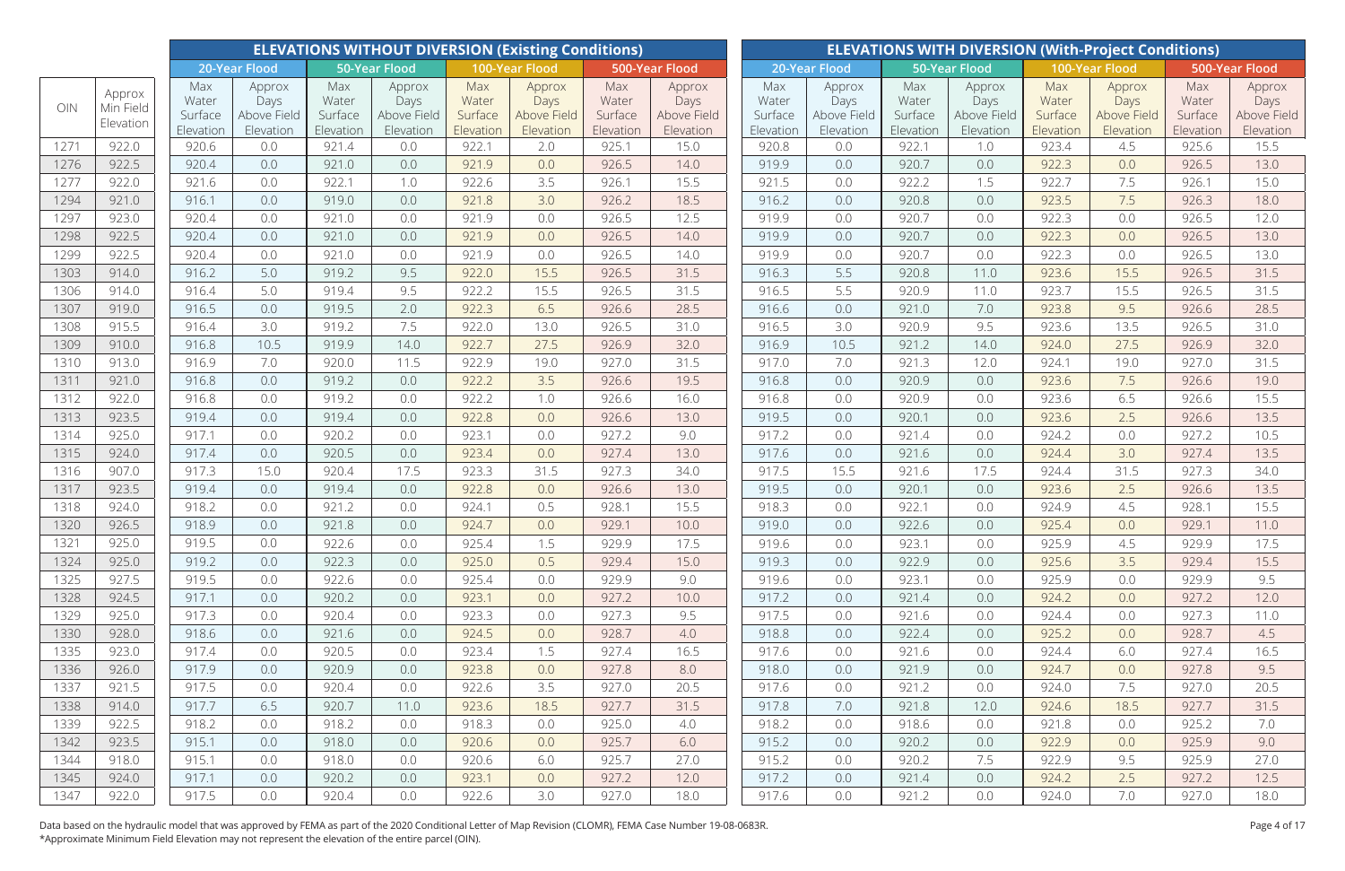| OIN | Approx Min Field Elevation | ELEVATIONS WITHOUT DIVERSION (Existing Conditions) | | | | | | | | ELEVATIONS WITH DIVERSION (With-Project Conditions) | | | | | | | |
|---|---|---|---|---|---|---|---|---|---|---|---|---|---|---|---|---|---|
| | | 20-Year Flood | | 50-Year Flood | | 100-Year Flood | | 500-Year Flood | | 20-Year Flood | | 50-Year Flood | | 100-Year Flood | | 500-Year Flood | |
| | | Max Water Surface Elevation | Approx Days Above Field Elevation | Max Water Surface Elevation | Approx Days Above Field Elevation | Max Water Surface Elevation | Approx Days Above Field Elevation | Max Water Surface Elevation | Approx Days Above Field Elevation | Max Water Surface Elevation | Approx Days Above Field Elevation | Max Water Surface Elevation | Approx Days Above Field Elevation | Max Water Surface Elevation | Approx Days Above Field Elevation | Max Water Surface Elevation | Approx Days Above Field Elevation |
| 1271 | 922.0 | 920.6 | 0.0 | 921.4 | 0.0 | 922.1 | 2.0 | 925.1 | 15.0 | 920.8 | 0.0 | 922.1 | 1.0 | 923.4 | 4.5 | 925.6 | 15.5 |
| 1276 | 922.5 | 920.4 | 0.0 | 921.0 | 0.0 | 921.9 | 0.0 | 926.5 | 14.0 | 919.9 | 0.0 | 920.7 | 0.0 | 922.3 | 0.0 | 926.5 | 13.0 |
| 1277 | 922.0 | 921.6 | 0.0 | 922.1 | 1.0 | 922.6 | 3.5 | 926.1 | 15.5 | 921.5 | 0.0 | 922.2 | 1.5 | 922.7 | 7.5 | 926.1 | 15.0 |
| 1294 | 921.0 | 916.1 | 0.0 | 919.0 | 0.0 | 921.8 | 3.0 | 926.2 | 18.5 | 916.2 | 0.0 | 920.8 | 0.0 | 923.5 | 7.5 | 926.3 | 18.0 |
| 1297 | 923.0 | 920.4 | 0.0 | 921.0 | 0.0 | 921.9 | 0.0 | 926.5 | 12.5 | 919.9 | 0.0 | 920.7 | 0.0 | 922.3 | 0.0 | 926.5 | 12.0 |
| 1298 | 922.5 | 920.4 | 0.0 | 921.0 | 0.0 | 921.9 | 0.0 | 926.5 | 14.0 | 919.9 | 0.0 | 920.7 | 0.0 | 922.3 | 0.0 | 926.5 | 13.0 |
| 1299 | 922.5 | 920.4 | 0.0 | 921.0 | 0.0 | 921.9 | 0.0 | 926.5 | 14.0 | 919.9 | 0.0 | 920.7 | 0.0 | 922.3 | 0.0 | 926.5 | 13.0 |
| 1303 | 914.0 | 916.2 | 5.0 | 919.2 | 9.5 | 922.0 | 15.5 | 926.5 | 31.5 | 916.3 | 5.5 | 920.8 | 11.0 | 923.6 | 15.5 | 926.5 | 31.5 |
| 1306 | 914.0 | 916.4 | 5.0 | 919.4 | 9.5 | 922.2 | 15.5 | 926.5 | 31.5 | 916.5 | 5.5 | 920.9 | 11.0 | 923.7 | 15.5 | 926.5 | 31.5 |
| 1307 | 919.0 | 916.5 | 0.0 | 919.5 | 2.0 | 922.3 | 6.5 | 926.6 | 28.5 | 916.6 | 0.0 | 921.0 | 7.0 | 923.8 | 9.5 | 926.6 | 28.5 |
| 1308 | 915.5 | 916.4 | 3.0 | 919.2 | 7.5 | 922.0 | 13.0 | 926.5 | 31.0 | 916.5 | 3.0 | 920.9 | 9.5 | 923.6 | 13.5 | 926.5 | 31.0 |
| 1309 | 910.0 | 916.8 | 10.5 | 919.9 | 14.0 | 922.7 | 27.5 | 926.9 | 32.0 | 916.9 | 10.5 | 921.2 | 14.0 | 924.0 | 27.5 | 926.9 | 32.0 |
| 1310 | 913.0 | 916.9 | 7.0 | 920.0 | 11.5 | 922.9 | 19.0 | 927.0 | 31.5 | 917.0 | 7.0 | 921.3 | 12.0 | 924.1 | 19.0 | 927.0 | 31.5 |
| 1311 | 921.0 | 916.8 | 0.0 | 919.2 | 0.0 | 922.2 | 3.5 | 926.6 | 19.5 | 916.8 | 0.0 | 920.9 | 0.0 | 923.6 | 7.5 | 926.6 | 19.0 |
| 1312 | 922.0 | 916.8 | 0.0 | 919.2 | 0.0 | 922.2 | 1.0 | 926.6 | 16.0 | 916.8 | 0.0 | 920.9 | 0.0 | 923.6 | 6.5 | 926.6 | 15.5 |
| 1313 | 923.5 | 919.4 | 0.0 | 919.4 | 0.0 | 922.8 | 0.0 | 926.6 | 13.0 | 919.5 | 0.0 | 920.1 | 0.0 | 923.6 | 2.5 | 926.6 | 13.5 |
| 1314 | 925.0 | 917.1 | 0.0 | 920.2 | 0.0 | 923.1 | 0.0 | 927.2 | 9.0 | 917.2 | 0.0 | 921.4 | 0.0 | 924.2 | 0.0 | 927.2 | 10.5 |
| 1315 | 924.0 | 917.4 | 0.0 | 920.5 | 0.0 | 923.4 | 0.0 | 927.4 | 13.0 | 917.6 | 0.0 | 921.6 | 0.0 | 924.4 | 3.0 | 927.4 | 13.5 |
| 1316 | 907.0 | 917.3 | 15.0 | 920.4 | 17.5 | 923.3 | 31.5 | 927.3 | 34.0 | 917.5 | 15.5 | 921.6 | 17.5 | 924.4 | 31.5 | 927.3 | 34.0 |
| 1317 | 923.5 | 919.4 | 0.0 | 919.4 | 0.0 | 922.8 | 0.0 | 926.6 | 13.0 | 919.5 | 0.0 | 920.1 | 0.0 | 923.6 | 2.5 | 926.6 | 13.5 |
| 1318 | 924.0 | 918.2 | 0.0 | 921.2 | 0.0 | 924.1 | 0.5 | 928.1 | 15.5 | 918.3 | 0.0 | 922.1 | 0.0 | 924.9 | 4.5 | 928.1 | 15.5 |
| 1320 | 926.5 | 918.9 | 0.0 | 921.8 | 0.0 | 924.7 | 0.0 | 929.1 | 10.0 | 919.0 | 0.0 | 922.6 | 0.0 | 925.4 | 0.0 | 929.1 | 11.0 |
| 1321 | 925.0 | 919.5 | 0.0 | 922.6 | 0.0 | 925.4 | 1.5 | 929.9 | 17.5 | 919.6 | 0.0 | 923.1 | 0.0 | 925.9 | 4.5 | 929.9 | 17.5 |
| 1324 | 925.0 | 919.2 | 0.0 | 922.3 | 0.0 | 925.0 | 0.5 | 929.4 | 15.0 | 919.3 | 0.0 | 922.9 | 0.0 | 925.6 | 3.5 | 929.4 | 15.5 |
| 1325 | 927.5 | 919.5 | 0.0 | 922.6 | 0.0 | 925.4 | 0.0 | 929.9 | 9.0 | 919.6 | 0.0 | 923.1 | 0.0 | 925.9 | 0.0 | 929.9 | 9.5 |
| 1328 | 924.5 | 917.1 | 0.0 | 920.2 | 0.0 | 923.1 | 0.0 | 927.2 | 10.0 | 917.2 | 0.0 | 921.4 | 0.0 | 924.2 | 0.0 | 927.2 | 12.0 |
| 1329 | 925.0 | 917.3 | 0.0 | 920.4 | 0.0 | 923.3 | 0.0 | 927.3 | 9.5 | 917.5 | 0.0 | 921.6 | 0.0 | 924.4 | 0.0 | 927.3 | 11.0 |
| 1330 | 928.0 | 918.6 | 0.0 | 921.6 | 0.0 | 924.5 | 0.0 | 928.7 | 4.0 | 918.8 | 0.0 | 922.4 | 0.0 | 925.2 | 0.0 | 928.7 | 4.5 |
| 1335 | 923.0 | 917.4 | 0.0 | 920.5 | 0.0 | 923.4 | 1.5 | 927.4 | 16.5 | 917.6 | 0.0 | 921.6 | 0.0 | 924.4 | 6.0 | 927.4 | 16.5 |
| 1336 | 926.0 | 917.9 | 0.0 | 920.9 | 0.0 | 923.8 | 0.0 | 927.8 | 8.0 | 918.0 | 0.0 | 921.9 | 0.0 | 924.7 | 0.0 | 927.8 | 9.5 |
| 1337 | 921.5 | 917.5 | 0.0 | 920.4 | 0.0 | 922.6 | 3.5 | 927.0 | 20.5 | 917.6 | 0.0 | 921.2 | 0.0 | 924.0 | 7.5 | 927.0 | 20.5 |
| 1338 | 914.0 | 917.7 | 6.5 | 920.7 | 11.0 | 923.6 | 18.5 | 927.7 | 31.5 | 917.8 | 7.0 | 921.8 | 12.0 | 924.6 | 18.5 | 927.7 | 31.5 |
| 1339 | 922.5 | 918.2 | 0.0 | 918.2 | 0.0 | 918.3 | 0.0 | 925.0 | 4.0 | 918.2 | 0.0 | 918.6 | 0.0 | 921.8 | 0.0 | 925.2 | 7.0 |
| 1342 | 923.5 | 915.1 | 0.0 | 918.0 | 0.0 | 920.6 | 0.0 | 925.7 | 6.0 | 915.2 | 0.0 | 920.2 | 0.0 | 922.9 | 0.0 | 925.9 | 9.0 |
| 1344 | 918.0 | 915.1 | 0.0 | 918.0 | 0.0 | 920.6 | 6.0 | 925.7 | 27.0 | 915.2 | 0.0 | 920.2 | 7.5 | 922.9 | 9.5 | 925.9 | 27.0 |
| 1345 | 924.0 | 917.1 | 0.0 | 920.2 | 0.0 | 923.1 | 0.0 | 927.2 | 12.0 | 917.2 | 0.0 | 921.4 | 0.0 | 924.2 | 2.5 | 927.2 | 12.5 |
| 1347 | 922.0 | 917.5 | 0.0 | 920.4 | 0.0 | 922.6 | 3.0 | 927.0 | 18.0 | 917.6 | 0.0 | 921.2 | 0.0 | 924.0 | 7.0 | 927.0 | 18.0 |

Data based on the hydraulic model that was approved by FEMA as part of the 2020 Conditional Letter of Map Revision (CLOMR), FEMA Case Number 19-08-0683R.
*Approximate Minimum Field Elevation may not represent the elevation of the entire parcel (OIN).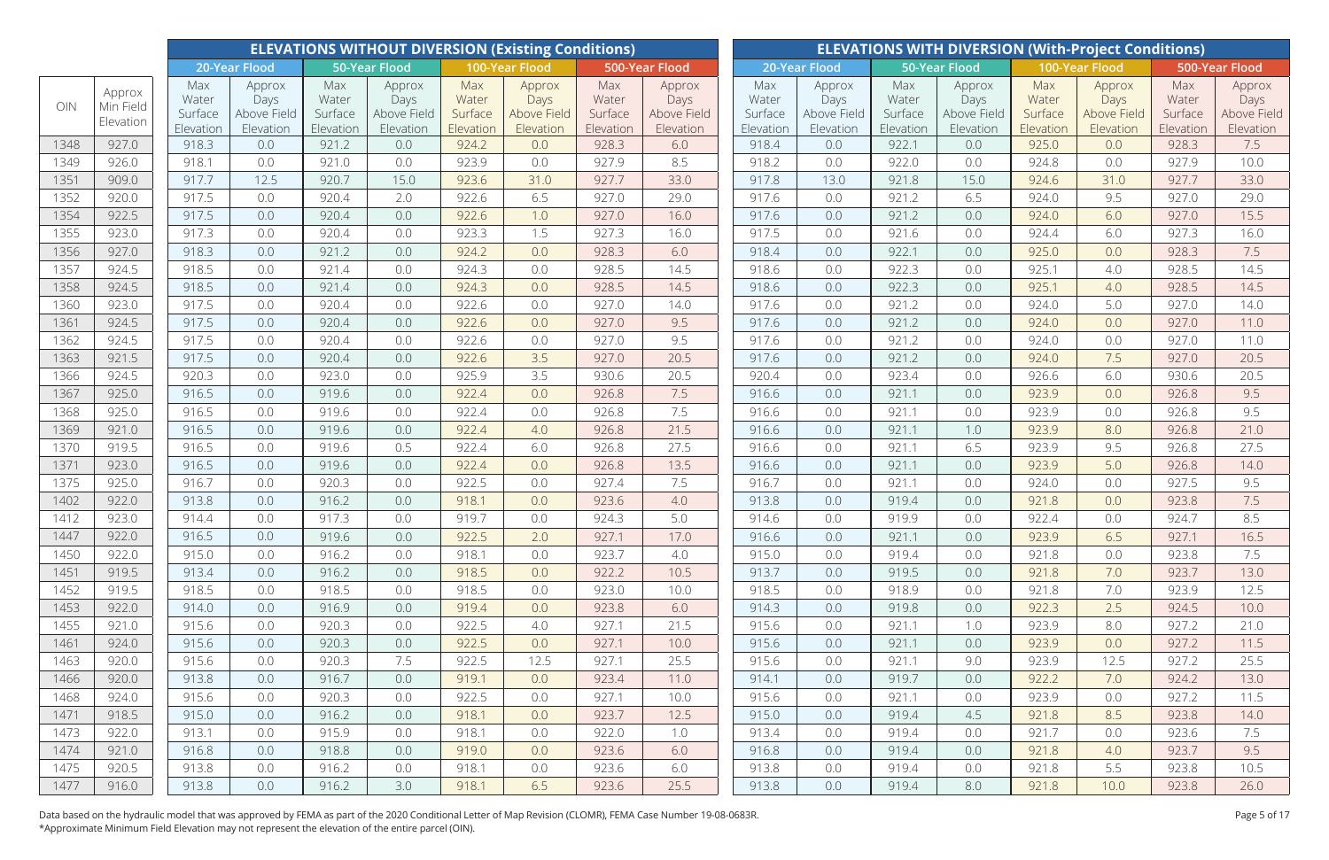| OIN | Approx Min Field Elevation | ELEVATIONS WITHOUT DIVERSION (Existing Conditions) | | | | | | | | ELEVATIONS WITH DIVERSION (With-Project Conditions) | | | | | | | |
|---|---|---|---|---|---|---|---|---|---|---|---|---|---|---|---|---|---|
| | | 20-Year Flood | | 50-Year Flood | | 100-Year Flood | | 500-Year Flood | | 20-Year Flood | | 50-Year Flood | | 100-Year Flood | | 500-Year Flood | |
| | | Max Water Surface Elevation | Approx Days Above Field Elevation | Max Water Surface Elevation | Approx Days Above Field Elevation | Max Water Surface Elevation | Approx Days Above Field Elevation | Max Water Surface Elevation | Approx Days Above Field Elevation | Max Water Surface Elevation | Approx Days Above Field Elevation | Max Water Surface Elevation | Approx Days Above Field Elevation | Max Water Surface Elevation | Approx Days Above Field Elevation | Max Water Surface Elevation | Approx Days Above Field Elevation |
| 1348 | 927.0 | 918.3 | 0.0 | 921.2 | 0.0 | 924.2 | 0.0 | 928.3 | 6.0 | 918.4 | 0.0 | 922.1 | 0.0 | 925.0 | 0.0 | 928.3 | 7.5 |
| 1349 | 926.0 | 918.1 | 0.0 | 921.0 | 0.0 | 923.9 | 0.0 | 927.9 | 8.5 | 918.2 | 0.0 | 922.0 | 0.0 | 924.8 | 0.0 | 927.9 | 10.0 |
| 1351 | 909.0 | 917.7 | 12.5 | 920.7 | 15.0 | 923.6 | 31.0 | 927.7 | 33.0 | 917.8 | 13.0 | 921.8 | 15.0 | 924.6 | 31.0 | 927.7 | 33.0 |
| 1352 | 920.0 | 917.5 | 0.0 | 920.4 | 2.0 | 922.6 | 6.5 | 927.0 | 29.0 | 917.6 | 0.0 | 921.2 | 6.5 | 924.0 | 9.5 | 927.0 | 29.0 |
| 1354 | 922.5 | 917.5 | 0.0 | 920.4 | 0.0 | 922.6 | 1.0 | 927.0 | 16.0 | 917.6 | 0.0 | 921.2 | 0.0 | 924.0 | 6.0 | 927.0 | 15.5 |
| 1355 | 923.0 | 917.3 | 0.0 | 920.4 | 0.0 | 923.3 | 1.5 | 927.3 | 16.0 | 917.5 | 0.0 | 921.6 | 0.0 | 924.4 | 6.0 | 927.3 | 16.0 |
| 1356 | 927.0 | 918.3 | 0.0 | 921.2 | 0.0 | 924.2 | 0.0 | 928.3 | 6.0 | 918.4 | 0.0 | 922.1 | 0.0 | 925.0 | 0.0 | 928.3 | 7.5 |
| 1357 | 924.5 | 918.5 | 0.0 | 921.4 | 0.0 | 924.3 | 0.0 | 928.5 | 14.5 | 918.6 | 0.0 | 922.3 | 0.0 | 925.1 | 4.0 | 928.5 | 14.5 |
| 1358 | 924.5 | 918.5 | 0.0 | 921.4 | 0.0 | 924.3 | 0.0 | 928.5 | 14.5 | 918.6 | 0.0 | 922.3 | 0.0 | 925.1 | 4.0 | 928.5 | 14.5 |
| 1360 | 923.0 | 917.5 | 0.0 | 920.4 | 0.0 | 922.6 | 0.0 | 927.0 | 14.0 | 917.6 | 0.0 | 921.2 | 0.0 | 924.0 | 5.0 | 927.0 | 14.0 |
| 1361 | 924.5 | 917.5 | 0.0 | 920.4 | 0.0 | 922.6 | 0.0 | 927.0 | 9.5 | 917.6 | 0.0 | 921.2 | 0.0 | 924.0 | 0.0 | 927.0 | 11.0 |
| 1362 | 924.5 | 917.5 | 0.0 | 920.4 | 0.0 | 922.6 | 0.0 | 927.0 | 9.5 | 917.6 | 0.0 | 921.2 | 0.0 | 924.0 | 0.0 | 927.0 | 11.0 |
| 1363 | 921.5 | 917.5 | 0.0 | 920.4 | 0.0 | 922.6 | 3.5 | 927.0 | 20.5 | 917.6 | 0.0 | 921.2 | 0.0 | 924.0 | 7.5 | 927.0 | 20.5 |
| 1366 | 924.5 | 920.3 | 0.0 | 923.0 | 0.0 | 925.9 | 3.5 | 930.6 | 20.5 | 920.4 | 0.0 | 923.4 | 0.0 | 926.6 | 6.0 | 930.6 | 20.5 |
| 1367 | 925.0 | 916.5 | 0.0 | 919.6 | 0.0 | 922.4 | 0.0 | 926.8 | 7.5 | 916.6 | 0.0 | 921.1 | 0.0 | 923.9 | 0.0 | 926.8 | 9.5 |
| 1368 | 925.0 | 916.5 | 0.0 | 919.6 | 0.0 | 922.4 | 0.0 | 926.8 | 7.5 | 916.6 | 0.0 | 921.1 | 0.0 | 923.9 | 0.0 | 926.8 | 9.5 |
| 1369 | 921.0 | 916.5 | 0.0 | 919.6 | 0.0 | 922.4 | 4.0 | 926.8 | 21.5 | 916.6 | 0.0 | 921.1 | 1.0 | 923.9 | 8.0 | 926.8 | 21.0 |
| 1370 | 919.5 | 916.5 | 0.0 | 919.6 | 0.5 | 922.4 | 6.0 | 926.8 | 27.5 | 916.6 | 0.0 | 921.1 | 6.5 | 923.9 | 9.5 | 926.8 | 27.5 |
| 1371 | 923.0 | 916.5 | 0.0 | 919.6 | 0.0 | 922.4 | 0.0 | 926.8 | 13.5 | 916.6 | 0.0 | 921.1 | 0.0 | 923.9 | 5.0 | 926.8 | 14.0 |
| 1375 | 925.0 | 916.7 | 0.0 | 920.3 | 0.0 | 922.5 | 0.0 | 927.4 | 7.5 | 916.7 | 0.0 | 921.1 | 0.0 | 924.0 | 0.0 | 927.5 | 9.5 |
| 1402 | 922.0 | 913.8 | 0.0 | 916.2 | 0.0 | 918.1 | 0.0 | 923.6 | 4.0 | 913.8 | 0.0 | 919.4 | 0.0 | 921.8 | 0.0 | 923.8 | 7.5 |
| 1412 | 923.0 | 914.4 | 0.0 | 917.3 | 0.0 | 919.7 | 0.0 | 924.3 | 5.0 | 914.6 | 0.0 | 919.9 | 0.0 | 922.4 | 0.0 | 924.7 | 8.5 |
| 1447 | 922.0 | 916.5 | 0.0 | 919.6 | 0.0 | 922.5 | 2.0 | 927.1 | 17.0 | 916.6 | 0.0 | 921.1 | 0.0 | 923.9 | 6.5 | 927.1 | 16.5 |
| 1450 | 922.0 | 915.0 | 0.0 | 916.2 | 0.0 | 918.1 | 0.0 | 923.7 | 4.0 | 915.0 | 0.0 | 919.4 | 0.0 | 921.8 | 0.0 | 923.8 | 7.5 |
| 1451 | 919.5 | 913.4 | 0.0 | 916.2 | 0.0 | 918.5 | 0.0 | 922.2 | 10.5 | 913.7 | 0.0 | 919.5 | 0.0 | 921.8 | 7.0 | 923.7 | 13.0 |
| 1452 | 919.5 | 918.5 | 0.0 | 918.5 | 0.0 | 918.5 | 0.0 | 923.0 | 10.0 | 918.5 | 0.0 | 918.9 | 0.0 | 921.8 | 7.0 | 923.9 | 12.5 |
| 1453 | 922.0 | 914.0 | 0.0 | 916.9 | 0.0 | 919.4 | 0.0 | 923.8 | 6.0 | 914.3 | 0.0 | 919.8 | 0.0 | 922.3 | 2.5 | 924.5 | 10.0 |
| 1455 | 921.0 | 915.6 | 0.0 | 920.3 | 0.0 | 922.5 | 4.0 | 927.1 | 21.5 | 915.6 | 0.0 | 921.1 | 1.0 | 923.9 | 8.0 | 927.2 | 21.0 |
| 1461 | 924.0 | 915.6 | 0.0 | 920.3 | 0.0 | 922.5 | 0.0 | 927.1 | 10.0 | 915.6 | 0.0 | 921.1 | 0.0 | 923.9 | 0.0 | 927.2 | 11.5 |
| 1463 | 920.0 | 915.6 | 0.0 | 920.3 | 7.5 | 922.5 | 12.5 | 927.1 | 25.5 | 915.6 | 0.0 | 921.1 | 9.0 | 923.9 | 12.5 | 927.2 | 25.5 |
| 1466 | 920.0 | 913.8 | 0.0 | 916.7 | 0.0 | 919.1 | 0.0 | 923.4 | 11.0 | 914.1 | 0.0 | 919.7 | 0.0 | 922.2 | 7.0 | 924.2 | 13.0 |
| 1468 | 924.0 | 915.6 | 0.0 | 920.3 | 0.0 | 922.5 | 0.0 | 927.1 | 10.0 | 915.6 | 0.0 | 921.1 | 0.0 | 923.9 | 0.0 | 927.2 | 11.5 |
| 1471 | 918.5 | 915.0 | 0.0 | 916.2 | 0.0 | 918.1 | 0.0 | 923.7 | 12.5 | 915.0 | 0.0 | 919.4 | 4.5 | 921.8 | 8.5 | 923.8 | 14.0 |
| 1473 | 922.0 | 913.1 | 0.0 | 915.9 | 0.0 | 918.1 | 0.0 | 922.0 | 1.0 | 913.4 | 0.0 | 919.4 | 0.0 | 921.7 | 0.0 | 923.6 | 7.5 |
| 1474 | 921.0 | 916.8 | 0.0 | 918.8 | 0.0 | 919.0 | 0.0 | 923.6 | 6.0 | 916.8 | 0.0 | 919.4 | 0.0 | 921.8 | 4.0 | 923.7 | 9.5 |
| 1475 | 920.5 | 913.8 | 0.0 | 916.2 | 0.0 | 918.1 | 0.0 | 923.6 | 6.0 | 913.8 | 0.0 | 919.4 | 0.0 | 921.8 | 5.5 | 923.8 | 10.5 |
| 1477 | 916.0 | 913.8 | 0.0 | 916.2 | 3.0 | 918.1 | 6.5 | 923.6 | 25.5 | 913.8 | 0.0 | 919.4 | 8.0 | 921.8 | 10.0 | 923.8 | 26.0 |

Data based on the hydraulic model that was approved by FEMA as part of the 2020 Conditional Letter of Map Revision (CLOMR), FEMA Case Number 19-08-0683R.
*Approximate Minimum Field Elevation may not represent the elevation of the entire parcel (OIN).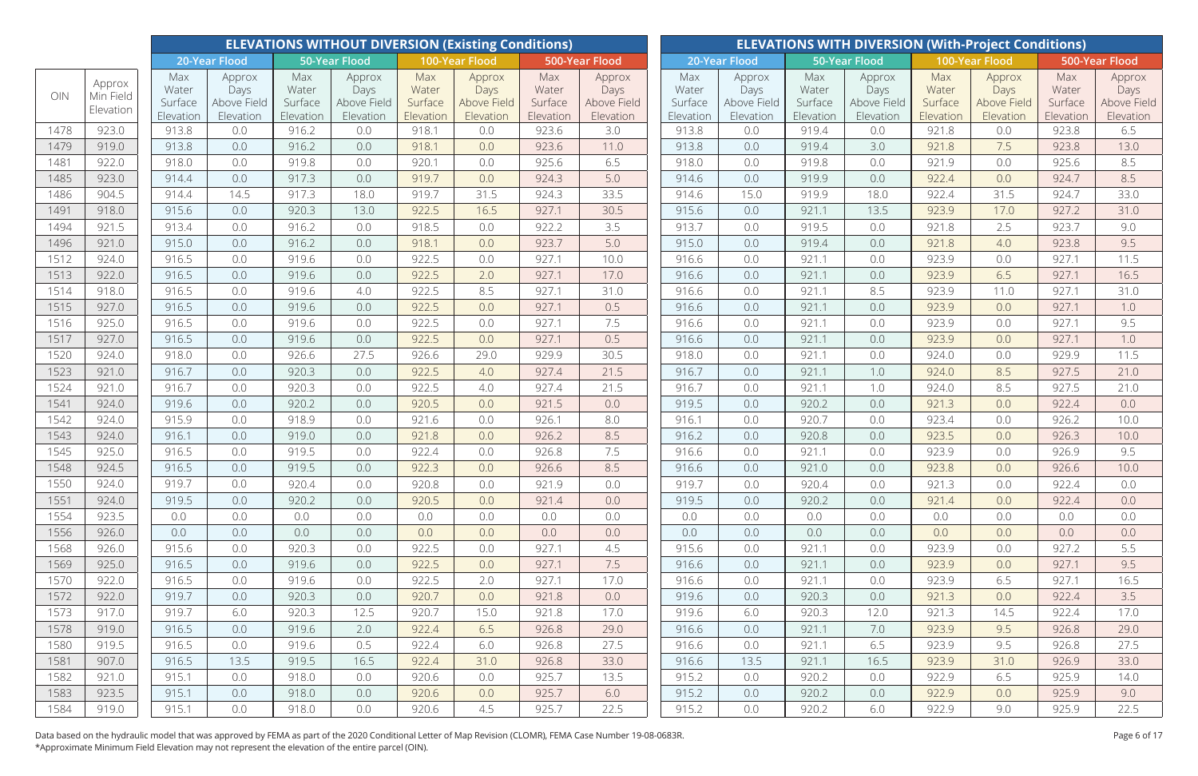| OIN | Approx Min Field Elevation | ELEVATIONS WITHOUT DIVERSION (Existing Conditions) | | | | | | | | ELEVATIONS WITH DIVERSION (With-Project Conditions) | | | | | | | |
|---|---|---|---|---|---|---|---|---|---|---|---|---|---|---|---|---|---|
| | | 20-Year Flood | | 50-Year Flood | | 100-Year Flood | | 500-Year Flood | | 20-Year Flood | | 50-Year Flood | | 100-Year Flood | | 500-Year Flood | |
| | | Max Water Surface Elevation | Approx Days Above Field Elevation | Max Water Surface Elevation | Approx Days Above Field Elevation | Max Water Surface Elevation | Approx Days Above Field Elevation | Max Water Surface Elevation | Approx Days Above Field Elevation | Max Water Surface Elevation | Approx Days Above Field Elevation | Max Water Surface Elevation | Approx Days Above Field Elevation | Max Water Surface Elevation | Approx Days Above Field Elevation | Max Water Surface Elevation | Approx Days Above Field Elevation |
| 1478 | 923.0 | 913.8 | 0.0 | 916.2 | 0.0 | 918.1 | 0.0 | 923.6 | 3.0 | 913.8 | 0.0 | 919.4 | 0.0 | 921.8 | 0.0 | 923.8 | 6.5 |
| 1479 | 919.0 | 913.8 | 0.0 | 916.2 | 0.0 | 918.1 | 0.0 | 923.6 | 11.0 | 913.8 | 0.0 | 919.4 | 3.0 | 921.8 | 7.5 | 923.8 | 13.0 |
| 1481 | 922.0 | 918.0 | 0.0 | 919.8 | 0.0 | 920.1 | 0.0 | 925.6 | 6.5 | 918.0 | 0.0 | 919.8 | 0.0 | 921.9 | 0.0 | 925.6 | 8.5 |
| 1485 | 923.0 | 914.4 | 0.0 | 917.3 | 0.0 | 919.7 | 0.0 | 924.3 | 5.0 | 914.6 | 0.0 | 919.9 | 0.0 | 922.4 | 0.0 | 924.7 | 8.5 |
| 1486 | 904.5 | 914.4 | 14.5 | 917.3 | 18.0 | 919.7 | 31.5 | 924.3 | 33.5 | 914.6 | 15.0 | 919.9 | 18.0 | 922.4 | 31.5 | 924.7 | 33.0 |
| 1491 | 918.0 | 915.6 | 0.0 | 920.3 | 13.0 | 922.5 | 16.5 | 927.1 | 30.5 | 915.6 | 0.0 | 921.1 | 13.5 | 923.9 | 17.0 | 927.2 | 31.0 |
| 1494 | 921.5 | 913.4 | 0.0 | 916.2 | 0.0 | 918.5 | 0.0 | 922.2 | 3.5 | 913.7 | 0.0 | 919.5 | 0.0 | 921.8 | 2.5 | 923.7 | 9.0 |
| 1496 | 921.0 | 915.0 | 0.0 | 916.2 | 0.0 | 918.1 | 0.0 | 923.7 | 5.0 | 915.0 | 0.0 | 919.4 | 0.0 | 921.8 | 4.0 | 923.8 | 9.5 |
| 1512 | 924.0 | 916.5 | 0.0 | 919.6 | 0.0 | 922.5 | 0.0 | 927.1 | 10.0 | 916.6 | 0.0 | 921.1 | 0.0 | 923.9 | 0.0 | 927.1 | 11.5 |
| 1513 | 922.0 | 916.5 | 0.0 | 919.6 | 0.0 | 922.5 | 2.0 | 927.1 | 17.0 | 916.6 | 0.0 | 921.1 | 0.0 | 923.9 | 6.5 | 927.1 | 16.5 |
| 1514 | 918.0 | 916.5 | 0.0 | 919.6 | 4.0 | 922.5 | 8.5 | 927.1 | 31.0 | 916.6 | 0.0 | 921.1 | 8.5 | 923.9 | 11.0 | 927.1 | 31.0 |
| 1515 | 927.0 | 916.5 | 0.0 | 919.6 | 0.0 | 922.5 | 0.0 | 927.1 | 0.5 | 916.6 | 0.0 | 921.1 | 0.0 | 923.9 | 0.0 | 927.1 | 1.0 |
| 1516 | 925.0 | 916.5 | 0.0 | 919.6 | 0.0 | 922.5 | 0.0 | 927.1 | 7.5 | 916.6 | 0.0 | 921.1 | 0.0 | 923.9 | 0.0 | 927.1 | 9.5 |
| 1517 | 927.0 | 916.5 | 0.0 | 919.6 | 0.0 | 922.5 | 0.0 | 927.1 | 0.5 | 916.6 | 0.0 | 921.1 | 0.0 | 923.9 | 0.0 | 927.1 | 1.0 |
| 1520 | 924.0 | 918.0 | 0.0 | 926.6 | 27.5 | 926.6 | 29.0 | 929.9 | 30.5 | 918.0 | 0.0 | 921.1 | 0.0 | 924.0 | 0.0 | 929.9 | 11.5 |
| 1523 | 921.0 | 916.7 | 0.0 | 920.3 | 0.0 | 922.5 | 4.0 | 927.4 | 21.5 | 916.7 | 0.0 | 921.1 | 1.0 | 924.0 | 8.5 | 927.5 | 21.0 |
| 1524 | 921.0 | 916.7 | 0.0 | 920.3 | 0.0 | 922.5 | 4.0 | 927.4 | 21.5 | 916.7 | 0.0 | 921.1 | 1.0 | 924.0 | 8.5 | 927.5 | 21.0 |
| 1541 | 924.0 | 919.6 | 0.0 | 920.2 | 0.0 | 920.5 | 0.0 | 921.5 | 0.0 | 919.5 | 0.0 | 920.2 | 0.0 | 921.3 | 0.0 | 922.4 | 0.0 |
| 1542 | 924.0 | 915.9 | 0.0 | 918.9 | 0.0 | 921.6 | 0.0 | 926.1 | 8.0 | 916.1 | 0.0 | 920.7 | 0.0 | 923.4 | 0.0 | 926.2 | 10.0 |
| 1543 | 924.0 | 916.1 | 0.0 | 919.0 | 0.0 | 921.8 | 0.0 | 926.2 | 8.5 | 916.2 | 0.0 | 920.8 | 0.0 | 923.5 | 0.0 | 926.3 | 10.0 |
| 1545 | 925.0 | 916.5 | 0.0 | 919.5 | 0.0 | 922.4 | 0.0 | 926.8 | 7.5 | 916.6 | 0.0 | 921.1 | 0.0 | 923.9 | 0.0 | 926.9 | 9.5 |
| 1548 | 924.5 | 916.5 | 0.0 | 919.5 | 0.0 | 922.3 | 0.0 | 926.6 | 8.5 | 916.6 | 0.0 | 921.0 | 0.0 | 923.8 | 0.0 | 926.6 | 10.0 |
| 1550 | 924.0 | 919.7 | 0.0 | 920.4 | 0.0 | 920.8 | 0.0 | 921.9 | 0.0 | 919.7 | 0.0 | 920.4 | 0.0 | 921.3 | 0.0 | 922.4 | 0.0 |
| 1551 | 924.0 | 919.5 | 0.0 | 920.2 | 0.0 | 920.5 | 0.0 | 921.4 | 0.0 | 919.5 | 0.0 | 920.2 | 0.0 | 921.4 | 0.0 | 922.4 | 0.0 |
| 1554 | 923.5 | 0.0 | 0.0 | 0.0 | 0.0 | 0.0 | 0.0 | 0.0 | 0.0 | 0.0 | 0.0 | 0.0 | 0.0 | 0.0 | 0.0 | 0.0 | 0.0 |
| 1556 | 926.0 | 0.0 | 0.0 | 0.0 | 0.0 | 0.0 | 0.0 | 0.0 | 0.0 | 0.0 | 0.0 | 0.0 | 0.0 | 0.0 | 0.0 | 0.0 | 0.0 |
| 1568 | 926.0 | 915.6 | 0.0 | 920.3 | 0.0 | 922.5 | 0.0 | 927.1 | 4.5 | 915.6 | 0.0 | 921.1 | 0.0 | 923.9 | 0.0 | 927.2 | 5.5 |
| 1569 | 925.0 | 916.5 | 0.0 | 919.6 | 0.0 | 922.5 | 0.0 | 927.1 | 7.5 | 916.6 | 0.0 | 921.1 | 0.0 | 923.9 | 0.0 | 927.1 | 9.5 |
| 1570 | 922.0 | 916.5 | 0.0 | 919.6 | 0.0 | 922.5 | 2.0 | 927.1 | 17.0 | 916.6 | 0.0 | 921.1 | 0.0 | 923.9 | 6.5 | 927.1 | 16.5 |
| 1572 | 922.0 | 919.7 | 0.0 | 920.3 | 0.0 | 920.7 | 0.0 | 921.8 | 0.0 | 919.6 | 0.0 | 920.3 | 0.0 | 921.3 | 0.0 | 922.4 | 3.5 |
| 1573 | 917.0 | 919.7 | 6.0 | 920.3 | 12.5 | 920.7 | 15.0 | 921.8 | 17.0 | 919.6 | 6.0 | 920.3 | 12.0 | 921.3 | 14.5 | 922.4 | 17.0 |
| 1578 | 919.0 | 916.5 | 0.0 | 919.6 | 2.0 | 922.4 | 6.5 | 926.8 | 29.0 | 916.6 | 0.0 | 921.1 | 7.0 | 923.9 | 9.5 | 926.8 | 29.0 |
| 1580 | 919.5 | 916.5 | 0.0 | 919.6 | 0.5 | 922.4 | 6.0 | 926.8 | 27.5 | 916.6 | 0.0 | 921.1 | 6.5 | 923.9 | 9.5 | 926.8 | 27.5 |
| 1581 | 907.0 | 916.5 | 13.5 | 919.5 | 16.5 | 922.4 | 31.0 | 926.8 | 33.0 | 916.6 | 13.5 | 921.1 | 16.5 | 923.9 | 31.0 | 926.9 | 33.0 |
| 1582 | 921.0 | 915.1 | 0.0 | 918.0 | 0.0 | 920.6 | 0.0 | 925.7 | 13.5 | 915.2 | 0.0 | 920.2 | 0.0 | 922.9 | 6.5 | 925.9 | 14.0 |
| 1583 | 923.5 | 915.1 | 0.0 | 918.0 | 0.0 | 920.6 | 0.0 | 925.7 | 6.0 | 915.2 | 0.0 | 920.2 | 0.0 | 922.9 | 0.0 | 925.9 | 9.0 |
| 1584 | 919.0 | 915.1 | 0.0 | 918.0 | 0.0 | 920.6 | 4.5 | 925.7 | 22.5 | 915.2 | 0.0 | 920.2 | 6.0 | 922.9 | 9.0 | 925.9 | 22.5 |

Data based on the hydraulic model that was approved by FEMA as part of the 2020 Conditional Letter of Map Revision (CLOMR), FEMA Case Number 19-08-0683R.
*Approximate Minimum Field Elevation may not represent the elevation of the entire parcel (OIN).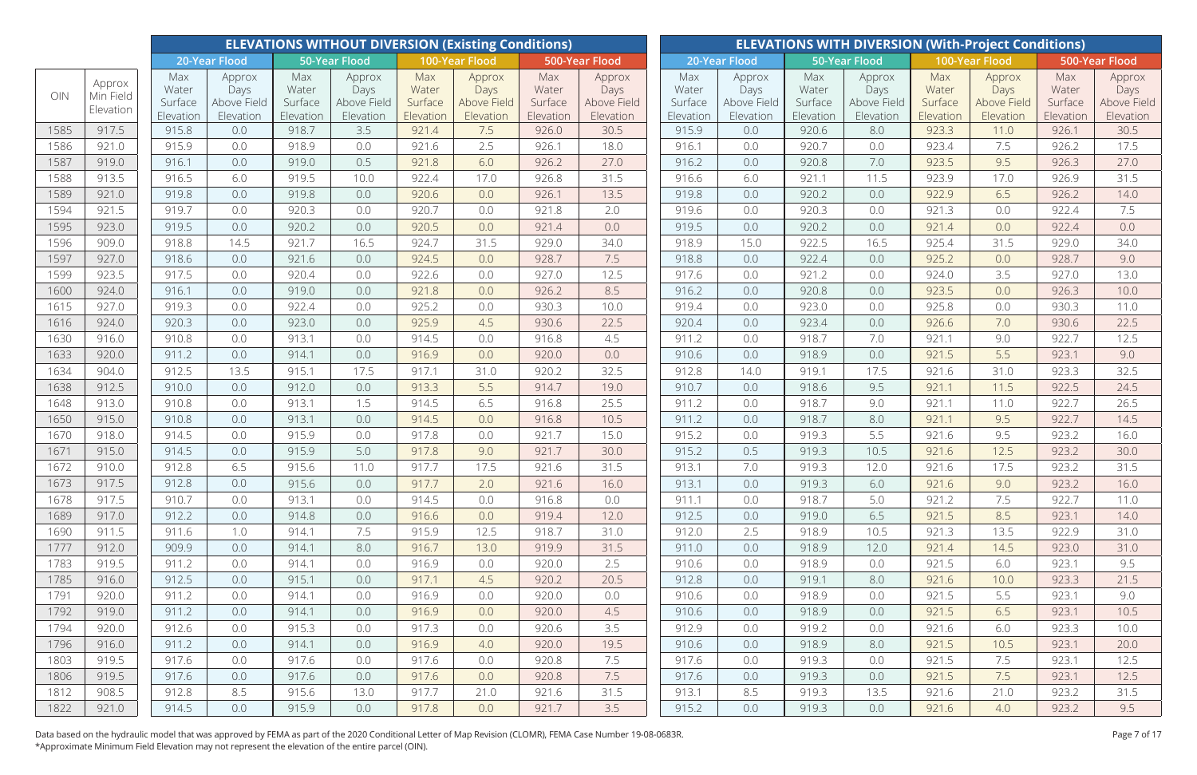| OIN | Approx Min Field Elevation | ELEVATIONS WITHOUT DIVERSION (Existing Conditions) | | | | | | | | ELEVATIONS WITH DIVERSION (With-Project Conditions) | | | | | | | |
|---|---|---|---|---|---|---|---|---|---|---|---|---|---|---|---|---|---|
| | | 20-Year Flood | | 50-Year Flood | | 100-Year Flood | | 500-Year Flood | | 20-Year Flood | | 50-Year Flood | | 100-Year Flood | | 500-Year Flood | |
| | | Max Water Surface Elevation | Approx Days Above Field Elevation | Max Water Surface Elevation | Approx Days Above Field Elevation | Max Water Surface Elevation | Approx Days Above Field Elevation | Max Water Surface Elevation | Approx Days Above Field Elevation | Max Water Surface Elevation | Approx Days Above Field Elevation | Max Water Surface Elevation | Approx Days Above Field Elevation | Max Water Surface Elevation | Approx Days Above Field Elevation | Max Water Surface Elevation | Approx Days Above Field Elevation |
| 1585 | 917.5 | 915.8 | 0.0 | 918.7 | 3.5 | 921.4 | 7.5 | 926.0 | 30.5 | 915.9 | 0.0 | 920.6 | 8.0 | 923.3 | 11.0 | 926.1 | 30.5 |
| 1586 | 921.0 | 915.9 | 0.0 | 918.9 | 0.0 | 921.6 | 2.5 | 926.1 | 18.0 | 916.1 | 0.0 | 920.7 | 0.0 | 923.4 | 7.5 | 926.2 | 17.5 |
| 1587 | 919.0 | 916.1 | 0.0 | 919.0 | 0.5 | 921.8 | 6.0 | 926.2 | 27.0 | 916.2 | 0.0 | 920.8 | 7.0 | 923.5 | 9.5 | 926.3 | 27.0 |
| 1588 | 913.5 | 916.5 | 6.0 | 919.5 | 10.0 | 922.4 | 17.0 | 926.8 | 31.5 | 916.6 | 6.0 | 921.1 | 11.5 | 923.9 | 17.0 | 926.9 | 31.5 |
| 1589 | 921.0 | 919.8 | 0.0 | 919.8 | 0.0 | 920.6 | 0.0 | 926.1 | 13.5 | 919.8 | 0.0 | 920.2 | 0.0 | 922.9 | 6.5 | 926.2 | 14.0 |
| 1594 | 921.5 | 919.7 | 0.0 | 920.3 | 0.0 | 920.7 | 0.0 | 921.8 | 2.0 | 919.6 | 0.0 | 920.3 | 0.0 | 921.3 | 0.0 | 922.4 | 7.5 |
| 1595 | 923.0 | 919.5 | 0.0 | 920.2 | 0.0 | 920.5 | 0.0 | 921.4 | 0.0 | 919.5 | 0.0 | 920.2 | 0.0 | 921.4 | 0.0 | 922.4 | 0.0 |
| 1596 | 909.0 | 918.8 | 14.5 | 921.7 | 16.5 | 924.7 | 31.5 | 929.0 | 34.0 | 918.9 | 15.0 | 922.5 | 16.5 | 925.4 | 31.5 | 929.0 | 34.0 |
| 1597 | 927.0 | 918.6 | 0.0 | 921.6 | 0.0 | 924.5 | 0.0 | 928.7 | 7.5 | 918.8 | 0.0 | 922.4 | 0.0 | 925.2 | 0.0 | 928.7 | 9.0 |
| 1599 | 923.5 | 917.5 | 0.0 | 920.4 | 0.0 | 922.6 | 0.0 | 927.0 | 12.5 | 917.6 | 0.0 | 921.2 | 0.0 | 924.0 | 3.5 | 927.0 | 13.0 |
| 1600 | 924.0 | 916.1 | 0.0 | 919.0 | 0.0 | 921.8 | 0.0 | 926.2 | 8.5 | 916.2 | 0.0 | 920.8 | 0.0 | 923.5 | 0.0 | 926.3 | 10.0 |
| 1615 | 927.0 | 919.3 | 0.0 | 922.4 | 0.0 | 925.2 | 0.0 | 930.3 | 10.0 | 919.4 | 0.0 | 923.0 | 0.0 | 925.8 | 0.0 | 930.3 | 11.0 |
| 1616 | 924.0 | 920.3 | 0.0 | 923.0 | 0.0 | 925.9 | 4.5 | 930.6 | 22.5 | 920.4 | 0.0 | 923.4 | 0.0 | 926.6 | 7.0 | 930.6 | 22.5 |
| 1630 | 916.0 | 910.8 | 0.0 | 913.1 | 0.0 | 914.5 | 0.0 | 916.8 | 4.5 | 911.2 | 0.0 | 918.7 | 7.0 | 921.1 | 9.0 | 922.7 | 12.5 |
| 1633 | 920.0 | 911.2 | 0.0 | 914.1 | 0.0 | 916.9 | 0.0 | 920.0 | 0.0 | 910.6 | 0.0 | 918.9 | 0.0 | 921.5 | 5.5 | 923.1 | 9.0 |
| 1634 | 904.0 | 912.5 | 13.5 | 915.1 | 17.5 | 917.1 | 31.0 | 920.2 | 32.5 | 912.8 | 14.0 | 919.1 | 17.5 | 921.6 | 31.0 | 923.3 | 32.5 |
| 1638 | 912.5 | 910.0 | 0.0 | 912.0 | 0.0 | 913.3 | 5.5 | 914.7 | 19.0 | 910.7 | 0.0 | 918.6 | 9.5 | 921.1 | 11.5 | 922.5 | 24.5 |
| 1648 | 913.0 | 910.8 | 0.0 | 913.1 | 1.5 | 914.5 | 6.5 | 916.8 | 25.5 | 911.2 | 0.0 | 918.7 | 9.0 | 921.1 | 11.0 | 922.7 | 26.5 |
| 1650 | 915.0 | 910.8 | 0.0 | 913.1 | 0.0 | 914.5 | 0.0 | 916.8 | 10.5 | 911.2 | 0.0 | 918.7 | 8.0 | 921.1 | 9.5 | 922.7 | 14.5 |
| 1670 | 918.0 | 914.5 | 0.0 | 915.9 | 0.0 | 917.8 | 0.0 | 921.7 | 15.0 | 915.2 | 0.0 | 919.3 | 5.5 | 921.6 | 9.5 | 923.2 | 16.0 |
| 1671 | 915.0 | 914.5 | 0.0 | 915.9 | 5.0 | 917.8 | 9.0 | 921.7 | 30.0 | 915.2 | 0.5 | 919.3 | 10.5 | 921.6 | 12.5 | 923.2 | 30.0 |
| 1672 | 910.0 | 912.8 | 6.5 | 915.6 | 11.0 | 917.7 | 17.5 | 921.6 | 31.5 | 913.1 | 7.0 | 919.3 | 12.0 | 921.6 | 17.5 | 923.2 | 31.5 |
| 1673 | 917.5 | 912.8 | 0.0 | 915.6 | 0.0 | 917.7 | 2.0 | 921.6 | 16.0 | 913.1 | 0.0 | 919.3 | 6.0 | 921.6 | 9.0 | 923.2 | 16.0 |
| 1678 | 917.5 | 910.7 | 0.0 | 913.1 | 0.0 | 914.5 | 0.0 | 916.8 | 0.0 | 911.1 | 0.0 | 918.7 | 5.0 | 921.2 | 7.5 | 922.7 | 11.0 |
| 1689 | 917.0 | 912.2 | 0.0 | 914.8 | 0.0 | 916.6 | 0.0 | 919.4 | 12.0 | 912.5 | 0.0 | 919.0 | 6.5 | 921.5 | 8.5 | 923.1 | 14.0 |
| 1690 | 911.5 | 911.6 | 1.0 | 914.1 | 7.5 | 915.9 | 12.5 | 918.7 | 31.0 | 912.0 | 2.5 | 918.9 | 10.5 | 921.3 | 13.5 | 922.9 | 31.0 |
| 1777 | 912.0 | 909.9 | 0.0 | 914.1 | 8.0 | 916.7 | 13.0 | 919.9 | 31.5 | 911.0 | 0.0 | 918.9 | 12.0 | 921.4 | 14.5 | 923.0 | 31.0 |
| 1783 | 919.5 | 911.2 | 0.0 | 914.1 | 0.0 | 916.9 | 0.0 | 920.0 | 2.5 | 910.6 | 0.0 | 918.9 | 0.0 | 921.5 | 6.0 | 923.1 | 9.5 |
| 1785 | 916.0 | 912.5 | 0.0 | 915.1 | 0.0 | 917.1 | 4.5 | 920.2 | 20.5 | 912.8 | 0.0 | 919.1 | 8.0 | 921.6 | 10.0 | 923.3 | 21.5 |
| 1791 | 920.0 | 911.2 | 0.0 | 914.1 | 0.0 | 916.9 | 0.0 | 920.0 | 0.0 | 910.6 | 0.0 | 918.9 | 0.0 | 921.5 | 5.5 | 923.1 | 9.0 |
| 1792 | 919.0 | 911.2 | 0.0 | 914.1 | 0.0 | 916.9 | 0.0 | 920.0 | 4.5 | 910.6 | 0.0 | 918.9 | 0.0 | 921.5 | 6.5 | 923.1 | 10.5 |
| 1794 | 920.0 | 912.6 | 0.0 | 915.3 | 0.0 | 917.3 | 0.0 | 920.6 | 3.5 | 912.9 | 0.0 | 919.2 | 0.0 | 921.6 | 6.0 | 923.3 | 10.0 |
| 1796 | 916.0 | 911.2 | 0.0 | 914.1 | 0.0 | 916.9 | 4.0 | 920.0 | 19.5 | 910.6 | 0.0 | 918.9 | 8.0 | 921.5 | 10.5 | 923.1 | 20.0 |
| 1803 | 919.5 | 917.6 | 0.0 | 917.6 | 0.0 | 917.6 | 0.0 | 920.8 | 7.5 | 917.6 | 0.0 | 919.3 | 0.0 | 921.5 | 7.5 | 923.1 | 12.5 |
| 1806 | 919.5 | 917.6 | 0.0 | 917.6 | 0.0 | 917.6 | 0.0 | 920.8 | 7.5 | 917.6 | 0.0 | 919.3 | 0.0 | 921.5 | 7.5 | 923.1 | 12.5 |
| 1812 | 908.5 | 912.8 | 8.5 | 915.6 | 13.0 | 917.7 | 21.0 | 921.6 | 31.5 | 913.1 | 8.5 | 919.3 | 13.5 | 921.6 | 21.0 | 923.2 | 31.5 |
| 1822 | 921.0 | 914.5 | 0.0 | 915.9 | 0.0 | 917.8 | 0.0 | 921.7 | 3.5 | 915.2 | 0.0 | 919.3 | 0.0 | 921.6 | 4.0 | 923.2 | 9.5 |

Data based on the hydraulic model that was approved by FEMA as part of the 2020 Conditional Letter of Map Revision (CLOMR), FEMA Case Number 19-08-0683R.
*Approximate Minimum Field Elevation may not represent the elevation of the entire parcel (OIN).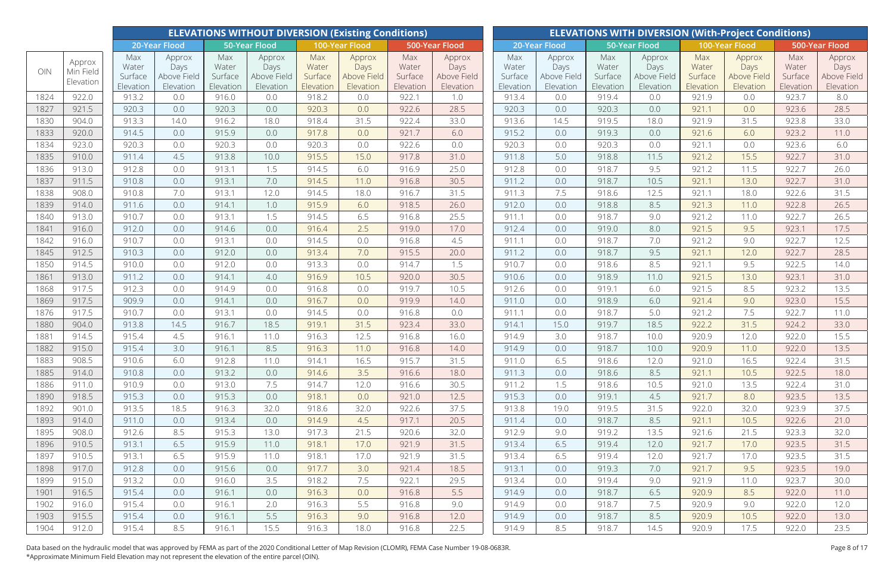| OIN | Approx Min Field Elevation | ELEVATIONS WITHOUT DIVERSION (Existing Conditions) | | | | | | | | ELEVATIONS WITH DIVERSION (With-Project Conditions) | | | | | | | |
|---|---|---|---|---|---|---|---|---|---|---|---|---|---|---|---|---|---|
| | | 20-Year Flood | | 50-Year Flood | | 100-Year Flood | | 500-Year Flood | | 20-Year Flood | | 50-Year Flood | | 100-Year Flood | | 500-Year Flood | |
| | | Max Water Surface Elevation | Approx Days Above Field Elevation | Max Water Surface Elevation | Approx Days Above Field Elevation | Max Water Surface Elevation | Approx Days Above Field Elevation | Max Water Surface Elevation | Approx Days Above Field Elevation | Max Water Surface Elevation | Approx Days Above Field Elevation | Max Water Surface Elevation | Approx Days Above Field Elevation | Max Water Surface Elevation | Approx Days Above Field Elevation | Max Water Surface Elevation | Approx Days Above Field Elevation |
| 1824 | 922.0 | 913.2 | 0.0 | 916.0 | 0.0 | 918.2 | 0.0 | 922.1 | 1.0 | 913.4 | 0.0 | 919.4 | 0.0 | 921.9 | 0.0 | 923.7 | 8.0 |
| 1827 | 921.5 | 920.3 | 0.0 | 920.3 | 0.0 | 920.3 | 0.0 | 922.6 | 28.5 | 920.3 | 0.0 | 920.3 | 0.0 | 921.1 | 0.0 | 923.6 | 28.5 |
| 1830 | 904.0 | 913.3 | 14.0 | 916.2 | 18.0 | 918.4 | 31.5 | 922.4 | 33.0 | 913.6 | 14.5 | 919.5 | 18.0 | 921.9 | 31.5 | 923.8 | 33.0 |
| 1833 | 920.0 | 914.5 | 0.0 | 915.9 | 0.0 | 917.8 | 0.0 | 921.7 | 6.0 | 915.2 | 0.0 | 919.3 | 0.0 | 921.6 | 6.0 | 923.2 | 11.0 |
| 1834 | 923.0 | 920.3 | 0.0 | 920.3 | 0.0 | 920.3 | 0.0 | 922.6 | 0.0 | 920.3 | 0.0 | 920.3 | 0.0 | 921.1 | 0.0 | 923.6 | 6.0 |
| 1835 | 910.0 | 911.4 | 4.5 | 913.8 | 10.0 | 915.5 | 15.0 | 917.8 | 31.0 | 911.8 | 5.0 | 918.8 | 11.5 | 921.2 | 15.5 | 922.7 | 31.0 |
| 1836 | 913.0 | 912.8 | 0.0 | 913.1 | 1.5 | 914.5 | 6.0 | 916.9 | 25.0 | 912.8 | 0.0 | 918.7 | 9.5 | 921.2 | 11.5 | 922.7 | 26.0 |
| 1837 | 911.5 | 910.8 | 0.0 | 913.1 | 7.0 | 914.5 | 11.0 | 916.8 | 30.5 | 911.2 | 0.0 | 918.7 | 10.5 | 921.1 | 13.0 | 922.7 | 31.0 |
| 1838 | 908.0 | 910.8 | 7.0 | 913.1 | 12.0 | 914.5 | 18.0 | 916.7 | 31.5 | 911.3 | 7.5 | 918.6 | 12.5 | 921.1 | 18.0 | 922.6 | 31.5 |
| 1839 | 914.0 | 911.6 | 0.0 | 914.1 | 1.0 | 915.9 | 6.0 | 918.5 | 26.0 | 912.0 | 0.0 | 918.8 | 8.5 | 921.3 | 11.0 | 922.8 | 26.5 |
| 1840 | 913.0 | 910.7 | 0.0 | 913.1 | 1.5 | 914.5 | 6.5 | 916.8 | 25.5 | 911.1 | 0.0 | 918.7 | 9.0 | 921.2 | 11.0 | 922.7 | 26.5 |
| 1841 | 916.0 | 912.0 | 0.0 | 914.6 | 0.0 | 916.4 | 2.5 | 919.0 | 17.0 | 912.4 | 0.0 | 919.0 | 8.0 | 921.5 | 9.5 | 923.1 | 17.5 |
| 1842 | 916.0 | 910.7 | 0.0 | 913.1 | 0.0 | 914.5 | 0.0 | 916.8 | 4.5 | 911.1 | 0.0 | 918.7 | 7.0 | 921.2 | 9.0 | 922.7 | 12.5 |
| 1845 | 912.5 | 910.3 | 0.0 | 912.0 | 0.0 | 913.4 | 7.0 | 915.5 | 20.0 | 911.2 | 0.0 | 918.7 | 9.5 | 921.1 | 12.0 | 922.7 | 28.5 |
| 1850 | 914.5 | 910.0 | 0.0 | 912.0 | 0.0 | 913.3 | 0.0 | 914.7 | 1.5 | 910.7 | 0.0 | 918.6 | 8.5 | 921.1 | 9.5 | 922.5 | 14.0 |
| 1861 | 913.0 | 911.2 | 0.0 | 914.1 | 4.0 | 916.9 | 10.5 | 920.0 | 30.5 | 910.6 | 0.0 | 918.9 | 11.0 | 921.5 | 13.0 | 923.1 | 31.0 |
| 1868 | 917.5 | 912.3 | 0.0 | 914.9 | 0.0 | 916.8 | 0.0 | 919.7 | 10.5 | 912.6 | 0.0 | 919.1 | 6.0 | 921.5 | 8.5 | 923.2 | 13.5 |
| 1869 | 917.5 | 909.9 | 0.0 | 914.1 | 0.0 | 916.7 | 0.0 | 919.9 | 14.0 | 911.0 | 0.0 | 918.9 | 6.0 | 921.4 | 9.0 | 923.0 | 15.5 |
| 1876 | 917.5 | 910.7 | 0.0 | 913.1 | 0.0 | 914.5 | 0.0 | 916.8 | 0.0 | 911.1 | 0.0 | 918.7 | 5.0 | 921.2 | 7.5 | 922.7 | 11.0 |
| 1880 | 904.0 | 913.8 | 14.5 | 916.7 | 18.5 | 919.1 | 31.5 | 923.4 | 33.0 | 914.1 | 15.0 | 919.7 | 18.5 | 922.2 | 31.5 | 924.2 | 33.0 |
| 1881 | 914.5 | 915.4 | 4.5 | 916.1 | 11.0 | 916.3 | 12.5 | 916.8 | 16.0 | 914.9 | 3.0 | 918.7 | 10.0 | 920.9 | 12.0 | 922.0 | 15.5 |
| 1882 | 915.0 | 915.4 | 3.0 | 916.1 | 8.5 | 916.3 | 11.0 | 916.8 | 14.0 | 914.9 | 0.0 | 918.7 | 10.0 | 920.9 | 11.0 | 922.0 | 13.5 |
| 1883 | 908.5 | 910.6 | 6.0 | 912.8 | 11.0 | 914.1 | 16.5 | 915.7 | 31.5 | 911.0 | 6.5 | 918.6 | 12.0 | 921.0 | 16.5 | 922.4 | 31.5 |
| 1885 | 914.0 | 910.8 | 0.0 | 913.2 | 0.0 | 914.6 | 3.5 | 916.6 | 18.0 | 911.3 | 0.0 | 918.6 | 8.5 | 921.1 | 10.5 | 922.5 | 18.0 |
| 1886 | 911.0 | 910.9 | 0.0 | 913.0 | 7.5 | 914.7 | 12.0 | 916.6 | 30.5 | 911.2 | 1.5 | 918.6 | 10.5 | 921.0 | 13.5 | 922.4 | 31.0 |
| 1890 | 918.5 | 915.3 | 0.0 | 915.3 | 0.0 | 918.1 | 0.0 | 921.0 | 12.5 | 915.3 | 0.0 | 919.1 | 4.5 | 921.7 | 8.0 | 923.5 | 13.5 |
| 1892 | 901.0 | 913.5 | 18.5 | 916.3 | 32.0 | 918.6 | 32.0 | 922.6 | 37.5 | 913.8 | 19.0 | 919.5 | 31.5 | 922.0 | 32.0 | 923.9 | 37.5 |
| 1893 | 914.0 | 911.0 | 0.0 | 913.4 | 0.0 | 914.9 | 4.5 | 917.1 | 20.5 | 911.4 | 0.0 | 918.7 | 8.5 | 921.1 | 10.5 | 922.6 | 21.0 |
| 1895 | 908.0 | 912.6 | 8.5 | 915.3 | 13.0 | 917.3 | 21.5 | 920.6 | 32.0 | 912.9 | 9.0 | 919.2 | 13.5 | 921.6 | 21.5 | 923.3 | 32.0 |
| 1896 | 910.5 | 913.1 | 6.5 | 915.9 | 11.0 | 918.1 | 17.0 | 921.9 | 31.5 | 913.4 | 6.5 | 919.4 | 12.0 | 921.7 | 17.0 | 923.5 | 31.5 |
| 1897 | 910.5 | 913.1 | 6.5 | 915.9 | 11.0 | 918.1 | 17.0 | 921.9 | 31.5 | 913.4 | 6.5 | 919.4 | 12.0 | 921.7 | 17.0 | 923.5 | 31.5 |
| 1898 | 917.0 | 912.8 | 0.0 | 915.6 | 0.0 | 917.7 | 3.0 | 921.4 | 18.5 | 913.1 | 0.0 | 919.3 | 7.0 | 921.7 | 9.5 | 923.5 | 19.0 |
| 1899 | 915.0 | 913.2 | 0.0 | 916.0 | 3.5 | 918.2 | 7.5 | 922.1 | 29.5 | 913.4 | 0.0 | 919.4 | 9.0 | 921.9 | 11.0 | 923.7 | 30.0 |
| 1901 | 916.5 | 915.4 | 0.0 | 916.1 | 0.0 | 916.3 | 0.0 | 916.8 | 5.5 | 914.9 | 0.0 | 918.7 | 6.5 | 920.9 | 8.5 | 922.0 | 11.0 |
| 1902 | 916.0 | 915.4 | 0.0 | 916.1 | 2.0 | 916.3 | 5.5 | 916.8 | 9.0 | 914.9 | 0.0 | 918.7 | 7.5 | 920.9 | 9.0 | 922.0 | 12.0 |
| 1903 | 915.5 | 915.4 | 0.0 | 916.1 | 5.5 | 916.3 | 9.0 | 916.8 | 12.0 | 914.9 | 0.0 | 918.7 | 8.5 | 920.9 | 10.5 | 922.0 | 13.0 |
| 1904 | 912.0 | 915.4 | 8.5 | 916.1 | 15.5 | 916.3 | 18.0 | 916.8 | 22.5 | 914.9 | 8.5 | 918.7 | 14.5 | 920.9 | 17.5 | 922.0 | 23.5 |

Data based on the hydraulic model that was approved by FEMA as part of the 2020 Conditional Letter of Map Revision (CLOMR), FEMA Case Number 19-08-0683R.
*Approximate Minimum Field Elevation may not represent the elevation of the entire parcel (OIN).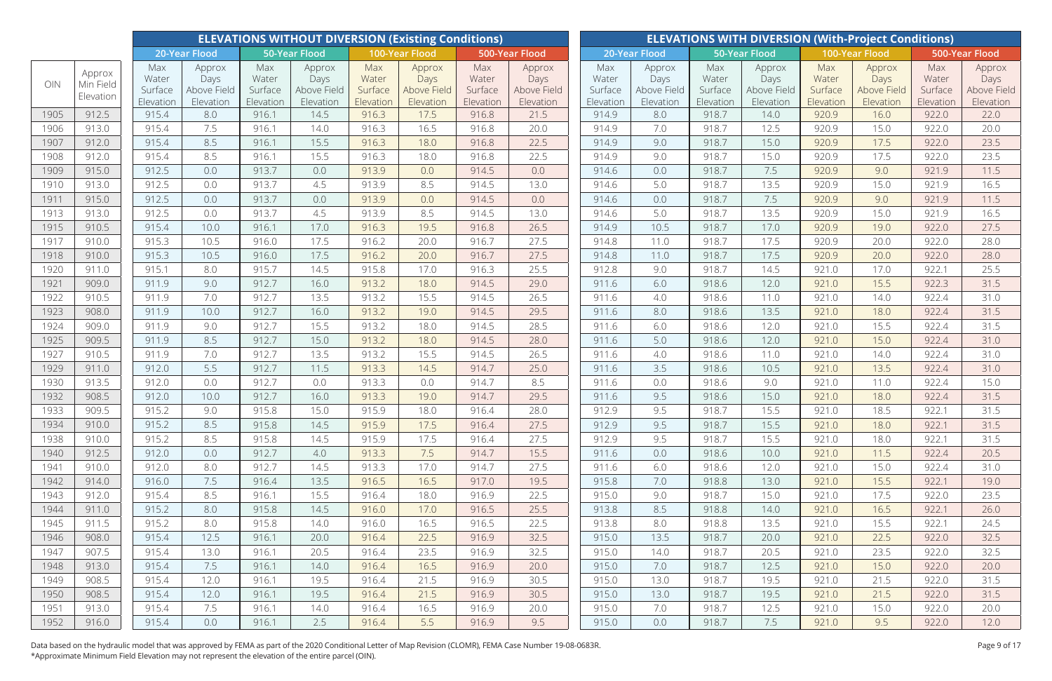| OIN | Approx Min Field Elevation | ELEVATIONS WITHOUT DIVERSION (Existing Conditions) | | | | | | | | ELEVATIONS WITH DIVERSION (With-Project Conditions) | | | | | | | |
|---|---|---|---|---|---|---|---|---|---|---|---|---|---|---|---|---|---|
| | | 20-Year Flood | | 50-Year Flood | | 100-Year Flood | | 500-Year Flood | | 20-Year Flood | | 50-Year Flood | | 100-Year Flood | | 500-Year Flood | |
| | | Max Water Surface Elevation | Approx Days Above Field Elevation | Max Water Surface Elevation | Approx Days Above Field Elevation | Max Water Surface Elevation | Approx Days Above Field Elevation | Max Water Surface Elevation | Approx Days Above Field Elevation | Max Water Surface Elevation | Approx Days Above Field Elevation | Max Water Surface Elevation | Approx Days Above Field Elevation | Max Water Surface Elevation | Approx Days Above Field Elevation | Max Water Surface Elevation | Approx Days Above Field Elevation |
| 1905 | 912.5 | 915.4 | 8.0 | 916.1 | 14.5 | 916.3 | 17.5 | 916.8 | 21.5 | 914.9 | 8.0 | 918.7 | 14.0 | 920.9 | 16.0 | 922.0 | 22.0 |
| 1906 | 913.0 | 915.4 | 7.5 | 916.1 | 14.0 | 916.3 | 16.5 | 916.8 | 20.0 | 914.9 | 7.0 | 918.7 | 12.5 | 920.9 | 15.0 | 922.0 | 20.0 |
| 1907 | 912.0 | 915.4 | 8.5 | 916.1 | 15.5 | 916.3 | 18.0 | 916.8 | 22.5 | 914.9 | 9.0 | 918.7 | 15.0 | 920.9 | 17.5 | 922.0 | 23.5 |
| 1908 | 912.0 | 915.4 | 8.5 | 916.1 | 15.5 | 916.3 | 18.0 | 916.8 | 22.5 | 914.9 | 9.0 | 918.7 | 15.0 | 920.9 | 17.5 | 922.0 | 23.5 |
| 1909 | 915.0 | 912.5 | 0.0 | 913.7 | 0.0 | 913.9 | 0.0 | 914.5 | 0.0 | 914.6 | 0.0 | 918.7 | 7.5 | 920.9 | 9.0 | 921.9 | 11.5 |
| 1910 | 913.0 | 912.5 | 0.0 | 913.7 | 4.5 | 913.9 | 8.5 | 914.5 | 13.0 | 914.6 | 5.0 | 918.7 | 13.5 | 920.9 | 15.0 | 921.9 | 16.5 |
| 1911 | 915.0 | 912.5 | 0.0 | 913.7 | 0.0 | 913.9 | 0.0 | 914.5 | 0.0 | 914.6 | 0.0 | 918.7 | 7.5 | 920.9 | 9.0 | 921.9 | 11.5 |
| 1913 | 913.0 | 912.5 | 0.0 | 913.7 | 4.5 | 913.9 | 8.5 | 914.5 | 13.0 | 914.6 | 5.0 | 918.7 | 13.5 | 920.9 | 15.0 | 921.9 | 16.5 |
| 1915 | 910.5 | 915.4 | 10.0 | 916.1 | 17.0 | 916.3 | 19.5 | 916.8 | 26.5 | 914.9 | 10.5 | 918.7 | 17.0 | 920.9 | 19.0 | 922.0 | 27.5 |
| 1917 | 910.0 | 915.3 | 10.5 | 916.0 | 17.5 | 916.2 | 20.0 | 916.7 | 27.5 | 914.8 | 11.0 | 918.7 | 17.5 | 920.9 | 20.0 | 922.0 | 28.0 |
| 1918 | 910.0 | 915.3 | 10.5 | 916.0 | 17.5 | 916.2 | 20.0 | 916.7 | 27.5 | 914.8 | 11.0 | 918.7 | 17.5 | 920.9 | 20.0 | 922.0 | 28.0 |
| 1920 | 911.0 | 915.1 | 8.0 | 915.7 | 14.5 | 915.8 | 17.0 | 916.3 | 25.5 | 912.8 | 9.0 | 918.7 | 14.5 | 921.0 | 17.0 | 922.1 | 25.5 |
| 1921 | 909.0 | 911.9 | 9.0 | 912.7 | 16.0 | 913.2 | 18.0 | 914.5 | 29.0 | 911.6 | 6.0 | 918.6 | 12.0 | 921.0 | 15.5 | 922.3 | 31.5 |
| 1922 | 910.5 | 911.9 | 7.0 | 912.7 | 13.5 | 913.2 | 15.5 | 914.5 | 26.5 | 911.6 | 4.0 | 918.6 | 11.0 | 921.0 | 14.0 | 922.4 | 31.0 |
| 1923 | 908.0 | 911.9 | 10.0 | 912.7 | 16.0 | 913.2 | 19.0 | 914.5 | 29.5 | 911.6 | 8.0 | 918.6 | 13.5 | 921.0 | 18.0 | 922.4 | 31.5 |
| 1924 | 909.0 | 911.9 | 9.0 | 912.7 | 15.5 | 913.2 | 18.0 | 914.5 | 28.5 | 911.6 | 6.0 | 918.6 | 12.0 | 921.0 | 15.5 | 922.4 | 31.5 |
| 1925 | 909.5 | 911.9 | 8.5 | 912.7 | 15.0 | 913.2 | 18.0 | 914.5 | 28.0 | 911.6 | 5.0 | 918.6 | 12.0 | 921.0 | 15.0 | 922.4 | 31.0 |
| 1927 | 910.5 | 911.9 | 7.0 | 912.7 | 13.5 | 913.2 | 15.5 | 914.5 | 26.5 | 911.6 | 4.0 | 918.6 | 11.0 | 921.0 | 14.0 | 922.4 | 31.0 |
| 1929 | 911.0 | 912.0 | 5.5 | 912.7 | 11.5 | 913.3 | 14.5 | 914.7 | 25.0 | 911.6 | 3.5 | 918.6 | 10.5 | 921.0 | 13.5 | 922.4 | 31.0 |
| 1930 | 913.5 | 912.0 | 0.0 | 912.7 | 0.0 | 913.3 | 0.0 | 914.7 | 8.5 | 911.6 | 0.0 | 918.6 | 9.0 | 921.0 | 11.0 | 922.4 | 15.0 |
| 1932 | 908.5 | 912.0 | 10.0 | 912.7 | 16.0 | 913.3 | 19.0 | 914.7 | 29.5 | 911.6 | 9.5 | 918.6 | 15.0 | 921.0 | 18.0 | 922.4 | 31.5 |
| 1933 | 909.5 | 915.2 | 9.0 | 915.8 | 15.0 | 915.9 | 18.0 | 916.4 | 28.0 | 912.9 | 9.5 | 918.7 | 15.5 | 921.0 | 18.5 | 922.1 | 31.5 |
| 1934 | 910.0 | 915.2 | 8.5 | 915.8 | 14.5 | 915.9 | 17.5 | 916.4 | 27.5 | 912.9 | 9.5 | 918.7 | 15.5 | 921.0 | 18.0 | 922.1 | 31.5 |
| 1938 | 910.0 | 915.2 | 8.5 | 915.8 | 14.5 | 915.9 | 17.5 | 916.4 | 27.5 | 912.9 | 9.5 | 918.7 | 15.5 | 921.0 | 18.0 | 922.1 | 31.5 |
| 1940 | 912.5 | 912.0 | 0.0 | 912.7 | 4.0 | 913.3 | 7.5 | 914.7 | 15.5 | 911.6 | 0.0 | 918.6 | 10.0 | 921.0 | 11.5 | 922.4 | 20.5 |
| 1941 | 910.0 | 912.0 | 8.0 | 912.7 | 14.5 | 913.3 | 17.0 | 914.7 | 27.5 | 911.6 | 6.0 | 918.6 | 12.0 | 921.0 | 15.0 | 922.4 | 31.0 |
| 1942 | 914.0 | 916.0 | 7.5 | 916.4 | 13.5 | 916.5 | 16.5 | 917.0 | 19.5 | 915.8 | 7.0 | 918.8 | 13.0 | 921.0 | 15.5 | 922.1 | 19.0 |
| 1943 | 912.0 | 915.4 | 8.5 | 916.1 | 15.5 | 916.4 | 18.0 | 916.9 | 22.5 | 915.0 | 9.0 | 918.7 | 15.0 | 921.0 | 17.5 | 922.0 | 23.5 |
| 1944 | 911.0 | 915.2 | 8.0 | 915.8 | 14.5 | 916.0 | 17.0 | 916.5 | 25.5 | 913.8 | 8.5 | 918.8 | 14.0 | 921.0 | 16.5 | 922.1 | 26.0 |
| 1945 | 911.5 | 915.2 | 8.0 | 915.8 | 14.0 | 916.0 | 16.5 | 916.5 | 22.5 | 913.8 | 8.0 | 918.8 | 13.5 | 921.0 | 15.5 | 922.1 | 24.5 |
| 1946 | 908.0 | 915.4 | 12.5 | 916.1 | 20.0 | 916.4 | 22.5 | 916.9 | 32.5 | 915.0 | 13.5 | 918.7 | 20.0 | 921.0 | 22.5 | 922.0 | 32.5 |
| 1947 | 907.5 | 915.4 | 13.0 | 916.1 | 20.5 | 916.4 | 23.5 | 916.9 | 32.5 | 915.0 | 14.0 | 918.7 | 20.5 | 921.0 | 23.5 | 922.0 | 32.5 |
| 1948 | 913.0 | 915.4 | 7.5 | 916.1 | 14.0 | 916.4 | 16.5 | 916.9 | 20.0 | 915.0 | 7.0 | 918.7 | 12.5 | 921.0 | 15.0 | 922.0 | 20.0 |
| 1949 | 908.5 | 915.4 | 12.0 | 916.1 | 19.5 | 916.4 | 21.5 | 916.9 | 30.5 | 915.0 | 13.0 | 918.7 | 19.5 | 921.0 | 21.5 | 922.0 | 31.5 |
| 1950 | 908.5 | 915.4 | 12.0 | 916.1 | 19.5 | 916.4 | 21.5 | 916.9 | 30.5 | 915.0 | 13.0 | 918.7 | 19.5 | 921.0 | 21.5 | 922.0 | 31.5 |
| 1951 | 913.0 | 915.4 | 7.5 | 916.1 | 14.0 | 916.4 | 16.5 | 916.9 | 20.0 | 915.0 | 7.0 | 918.7 | 12.5 | 921.0 | 15.0 | 922.0 | 20.0 |
| 1952 | 916.0 | 915.4 | 0.0 | 916.1 | 2.5 | 916.4 | 5.5 | 916.9 | 9.5 | 915.0 | 0.0 | 918.7 | 7.5 | 921.0 | 9.5 | 922.0 | 12.0 |

Data based on the hydraulic model that was approved by FEMA as part of the 2020 Conditional Letter of Map Revision (CLOMR), FEMA Case Number 19-08-0683R.

*Approximate Minimum Field Elevation may not represent the elevation of the entire parcel (OIN).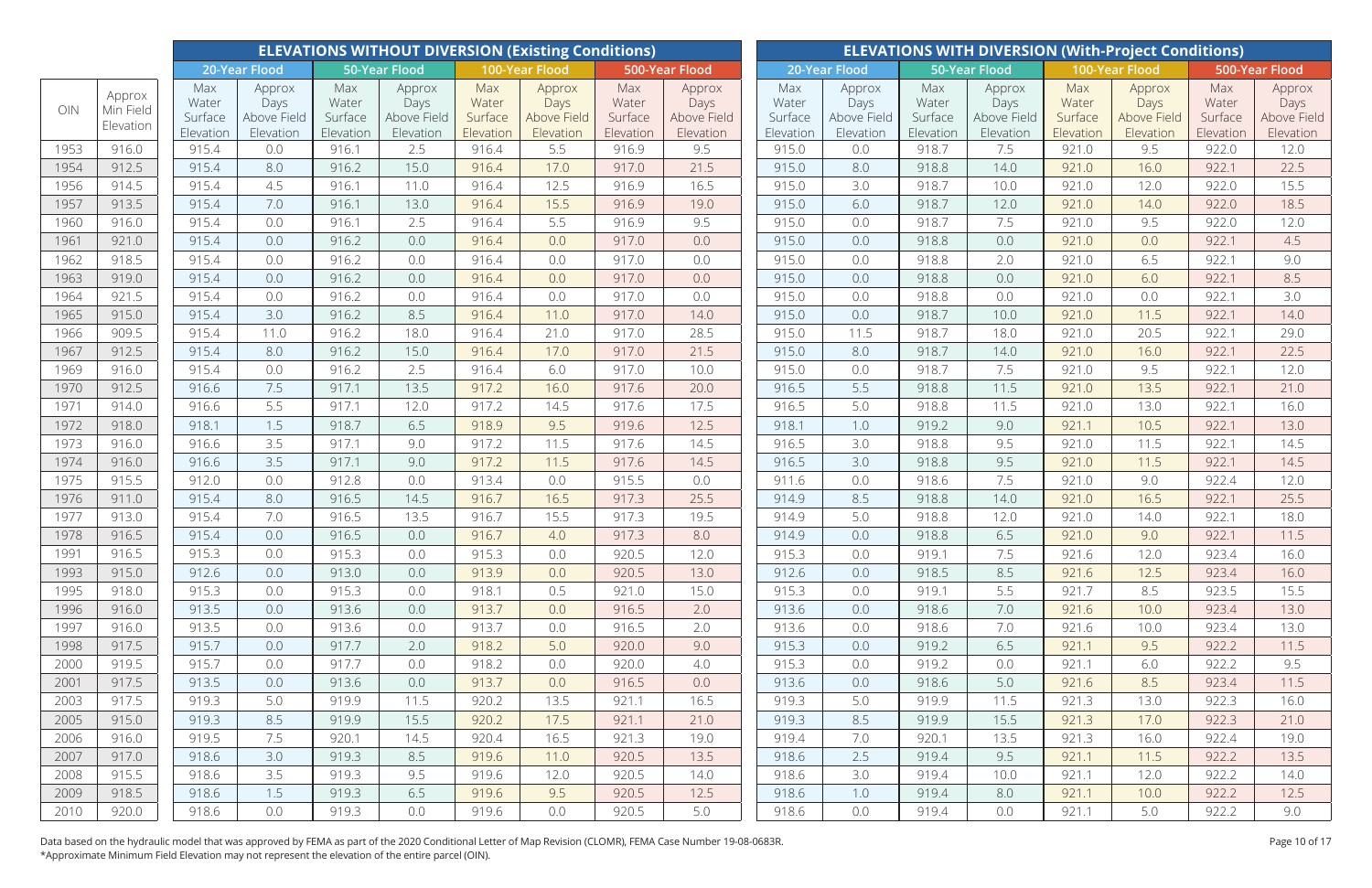| | | ELEVATIONS WITHOUT DIVERSION (Existing Conditions) | | | | | | | | ELEVATIONS WITH DIVERSION (With-Project Conditions) | | | | | | | |
|---|---|---|---|---|---|---|---|---|---|---|---|---|---|---|---|---|---|
| | | 20-Year Flood | | 50-Year Flood | | 100-Year Flood | | 500-Year Flood | | 20-Year Flood | | 50-Year Flood | | 100-Year Flood | | 500-Year Flood | |
| OIN | Approx Min Field Elevation | Max Water Surface Elevation | Approx Days Above Field Elevation | Max Water Surface Elevation | Approx Days Above Field Elevation | Max Water Surface Elevation | Approx Days Above Field Elevation | Max Water Surface Elevation | Approx Days Above Field Elevation | Max Water Surface Elevation | Approx Days Above Field Elevation | Max Water Surface Elevation | Approx Days Above Field Elevation | Max Water Surface Elevation | Approx Days Above Field Elevation | Max Water Surface Elevation | Approx Days Above Field Elevation |
| 1953 | 916.0 | 915.4 | 0.0 | 916.1 | 2.5 | 916.4 | 5.5 | 916.9 | 9.5 | 915.0 | 0.0 | 918.7 | 7.5 | 921.0 | 9.5 | 922.0 | 12.0 |
| 1954 | 912.5 | 915.4 | 8.0 | 916.2 | 15.0 | 916.4 | 17.0 | 917.0 | 21.5 | 915.0 | 8.0 | 918.8 | 14.0 | 921.0 | 16.0 | 922.1 | 22.5 |
| 1956 | 914.5 | 915.4 | 4.5 | 916.1 | 11.0 | 916.4 | 12.5 | 916.9 | 16.5 | 915.0 | 3.0 | 918.7 | 10.0 | 921.0 | 12.0 | 922.0 | 15.5 |
| 1957 | 913.5 | 915.4 | 7.0 | 916.1 | 13.0 | 916.4 | 15.5 | 916.9 | 19.0 | 915.0 | 6.0 | 918.7 | 12.0 | 921.0 | 14.0 | 922.0 | 18.5 |
| 1960 | 916.0 | 915.4 | 0.0 | 916.1 | 2.5 | 916.4 | 5.5 | 916.9 | 9.5 | 915.0 | 0.0 | 918.7 | 7.5 | 921.0 | 9.5 | 922.0 | 12.0 |
| 1961 | 921.0 | 915.4 | 0.0 | 916.2 | 0.0 | 916.4 | 0.0 | 917.0 | 0.0 | 915.0 | 0.0 | 918.8 | 0.0 | 921.0 | 0.0 | 922.1 | 4.5 |
| 1962 | 918.5 | 915.4 | 0.0 | 916.2 | 0.0 | 916.4 | 0.0 | 917.0 | 0.0 | 915.0 | 0.0 | 918.8 | 2.0 | 921.0 | 6.5 | 922.1 | 9.0 |
| 1963 | 919.0 | 915.4 | 0.0 | 916.2 | 0.0 | 916.4 | 0.0 | 917.0 | 0.0 | 915.0 | 0.0 | 918.8 | 0.0 | 921.0 | 6.0 | 922.1 | 8.5 |
| 1964 | 921.5 | 915.4 | 0.0 | 916.2 | 0.0 | 916.4 | 0.0 | 917.0 | 0.0 | 915.0 | 0.0 | 918.8 | 0.0 | 921.0 | 0.0 | 922.1 | 3.0 |
| 1965 | 915.0 | 915.4 | 3.0 | 916.2 | 8.5 | 916.4 | 11.0 | 917.0 | 14.0 | 915.0 | 0.0 | 918.7 | 10.0 | 921.0 | 11.5 | 922.1 | 14.0 |
| 1966 | 909.5 | 915.4 | 11.0 | 916.2 | 18.0 | 916.4 | 21.0 | 917.0 | 28.5 | 915.0 | 11.5 | 918.7 | 18.0 | 921.0 | 20.5 | 922.1 | 29.0 |
| 1967 | 912.5 | 915.4 | 8.0 | 916.2 | 15.0 | 916.4 | 17.0 | 917.0 | 21.5 | 915.0 | 8.0 | 918.7 | 14.0 | 921.0 | 16.0 | 922.1 | 22.5 |
| 1969 | 916.0 | 915.4 | 0.0 | 916.2 | 2.5 | 916.4 | 6.0 | 917.0 | 10.0 | 915.0 | 0.0 | 918.7 | 7.5 | 921.0 | 9.5 | 922.1 | 12.0 |
| 1970 | 912.5 | 916.6 | 7.5 | 917.1 | 13.5 | 917.2 | 16.0 | 917.6 | 20.0 | 916.5 | 5.5 | 918.8 | 11.5 | 921.0 | 13.5 | 922.1 | 21.0 |
| 1971 | 914.0 | 916.6 | 5.5 | 917.1 | 12.0 | 917.2 | 14.5 | 917.6 | 17.5 | 916.5 | 5.0 | 918.8 | 11.5 | 921.0 | 13.0 | 922.1 | 16.0 |
| 1972 | 918.0 | 918.1 | 1.5 | 918.7 | 6.5 | 918.9 | 9.5 | 919.6 | 12.5 | 918.1 | 1.0 | 919.2 | 9.0 | 921.1 | 10.5 | 922.1 | 13.0 |
| 1973 | 916.0 | 916.6 | 3.5 | 917.1 | 9.0 | 917.2 | 11.5 | 917.6 | 14.5 | 916.5 | 3.0 | 918.8 | 9.5 | 921.0 | 11.5 | 922.1 | 14.5 |
| 1974 | 916.0 | 916.6 | 3.5 | 917.1 | 9.0 | 917.2 | 11.5 | 917.6 | 14.5 | 916.5 | 3.0 | 918.8 | 9.5 | 921.0 | 11.5 | 922.1 | 14.5 |
| 1975 | 915.5 | 912.0 | 0.0 | 912.8 | 0.0 | 913.4 | 0.0 | 915.5 | 0.0 | 911.6 | 0.0 | 918.6 | 7.5 | 921.0 | 9.0 | 922.4 | 12.0 |
| 1976 | 911.0 | 915.4 | 8.0 | 916.5 | 14.5 | 916.7 | 16.5 | 917.3 | 25.5 | 914.9 | 8.5 | 918.8 | 14.0 | 921.0 | 16.5 | 922.1 | 25.5 |
| 1977 | 913.0 | 915.4 | 7.0 | 916.5 | 13.5 | 916.7 | 15.5 | 917.3 | 19.5 | 914.9 | 5.0 | 918.8 | 12.0 | 921.0 | 14.0 | 922.1 | 18.0 |
| 1978 | 916.5 | 915.4 | 0.0 | 916.5 | 0.0 | 916.7 | 4.0 | 917.3 | 8.0 | 914.9 | 0.0 | 918.8 | 6.5 | 921.0 | 9.0 | 922.1 | 11.5 |
| 1991 | 916.5 | 915.3 | 0.0 | 915.3 | 0.0 | 915.3 | 0.0 | 920.5 | 12.0 | 915.3 | 0.0 | 919.1 | 7.5 | 921.6 | 12.0 | 923.4 | 16.0 |
| 1993 | 915.0 | 912.6 | 0.0 | 913.0 | 0.0 | 913.9 | 0.0 | 920.5 | 13.0 | 912.6 | 0.0 | 918.5 | 8.5 | 921.6 | 12.5 | 923.4 | 16.0 |
| 1995 | 918.0 | 915.3 | 0.0 | 915.3 | 0.0 | 918.1 | 0.5 | 921.0 | 15.0 | 915.3 | 0.0 | 919.1 | 5.5 | 921.7 | 8.5 | 923.5 | 15.5 |
| 1996 | 916.0 | 913.5 | 0.0 | 913.6 | 0.0 | 913.7 | 0.0 | 916.5 | 2.0 | 913.6 | 0.0 | 918.6 | 7.0 | 921.6 | 10.0 | 923.4 | 13.0 |
| 1997 | 916.0 | 913.5 | 0.0 | 913.6 | 0.0 | 913.7 | 0.0 | 916.5 | 2.0 | 913.6 | 0.0 | 918.6 | 7.0 | 921.6 | 10.0 | 923.4 | 13.0 |
| 1998 | 917.5 | 915.7 | 0.0 | 917.7 | 2.0 | 918.2 | 5.0 | 920.0 | 9.0 | 915.3 | 0.0 | 919.2 | 6.5 | 921.1 | 9.5 | 922.2 | 11.5 |
| 2000 | 919.5 | 915.7 | 0.0 | 917.7 | 0.0 | 918.2 | 0.0 | 920.0 | 4.0 | 915.3 | 0.0 | 919.2 | 0.0 | 921.1 | 6.0 | 922.2 | 9.5 |
| 2001 | 917.5 | 913.5 | 0.0 | 913.6 | 0.0 | 913.7 | 0.0 | 916.5 | 0.0 | 913.6 | 0.0 | 918.6 | 5.0 | 921.6 | 8.5 | 923.4 | 11.5 |
| 2003 | 917.5 | 919.3 | 5.0 | 919.9 | 11.5 | 920.2 | 13.5 | 921.1 | 16.5 | 919.3 | 5.0 | 919.9 | 11.5 | 921.3 | 13.0 | 922.3 | 16.0 |
| 2005 | 915.0 | 919.3 | 8.5 | 919.9 | 15.5 | 920.2 | 17.5 | 921.1 | 21.0 | 919.3 | 8.5 | 919.9 | 15.5 | 921.3 | 17.0 | 922.3 | 21.0 |
| 2006 | 916.0 | 919.5 | 7.5 | 920.1 | 14.5 | 920.4 | 16.5 | 921.3 | 19.0 | 919.4 | 7.0 | 920.1 | 13.5 | 921.3 | 16.0 | 922.4 | 19.0 |
| 2007 | 917.0 | 918.6 | 3.0 | 919.3 | 8.5 | 919.6 | 11.0 | 920.5 | 13.5 | 918.6 | 2.5 | 919.4 | 9.5 | 921.1 | 11.5 | 922.2 | 13.5 |
| 2008 | 915.5 | 918.6 | 3.5 | 919.3 | 9.5 | 919.6 | 12.0 | 920.5 | 14.0 | 918.6 | 3.0 | 919.4 | 10.0 | 921.1 | 12.0 | 922.2 | 14.0 |
| 2009 | 918.5 | 918.6 | 1.5 | 919.3 | 6.5 | 919.6 | 9.5 | 920.5 | 12.5 | 918.6 | 1.0 | 919.4 | 8.0 | 921.1 | 10.0 | 922.2 | 12.5 |
| 2010 | 920.0 | 918.6 | 0.0 | 919.3 | 0.0 | 919.6 | 0.0 | 920.5 | 5.0 | 918.6 | 0.0 | 919.4 | 0.0 | 921.1 | 5.0 | 922.2 | 9.0 |

Data based on the hydraulic model that was approved by FEMA as part of the 2020 Conditional Letter of Map Revision (CLOMR), FEMA Case Number 19-08-0683R.
*Approximate Minimum Field Elevation may not represent the elevation of the entire parcel (OIN).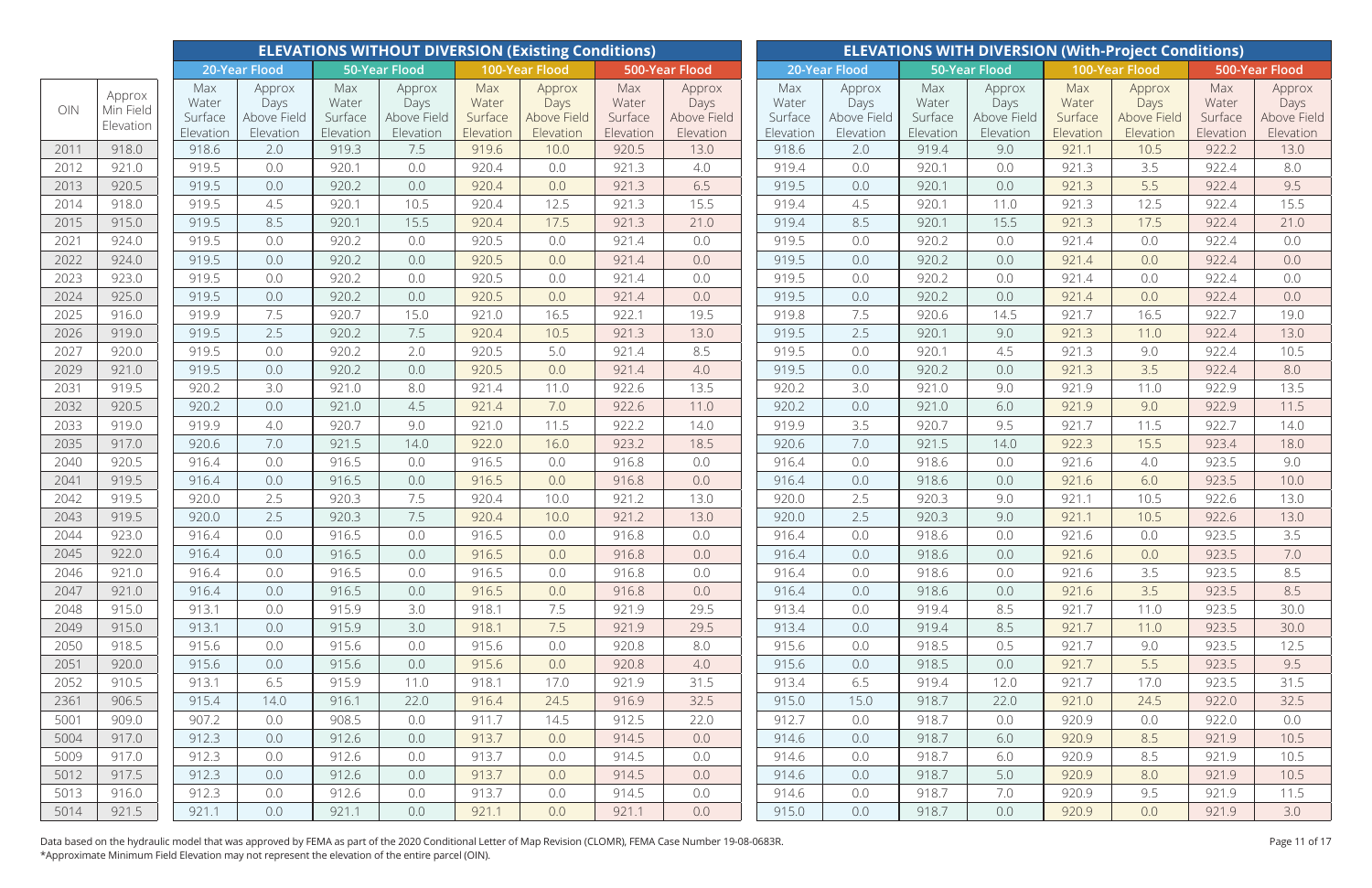| OIN | Approx Min Field Elevation | ELEVATIONS WITHOUT DIVERSION (Existing Conditions) | | | | | | | | ELEVATIONS WITH DIVERSION (With-Project Conditions) | | | | | | | |
|---|---|---|---|---|---|---|---|---|---|---|---|---|---|---|---|---|---|
| | | 20-Year Flood | | 50-Year Flood | | 100-Year Flood | | 500-Year Flood | | 20-Year Flood | | 50-Year Flood | | 100-Year Flood | | 500-Year Flood | |
| | | Max Water Surface Elevation | Approx Days Above Field Elevation | Max Water Surface Elevation | Approx Days Above Field Elevation | Max Water Surface Elevation | Approx Days Above Field Elevation | Max Water Surface Elevation | Approx Days Above Field Elevation | Max Water Surface Elevation | Approx Days Above Field Elevation | Max Water Surface Elevation | Approx Days Above Field Elevation | Max Water Surface Elevation | Approx Days Above Field Elevation | Max Water Surface Elevation | Approx Days Above Field Elevation |
| 2011 | 918.0 | 918.6 | 2.0 | 919.3 | 7.5 | 919.6 | 10.0 | 920.5 | 13.0 | 918.6 | 2.0 | 919.4 | 9.0 | 921.1 | 10.5 | 922.2 | 13.0 |
| 2012 | 921.0 | 919.5 | 0.0 | 920.1 | 0.0 | 920.4 | 0.0 | 921.3 | 4.0 | 919.4 | 0.0 | 920.1 | 0.0 | 921.3 | 3.5 | 922.4 | 8.0 |
| 2013 | 920.5 | 919.5 | 0.0 | 920.2 | 0.0 | 920.4 | 0.0 | 921.3 | 6.5 | 919.5 | 0.0 | 920.1 | 0.0 | 921.3 | 5.5 | 922.4 | 9.5 |
| 2014 | 918.0 | 919.5 | 4.5 | 920.1 | 10.5 | 920.4 | 12.5 | 921.3 | 15.5 | 919.4 | 4.5 | 920.1 | 11.0 | 921.3 | 12.5 | 922.4 | 15.5 |
| 2015 | 915.0 | 919.5 | 8.5 | 920.1 | 15.5 | 920.4 | 17.5 | 921.3 | 21.0 | 919.4 | 8.5 | 920.1 | 15.5 | 921.3 | 17.5 | 922.4 | 21.0 |
| 2021 | 924.0 | 919.5 | 0.0 | 920.2 | 0.0 | 920.5 | 0.0 | 921.4 | 0.0 | 919.5 | 0.0 | 920.2 | 0.0 | 921.4 | 0.0 | 922.4 | 0.0 |
| 2022 | 924.0 | 919.5 | 0.0 | 920.2 | 0.0 | 920.5 | 0.0 | 921.4 | 0.0 | 919.5 | 0.0 | 920.2 | 0.0 | 921.4 | 0.0 | 922.4 | 0.0 |
| 2023 | 923.0 | 919.5 | 0.0 | 920.2 | 0.0 | 920.5 | 0.0 | 921.4 | 0.0 | 919.5 | 0.0 | 920.2 | 0.0 | 921.4 | 0.0 | 922.4 | 0.0 |
| 2024 | 925.0 | 919.5 | 0.0 | 920.2 | 0.0 | 920.5 | 0.0 | 921.4 | 0.0 | 919.5 | 0.0 | 920.2 | 0.0 | 921.4 | 0.0 | 922.4 | 0.0 |
| 2025 | 916.0 | 919.9 | 7.5 | 920.7 | 15.0 | 921.0 | 16.5 | 922.1 | 19.5 | 919.8 | 7.5 | 920.6 | 14.5 | 921.7 | 16.5 | 922.7 | 19.0 |
| 2026 | 919.0 | 919.5 | 2.5 | 920.2 | 7.5 | 920.4 | 10.5 | 921.3 | 13.0 | 919.5 | 2.5 | 920.1 | 9.0 | 921.3 | 11.0 | 922.4 | 13.0 |
| 2027 | 920.0 | 919.5 | 0.0 | 920.2 | 2.0 | 920.5 | 5.0 | 921.4 | 8.5 | 919.5 | 0.0 | 920.1 | 4.5 | 921.3 | 9.0 | 922.4 | 10.5 |
| 2029 | 921.0 | 919.5 | 0.0 | 920.2 | 0.0 | 920.5 | 0.0 | 921.4 | 4.0 | 919.5 | 0.0 | 920.2 | 0.0 | 921.3 | 3.5 | 922.4 | 8.0 |
| 2031 | 919.5 | 920.2 | 3.0 | 921.0 | 8.0 | 921.4 | 11.0 | 922.6 | 13.5 | 920.2 | 3.0 | 921.0 | 9.0 | 921.9 | 11.0 | 922.9 | 13.5 |
| 2032 | 920.5 | 920.2 | 0.0 | 921.0 | 4.5 | 921.4 | 7.0 | 922.6 | 11.0 | 920.2 | 0.0 | 921.0 | 6.0 | 921.9 | 9.0 | 922.9 | 11.5 |
| 2033 | 919.0 | 919.9 | 4.0 | 920.7 | 9.0 | 921.0 | 11.5 | 922.2 | 14.0 | 919.9 | 3.5 | 920.7 | 9.5 | 921.7 | 11.5 | 922.7 | 14.0 |
| 2035 | 917.0 | 920.6 | 7.0 | 921.5 | 14.0 | 922.0 | 16.0 | 923.2 | 18.5 | 920.6 | 7.0 | 921.5 | 14.0 | 922.3 | 15.5 | 923.4 | 18.0 |
| 2040 | 920.5 | 916.4 | 0.0 | 916.5 | 0.0 | 916.5 | 0.0 | 916.8 | 0.0 | 916.4 | 0.0 | 918.6 | 0.0 | 921.6 | 4.0 | 923.5 | 9.0 |
| 2041 | 919.5 | 916.4 | 0.0 | 916.5 | 0.0 | 916.5 | 0.0 | 916.8 | 0.0 | 916.4 | 0.0 | 918.6 | 0.0 | 921.6 | 6.0 | 923.5 | 10.0 |
| 2042 | 919.5 | 920.0 | 2.5 | 920.3 | 7.5 | 920.4 | 10.0 | 921.2 | 13.0 | 920.0 | 2.5 | 920.3 | 9.0 | 921.1 | 10.5 | 922.6 | 13.0 |
| 2043 | 919.5 | 920.0 | 2.5 | 920.3 | 7.5 | 920.4 | 10.0 | 921.2 | 13.0 | 920.0 | 2.5 | 920.3 | 9.0 | 921.1 | 10.5 | 922.6 | 13.0 |
| 2044 | 923.0 | 916.4 | 0.0 | 916.5 | 0.0 | 916.5 | 0.0 | 916.8 | 0.0 | 916.4 | 0.0 | 918.6 | 0.0 | 921.6 | 0.0 | 923.5 | 3.5 |
| 2045 | 922.0 | 916.4 | 0.0 | 916.5 | 0.0 | 916.5 | 0.0 | 916.8 | 0.0 | 916.4 | 0.0 | 918.6 | 0.0 | 921.6 | 0.0 | 923.5 | 7.0 |
| 2046 | 921.0 | 916.4 | 0.0 | 916.5 | 0.0 | 916.5 | 0.0 | 916.8 | 0.0 | 916.4 | 0.0 | 918.6 | 0.0 | 921.6 | 3.5 | 923.5 | 8.5 |
| 2047 | 921.0 | 916.4 | 0.0 | 916.5 | 0.0 | 916.5 | 0.0 | 916.8 | 0.0 | 916.4 | 0.0 | 918.6 | 0.0 | 921.6 | 3.5 | 923.5 | 8.5 |
| 2048 | 915.0 | 913.1 | 0.0 | 915.9 | 3.0 | 918.1 | 7.5 | 921.9 | 29.5 | 913.4 | 0.0 | 919.4 | 8.5 | 921.7 | 11.0 | 923.5 | 30.0 |
| 2049 | 915.0 | 913.1 | 0.0 | 915.9 | 3.0 | 918.1 | 7.5 | 921.9 | 29.5 | 913.4 | 0.0 | 919.4 | 8.5 | 921.7 | 11.0 | 923.5 | 30.0 |
| 2050 | 918.5 | 915.6 | 0.0 | 915.6 | 0.0 | 915.6 | 0.0 | 920.8 | 8.0 | 915.6 | 0.0 | 918.5 | 0.5 | 921.7 | 9.0 | 923.5 | 12.5 |
| 2051 | 920.0 | 915.6 | 0.0 | 915.6 | 0.0 | 915.6 | 0.0 | 920.8 | 4.0 | 915.6 | 0.0 | 918.5 | 0.0 | 921.7 | 5.5 | 923.5 | 9.5 |
| 2052 | 910.5 | 913.1 | 6.5 | 915.9 | 11.0 | 918.1 | 17.0 | 921.9 | 31.5 | 913.4 | 6.5 | 919.4 | 12.0 | 921.7 | 17.0 | 923.5 | 31.5 |
| 2361 | 906.5 | 915.4 | 14.0 | 916.1 | 22.0 | 916.4 | 24.5 | 916.9 | 32.5 | 915.0 | 15.0 | 918.7 | 22.0 | 921.0 | 24.5 | 922.0 | 32.5 |
| 5001 | 909.0 | 907.2 | 0.0 | 908.5 | 0.0 | 911.7 | 14.5 | 912.5 | 22.0 | 912.7 | 0.0 | 918.7 | 0.0 | 920.9 | 0.0 | 922.0 | 0.0 |
| 5004 | 917.0 | 912.3 | 0.0 | 912.6 | 0.0 | 913.7 | 0.0 | 914.5 | 0.0 | 914.6 | 0.0 | 918.7 | 6.0 | 920.9 | 8.5 | 921.9 | 10.5 |
| 5009 | 917.0 | 912.3 | 0.0 | 912.6 | 0.0 | 913.7 | 0.0 | 914.5 | 0.0 | 914.6 | 0.0 | 918.7 | 6.0 | 920.9 | 8.5 | 921.9 | 10.5 |
| 5012 | 917.5 | 912.3 | 0.0 | 912.6 | 0.0 | 913.7 | 0.0 | 914.5 | 0.0 | 914.6 | 0.0 | 918.7 | 5.0 | 920.9 | 8.0 | 921.9 | 10.5 |
| 5013 | 916.0 | 912.3 | 0.0 | 912.6 | 0.0 | 913.7 | 0.0 | 914.5 | 0.0 | 914.6 | 0.0 | 918.7 | 7.0 | 920.9 | 9.5 | 921.9 | 11.5 |
| 5014 | 921.5 | 921.1 | 0.0 | 921.1 | 0.0 | 921.1 | 0.0 | 921.1 | 0.0 | 915.0 | 0.0 | 918.7 | 0.0 | 920.9 | 0.0 | 921.9 | 3.0 |

Data based on the hydraulic model that was approved by FEMA as part of the 2020 Conditional Letter of Map Revision (CLOMR), FEMA Case Number 19-08-0683R.
*Approximate Minimum Field Elevation may not represent the elevation of the entire parcel (OIN).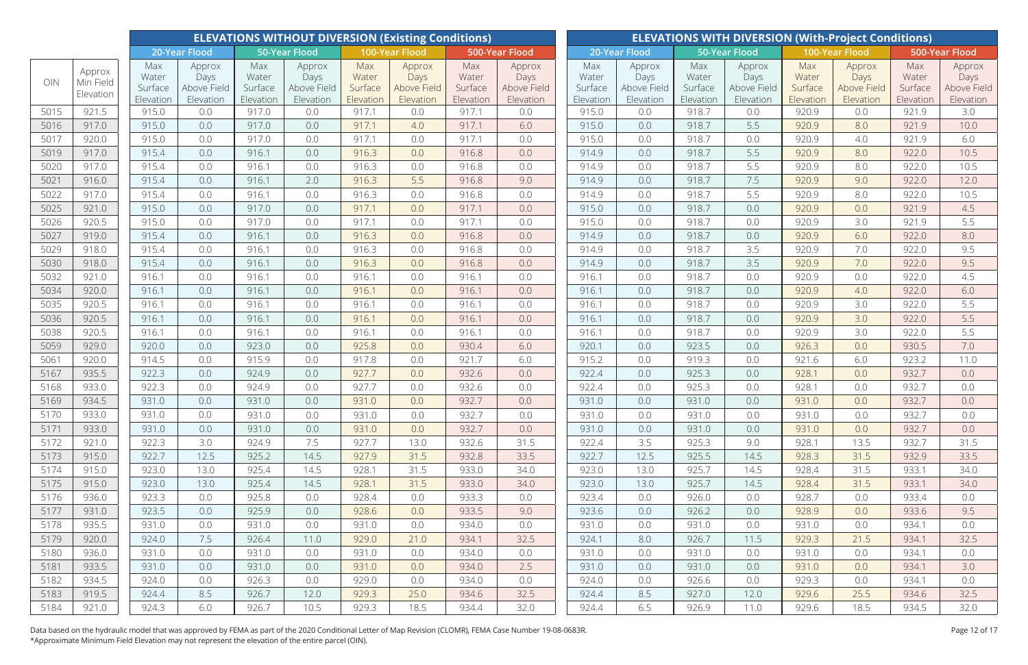| OIN | Approx Min Field Elevation | ELEVATIONS WITHOUT DIVERSION (Existing Conditions) | | | | | | | | ELEVATIONS WITH DIVERSION (With-Project Conditions) | | | | | | | |
|---|---|---|---|---|---|---|---|---|---|---|---|---|---|---|---|---|---|
| | | 20-Year Flood | | 50-Year Flood | | 100-Year Flood | | 500-Year Flood | | 20-Year Flood | | 50-Year Flood | | 100-Year Flood | | 500-Year Flood | |
| | | Max Water Surface Elevation | Approx Days Above Field Elevation | Max Water Surface Elevation | Approx Days Above Field Elevation | Max Water Surface Elevation | Approx Days Above Field Elevation | Max Water Surface Elevation | Approx Days Above Field Elevation | Max Water Surface Elevation | Approx Days Above Field Elevation | Max Water Surface Elevation | Approx Days Above Field Elevation | Max Water Surface Elevation | Approx Days Above Field Elevation | Max Water Surface Elevation | Approx Days Above Field Elevation |
| 5015 | 921.5 | 915.0 | 0.0 | 917.0 | 0.0 | 917.1 | 0.0 | 917.1 | 0.0 | 915.0 | 0.0 | 918.7 | 0.0 | 920.9 | 0.0 | 921.9 | 3.0 |
| 5016 | 917.0 | 915.0 | 0.0 | 917.0 | 0.0 | 917.1 | 4.0 | 917.1 | 6.0 | 915.0 | 0.0 | 918.7 | 5.5 | 920.9 | 8.0 | 921.9 | 10.0 |
| 5017 | 920.0 | 915.0 | 0.0 | 917.0 | 0.0 | 917.1 | 0.0 | 917.1 | 0.0 | 915.0 | 0.0 | 918.7 | 0.0 | 920.9 | 4.0 | 921.9 | 6.0 |
| 5019 | 917.0 | 915.4 | 0.0 | 916.1 | 0.0 | 916.3 | 0.0 | 916.8 | 0.0 | 914.9 | 0.0 | 918.7 | 5.5 | 920.9 | 8.0 | 922.0 | 10.5 |
| 5020 | 917.0 | 915.4 | 0.0 | 916.1 | 0.0 | 916.3 | 0.0 | 916.8 | 0.0 | 914.9 | 0.0 | 918.7 | 5.5 | 920.9 | 8.0 | 922.0 | 10.5 |
| 5021 | 916.0 | 915.4 | 0.0 | 916.1 | 2.0 | 916.3 | 5.5 | 916.8 | 9.0 | 914.9 | 0.0 | 918.7 | 7.5 | 920.9 | 9.0 | 922.0 | 12.0 |
| 5022 | 917.0 | 915.4 | 0.0 | 916.1 | 0.0 | 916.3 | 0.0 | 916.8 | 0.0 | 914.9 | 0.0 | 918.7 | 5.5 | 920.9 | 8.0 | 922.0 | 10.5 |
| 5025 | 921.0 | 915.0 | 0.0 | 917.0 | 0.0 | 917.1 | 0.0 | 917.1 | 0.0 | 915.0 | 0.0 | 918.7 | 0.0 | 920.9 | 0.0 | 921.9 | 4.5 |
| 5026 | 920.5 | 915.0 | 0.0 | 917.0 | 0.0 | 917.1 | 0.0 | 917.1 | 0.0 | 915.0 | 0.0 | 918.7 | 0.0 | 920.9 | 3.0 | 921.9 | 5.5 |
| 5027 | 919.0 | 915.4 | 0.0 | 916.1 | 0.0 | 916.3 | 0.0 | 916.8 | 0.0 | 914.9 | 0.0 | 918.7 | 0.0 | 920.9 | 6.0 | 922.0 | 8.0 |
| 5029 | 918.0 | 915.4 | 0.0 | 916.1 | 0.0 | 916.3 | 0.0 | 916.8 | 0.0 | 914.9 | 0.0 | 918.7 | 3.5 | 920.9 | 7.0 | 922.0 | 9.5 |
| 5030 | 918.0 | 915.4 | 0.0 | 916.1 | 0.0 | 916.3 | 0.0 | 916.8 | 0.0 | 914.9 | 0.0 | 918.7 | 3.5 | 920.9 | 7.0 | 922.0 | 9.5 |
| 5032 | 921.0 | 916.1 | 0.0 | 916.1 | 0.0 | 916.1 | 0.0 | 916.1 | 0.0 | 916.1 | 0.0 | 918.7 | 0.0 | 920.9 | 0.0 | 922.0 | 4.5 |
| 5034 | 920.0 | 916.1 | 0.0 | 916.1 | 0.0 | 916.1 | 0.0 | 916.1 | 0.0 | 916.1 | 0.0 | 918.7 | 0.0 | 920.9 | 4.0 | 922.0 | 6.0 |
| 5035 | 920.5 | 916.1 | 0.0 | 916.1 | 0.0 | 916.1 | 0.0 | 916.1 | 0.0 | 916.1 | 0.0 | 918.7 | 0.0 | 920.9 | 3.0 | 922.0 | 5.5 |
| 5036 | 920.5 | 916.1 | 0.0 | 916.1 | 0.0 | 916.1 | 0.0 | 916.1 | 0.0 | 916.1 | 0.0 | 918.7 | 0.0 | 920.9 | 3.0 | 922.0 | 5.5 |
| 5038 | 920.5 | 916.1 | 0.0 | 916.1 | 0.0 | 916.1 | 0.0 | 916.1 | 0.0 | 916.1 | 0.0 | 918.7 | 0.0 | 920.9 | 3.0 | 922.0 | 5.5 |
| 5059 | 929.0 | 920.0 | 0.0 | 923.0 | 0.0 | 925.8 | 0.0 | 930.4 | 6.0 | 920.1 | 0.0 | 923.5 | 0.0 | 926.3 | 0.0 | 930.5 | 7.0 |
| 5061 | 920.0 | 914.5 | 0.0 | 915.9 | 0.0 | 917.8 | 0.0 | 921.7 | 6.0 | 915.2 | 0.0 | 919.3 | 0.0 | 921.6 | 6.0 | 923.2 | 11.0 |
| 5167 | 935.5 | 922.3 | 0.0 | 924.9 | 0.0 | 927.7 | 0.0 | 932.6 | 0.0 | 922.4 | 0.0 | 925.3 | 0.0 | 928.1 | 0.0 | 932.7 | 0.0 |
| 5168 | 933.0 | 922.3 | 0.0 | 924.9 | 0.0 | 927.7 | 0.0 | 932.6 | 0.0 | 922.4 | 0.0 | 925.3 | 0.0 | 928.1 | 0.0 | 932.7 | 0.0 |
| 5169 | 934.5 | 931.0 | 0.0 | 931.0 | 0.0 | 931.0 | 0.0 | 932.7 | 0.0 | 931.0 | 0.0 | 931.0 | 0.0 | 931.0 | 0.0 | 932.7 | 0.0 |
| 5170 | 933.0 | 931.0 | 0.0 | 931.0 | 0.0 | 931.0 | 0.0 | 932.7 | 0.0 | 931.0 | 0.0 | 931.0 | 0.0 | 931.0 | 0.0 | 932.7 | 0.0 |
| 5171 | 933.0 | 931.0 | 0.0 | 931.0 | 0.0 | 931.0 | 0.0 | 932.7 | 0.0 | 931.0 | 0.0 | 931.0 | 0.0 | 931.0 | 0.0 | 932.7 | 0.0 |
| 5172 | 921.0 | 922.3 | 3.0 | 924.9 | 7.5 | 927.7 | 13.0 | 932.6 | 31.5 | 922.4 | 3.5 | 925.3 | 9.0 | 928.1 | 13.5 | 932.7 | 31.5 |
| 5173 | 915.0 | 922.7 | 12.5 | 925.2 | 14.5 | 927.9 | 31.5 | 932.8 | 33.5 | 922.7 | 12.5 | 925.5 | 14.5 | 928.3 | 31.5 | 932.9 | 33.5 |
| 5174 | 915.0 | 923.0 | 13.0 | 925.4 | 14.5 | 928.1 | 31.5 | 933.0 | 34.0 | 923.0 | 13.0 | 925.7 | 14.5 | 928.4 | 31.5 | 933.1 | 34.0 |
| 5175 | 915.0 | 923.0 | 13.0 | 925.4 | 14.5 | 928.1 | 31.5 | 933.0 | 34.0 | 923.0 | 13.0 | 925.7 | 14.5 | 928.4 | 31.5 | 933.1 | 34.0 |
| 5176 | 936.0 | 923.3 | 0.0 | 925.8 | 0.0 | 928.4 | 0.0 | 933.3 | 0.0 | 923.4 | 0.0 | 926.0 | 0.0 | 928.7 | 0.0 | 933.4 | 0.0 |
| 5177 | 931.0 | 923.5 | 0.0 | 925.9 | 0.0 | 928.6 | 0.0 | 933.5 | 9.0 | 923.6 | 0.0 | 926.2 | 0.0 | 928.9 | 0.0 | 933.6 | 9.5 |
| 5178 | 935.5 | 931.0 | 0.0 | 931.0 | 0.0 | 931.0 | 0.0 | 934.0 | 0.0 | 931.0 | 0.0 | 931.0 | 0.0 | 931.0 | 0.0 | 934.1 | 0.0 |
| 5179 | 920.0 | 924.0 | 7.5 | 926.4 | 11.0 | 929.0 | 21.0 | 934.1 | 32.5 | 924.1 | 8.0 | 926.7 | 11.5 | 929.3 | 21.5 | 934.1 | 32.5 |
| 5180 | 936.0 | 931.0 | 0.0 | 931.0 | 0.0 | 931.0 | 0.0 | 934.0 | 0.0 | 931.0 | 0.0 | 931.0 | 0.0 | 931.0 | 0.0 | 934.1 | 0.0 |
| 5181 | 933.5 | 931.0 | 0.0 | 931.0 | 0.0 | 931.0 | 0.0 | 934.0 | 2.5 | 931.0 | 0.0 | 931.0 | 0.0 | 931.0 | 0.0 | 934.1 | 3.0 |
| 5182 | 934.5 | 924.0 | 0.0 | 926.3 | 0.0 | 929.0 | 0.0 | 934.0 | 0.0 | 924.0 | 0.0 | 926.6 | 0.0 | 929.3 | 0.0 | 934.1 | 0.0 |
| 5183 | 919.5 | 924.4 | 8.5 | 926.7 | 12.0 | 929.3 | 25.0 | 934.6 | 32.5 | 924.4 | 8.5 | 927.0 | 12.0 | 929.6 | 25.5 | 934.6 | 32.5 |
| 5184 | 921.0 | 924.3 | 6.0 | 926.7 | 10.5 | 929.3 | 18.5 | 934.4 | 32.0 | 924.4 | 6.5 | 926.9 | 11.0 | 929.6 | 18.5 | 934.5 | 32.0 |

Data based on the hydraulic model that was approved by FEMA as part of the 2020 Conditional Letter of Map Revision (CLOMR), FEMA Case Number 19-08-0683R.
*Approximate Minimum Field Elevation may not represent the elevation of the entire parcel (OIN).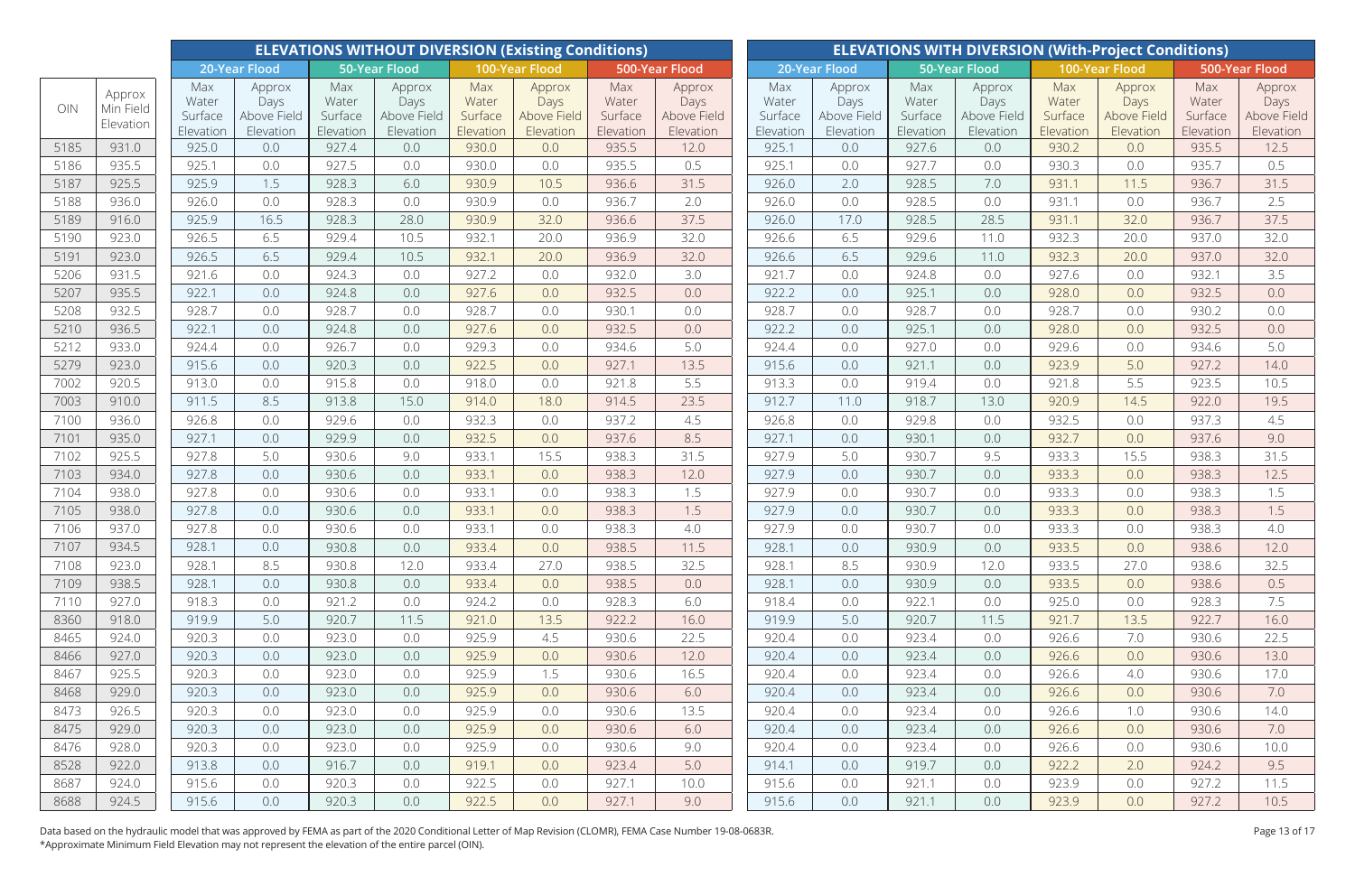| OIN | Approx Min Field Elevation | ELEVATIONS WITHOUT DIVERSION (Existing Conditions) | | | | | | | | ELEVATIONS WITH DIVERSION (With-Project Conditions) | | | | | | | |
|---|---|---|---|---|---|---|---|---|---|---|---|---|---|---|---|---|---|
| | | 20-Year Flood | | 50-Year Flood | | 100-Year Flood | | 500-Year Flood | | 20-Year Flood | | 50-Year Flood | | 100-Year Flood | | 500-Year Flood | |
| | | Max Water Surface Elevation | Approx Days Above Field Elevation | Max Water Surface Elevation | Approx Days Above Field Elevation | Max Water Surface Elevation | Approx Days Above Field Elevation | Max Water Surface Elevation | Approx Days Above Field Elevation | Max Water Surface Elevation | Approx Days Above Field Elevation | Max Water Surface Elevation | Approx Days Above Field Elevation | Max Water Surface Elevation | Approx Days Above Field Elevation | Max Water Surface Elevation | Approx Days Above Field Elevation |
| 5185 | 931.0 | 925.0 | 0.0 | 927.4 | 0.0 | 930.0 | 0.0 | 935.5 | 12.0 | 925.1 | 0.0 | 927.6 | 0.0 | 930.2 | 0.0 | 935.5 | 12.5 |
| 5186 | 935.5 | 925.1 | 0.0 | 927.5 | 0.0 | 930.0 | 0.0 | 935.5 | 0.5 | 925.1 | 0.0 | 927.7 | 0.0 | 930.3 | 0.0 | 935.7 | 0.5 |
| 5187 | 925.5 | 925.9 | 1.5 | 928.3 | 6.0 | 930.9 | 10.5 | 936.6 | 31.5 | 926.0 | 2.0 | 928.5 | 7.0 | 931.1 | 11.5 | 936.7 | 31.5 |
| 5188 | 936.0 | 926.0 | 0.0 | 928.3 | 0.0 | 930.9 | 0.0 | 936.7 | 2.0 | 926.0 | 0.0 | 928.5 | 0.0 | 931.1 | 0.0 | 936.7 | 2.5 |
| 5189 | 916.0 | 925.9 | 16.5 | 928.3 | 28.0 | 930.9 | 32.0 | 936.6 | 37.5 | 926.0 | 17.0 | 928.5 | 28.5 | 931.1 | 32.0 | 936.7 | 37.5 |
| 5190 | 923.0 | 926.5 | 6.5 | 929.4 | 10.5 | 932.1 | 20.0 | 936.9 | 32.0 | 926.6 | 6.5 | 929.6 | 11.0 | 932.3 | 20.0 | 937.0 | 32.0 |
| 5191 | 923.0 | 926.5 | 6.5 | 929.4 | 10.5 | 932.1 | 20.0 | 936.9 | 32.0 | 926.6 | 6.5 | 929.6 | 11.0 | 932.3 | 20.0 | 937.0 | 32.0 |
| 5206 | 931.5 | 921.6 | 0.0 | 924.3 | 0.0 | 927.2 | 0.0 | 932.0 | 3.0 | 921.7 | 0.0 | 924.8 | 0.0 | 927.6 | 0.0 | 932.1 | 3.5 |
| 5207 | 935.5 | 922.1 | 0.0 | 924.8 | 0.0 | 927.6 | 0.0 | 932.5 | 0.0 | 922.2 | 0.0 | 925.1 | 0.0 | 928.0 | 0.0 | 932.5 | 0.0 |
| 5208 | 932.5 | 928.7 | 0.0 | 928.7 | 0.0 | 928.7 | 0.0 | 930.1 | 0.0 | 928.7 | 0.0 | 928.7 | 0.0 | 928.7 | 0.0 | 930.2 | 0.0 |
| 5210 | 936.5 | 922.1 | 0.0 | 924.8 | 0.0 | 927.6 | 0.0 | 932.5 | 0.0 | 922.2 | 0.0 | 925.1 | 0.0 | 928.0 | 0.0 | 932.5 | 0.0 |
| 5212 | 933.0 | 924.4 | 0.0 | 926.7 | 0.0 | 929.3 | 0.0 | 934.6 | 5.0 | 924.4 | 0.0 | 927.0 | 0.0 | 929.6 | 0.0 | 934.6 | 5.0 |
| 5279 | 923.0 | 915.6 | 0.0 | 920.3 | 0.0 | 922.5 | 0.0 | 927.1 | 13.5 | 915.6 | 0.0 | 921.1 | 0.0 | 923.9 | 5.0 | 927.2 | 14.0 |
| 7002 | 920.5 | 913.0 | 0.0 | 915.8 | 0.0 | 918.0 | 0.0 | 921.8 | 5.5 | 913.3 | 0.0 | 919.4 | 0.0 | 921.8 | 5.5 | 923.5 | 10.5 |
| 7003 | 910.0 | 911.5 | 8.5 | 913.8 | 15.0 | 914.0 | 18.0 | 914.5 | 23.5 | 912.7 | 11.0 | 918.7 | 13.0 | 920.9 | 14.5 | 922.0 | 19.5 |
| 7100 | 936.0 | 926.8 | 0.0 | 929.6 | 0.0 | 932.3 | 0.0 | 937.2 | 4.5 | 926.8 | 0.0 | 929.8 | 0.0 | 932.5 | 0.0 | 937.3 | 4.5 |
| 7101 | 935.0 | 927.1 | 0.0 | 929.9 | 0.0 | 932.5 | 0.0 | 937.6 | 8.5 | 927.1 | 0.0 | 930.1 | 0.0 | 932.7 | 0.0 | 937.6 | 9.0 |
| 7102 | 925.5 | 927.8 | 5.0 | 930.6 | 9.0 | 933.1 | 15.5 | 938.3 | 31.5 | 927.9 | 5.0 | 930.7 | 9.5 | 933.3 | 15.5 | 938.3 | 31.5 |
| 7103 | 934.0 | 927.8 | 0.0 | 930.6 | 0.0 | 933.1 | 0.0 | 938.3 | 12.0 | 927.9 | 0.0 | 930.7 | 0.0 | 933.3 | 0.0 | 938.3 | 12.5 |
| 7104 | 938.0 | 927.8 | 0.0 | 930.6 | 0.0 | 933.1 | 0.0 | 938.3 | 1.5 | 927.9 | 0.0 | 930.7 | 0.0 | 933.3 | 0.0 | 938.3 | 1.5 |
| 7105 | 938.0 | 927.8 | 0.0 | 930.6 | 0.0 | 933.1 | 0.0 | 938.3 | 1.5 | 927.9 | 0.0 | 930.7 | 0.0 | 933.3 | 0.0 | 938.3 | 1.5 |
| 7106 | 937.0 | 927.8 | 0.0 | 930.6 | 0.0 | 933.1 | 0.0 | 938.3 | 4.0 | 927.9 | 0.0 | 930.7 | 0.0 | 933.3 | 0.0 | 938.3 | 4.0 |
| 7107 | 934.5 | 928.1 | 0.0 | 930.8 | 0.0 | 933.4 | 0.0 | 938.5 | 11.5 | 928.1 | 0.0 | 930.9 | 0.0 | 933.5 | 0.0 | 938.6 | 12.0 |
| 7108 | 923.0 | 928.1 | 8.5 | 930.8 | 12.0 | 933.4 | 27.0 | 938.5 | 32.5 | 928.1 | 8.5 | 930.9 | 12.0 | 933.5 | 27.0 | 938.6 | 32.5 |
| 7109 | 938.5 | 928.1 | 0.0 | 930.8 | 0.0 | 933.4 | 0.0 | 938.5 | 0.0 | 928.1 | 0.0 | 930.9 | 0.0 | 933.5 | 0.0 | 938.6 | 0.5 |
| 7110 | 927.0 | 918.3 | 0.0 | 921.2 | 0.0 | 924.2 | 0.0 | 928.3 | 6.0 | 918.4 | 0.0 | 922.1 | 0.0 | 925.0 | 0.0 | 928.3 | 7.5 |
| 8360 | 918.0 | 919.9 | 5.0 | 920.7 | 11.5 | 921.0 | 13.5 | 922.2 | 16.0 | 919.9 | 5.0 | 920.7 | 11.5 | 921.7 | 13.5 | 922.7 | 16.0 |
| 8465 | 924.0 | 920.3 | 0.0 | 923.0 | 0.0 | 925.9 | 4.5 | 930.6 | 22.5 | 920.4 | 0.0 | 923.4 | 0.0 | 926.6 | 7.0 | 930.6 | 22.5 |
| 8466 | 927.0 | 920.3 | 0.0 | 923.0 | 0.0 | 925.9 | 0.0 | 930.6 | 12.0 | 920.4 | 0.0 | 923.4 | 0.0 | 926.6 | 0.0 | 930.6 | 13.0 |
| 8467 | 925.5 | 920.3 | 0.0 | 923.0 | 0.0 | 925.9 | 1.5 | 930.6 | 16.5 | 920.4 | 0.0 | 923.4 | 0.0 | 926.6 | 4.0 | 930.6 | 17.0 |
| 8468 | 929.0 | 920.3 | 0.0 | 923.0 | 0.0 | 925.9 | 0.0 | 930.6 | 6.0 | 920.4 | 0.0 | 923.4 | 0.0 | 926.6 | 0.0 | 930.6 | 7.0 |
| 8473 | 926.5 | 920.3 | 0.0 | 923.0 | 0.0 | 925.9 | 0.0 | 930.6 | 13.5 | 920.4 | 0.0 | 923.4 | 0.0 | 926.6 | 1.0 | 930.6 | 14.0 |
| 8475 | 929.0 | 920.3 | 0.0 | 923.0 | 0.0 | 925.9 | 0.0 | 930.6 | 6.0 | 920.4 | 0.0 | 923.4 | 0.0 | 926.6 | 0.0 | 930.6 | 7.0 |
| 8476 | 928.0 | 920.3 | 0.0 | 923.0 | 0.0 | 925.9 | 0.0 | 930.6 | 9.0 | 920.4 | 0.0 | 923.4 | 0.0 | 926.6 | 0.0 | 930.6 | 10.0 |
| 8528 | 922.0 | 913.8 | 0.0 | 916.7 | 0.0 | 919.1 | 0.0 | 923.4 | 5.0 | 914.1 | 0.0 | 919.7 | 0.0 | 922.2 | 2.0 | 924.2 | 9.5 |
| 8687 | 924.0 | 915.6 | 0.0 | 920.3 | 0.0 | 922.5 | 0.0 | 927.1 | 10.0 | 915.6 | 0.0 | 921.1 | 0.0 | 923.9 | 0.0 | 927.2 | 11.5 |
| 8688 | 924.5 | 915.6 | 0.0 | 920.3 | 0.0 | 922.5 | 0.0 | 927.1 | 9.0 | 915.6 | 0.0 | 921.1 | 0.0 | 923.9 | 0.0 | 927.2 | 10.5 |

Data based on the hydraulic model that was approved by FEMA as part of the 2020 Conditional Letter of Map Revision (CLOMR), FEMA Case Number 19-08-0683R.
*Approximate Minimum Field Elevation may not represent the elevation of the entire parcel (OIN).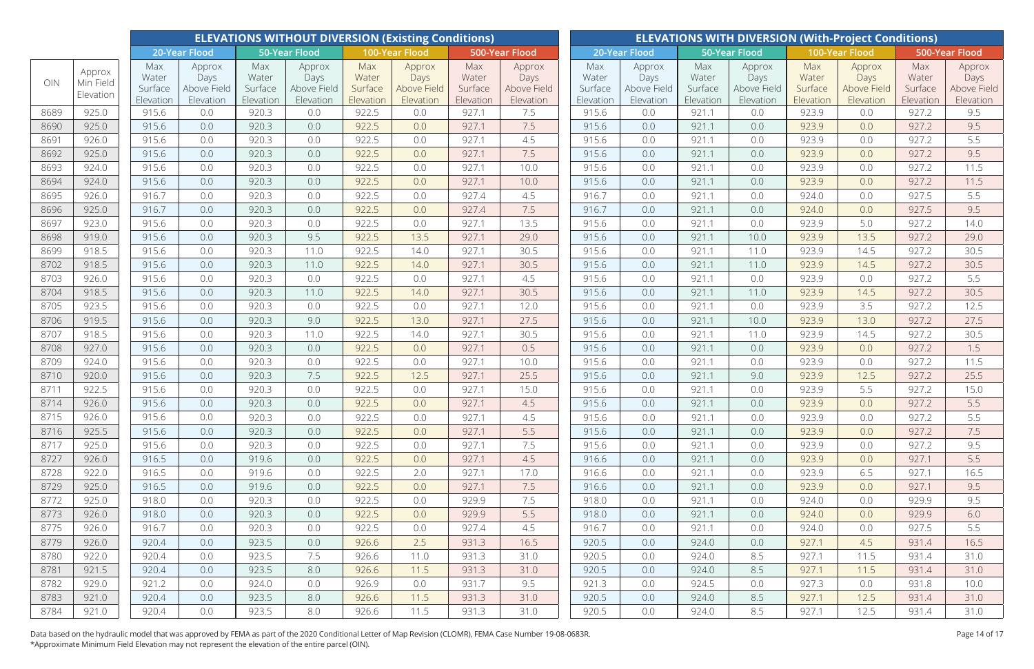| OIN | Approx Min Field Elevation | ELEVATIONS WITHOUT DIVERSION (Existing Conditions) | | | | | | | | ELEVATIONS WITH DIVERSION (With-Project Conditions) | | | | | | | |
|---|---|---|---|---|---|---|---|---|---|---|---|---|---|---|---|---|---|
| | | 20-Year Flood | | 50-Year Flood | | 100-Year Flood | | 500-Year Flood | | 20-Year Flood | | 50-Year Flood | | 100-Year Flood | | 500-Year Flood | |
| | | Max Water Surface Elevation | Approx Days Above Field Elevation | Max Water Surface Elevation | Approx Days Above Field Elevation | Max Water Surface Elevation | Approx Days Above Field Elevation | Max Water Surface Elevation | Approx Days Above Field Elevation | Max Water Surface Elevation | Approx Days Above Field Elevation | Max Water Surface Elevation | Approx Days Above Field Elevation | Max Water Surface Elevation | Approx Days Above Field Elevation | Max Water Surface Elevation | Approx Days Above Field Elevation |
| 8689 | 925.0 | 915.6 | 0.0 | 920.3 | 0.0 | 922.5 | 0.0 | 927.1 | 7.5 | 915.6 | 0.0 | 921.1 | 0.0 | 923.9 | 0.0 | 927.2 | 9.5 |
| 8690 | 925.0 | 915.6 | 0.0 | 920.3 | 0.0 | 922.5 | 0.0 | 927.1 | 7.5 | 915.6 | 0.0 | 921.1 | 0.0 | 923.9 | 0.0 | 927.2 | 9.5 |
| 8691 | 926.0 | 915.6 | 0.0 | 920.3 | 0.0 | 922.5 | 0.0 | 927.1 | 4.5 | 915.6 | 0.0 | 921.1 | 0.0 | 923.9 | 0.0 | 927.2 | 5.5 |
| 8692 | 925.0 | 915.6 | 0.0 | 920.3 | 0.0 | 922.5 | 0.0 | 927.1 | 7.5 | 915.6 | 0.0 | 921.1 | 0.0 | 923.9 | 0.0 | 927.2 | 9.5 |
| 8693 | 924.0 | 915.6 | 0.0 | 920.3 | 0.0 | 922.5 | 0.0 | 927.1 | 10.0 | 915.6 | 0.0 | 921.1 | 0.0 | 923.9 | 0.0 | 927.2 | 11.5 |
| 8694 | 924.0 | 915.6 | 0.0 | 920.3 | 0.0 | 922.5 | 0.0 | 927.1 | 10.0 | 915.6 | 0.0 | 921.1 | 0.0 | 923.9 | 0.0 | 927.2 | 11.5 |
| 8695 | 926.0 | 916.7 | 0.0 | 920.3 | 0.0 | 922.5 | 0.0 | 927.4 | 4.5 | 916.7 | 0.0 | 921.1 | 0.0 | 924.0 | 0.0 | 927.5 | 5.5 |
| 8696 | 925.0 | 916.7 | 0.0 | 920.3 | 0.0 | 922.5 | 0.0 | 927.4 | 7.5 | 916.7 | 0.0 | 921.1 | 0.0 | 924.0 | 0.0 | 927.5 | 9.5 |
| 8697 | 923.0 | 915.6 | 0.0 | 920.3 | 0.0 | 922.5 | 0.0 | 927.1 | 13.5 | 915.6 | 0.0 | 921.1 | 0.0 | 923.9 | 5.0 | 927.2 | 14.0 |
| 8698 | 919.0 | 915.6 | 0.0 | 920.3 | 9.5 | 922.5 | 13.5 | 927.1 | 29.0 | 915.6 | 0.0 | 921.1 | 10.0 | 923.9 | 13.5 | 927.2 | 29.0 |
| 8699 | 918.5 | 915.6 | 0.0 | 920.3 | 11.0 | 922.5 | 14.0 | 927.1 | 30.5 | 915.6 | 0.0 | 921.1 | 11.0 | 923.9 | 14.5 | 927.2 | 30.5 |
| 8702 | 918.5 | 915.6 | 0.0 | 920.3 | 11.0 | 922.5 | 14.0 | 927.1 | 30.5 | 915.6 | 0.0 | 921.1 | 11.0 | 923.9 | 14.5 | 927.2 | 30.5 |
| 8703 | 926.0 | 915.6 | 0.0 | 920.3 | 0.0 | 922.5 | 0.0 | 927.1 | 4.5 | 915.6 | 0.0 | 921.1 | 0.0 | 923.9 | 0.0 | 927.2 | 5.5 |
| 8704 | 918.5 | 915.6 | 0.0 | 920.3 | 11.0 | 922.5 | 14.0 | 927.1 | 30.5 | 915.6 | 0.0 | 921.1 | 11.0 | 923.9 | 14.5 | 927.2 | 30.5 |
| 8705 | 923.5 | 915.6 | 0.0 | 920.3 | 0.0 | 922.5 | 0.0 | 927.1 | 12.0 | 915.6 | 0.0 | 921.1 | 0.0 | 923.9 | 3.5 | 927.2 | 12.5 |
| 8706 | 919.5 | 915.6 | 0.0 | 920.3 | 9.0 | 922.5 | 13.0 | 927.1 | 27.5 | 915.6 | 0.0 | 921.1 | 10.0 | 923.9 | 13.0 | 927.2 | 27.5 |
| 8707 | 918.5 | 915.6 | 0.0 | 920.3 | 11.0 | 922.5 | 14.0 | 927.1 | 30.5 | 915.6 | 0.0 | 921.1 | 11.0 | 923.9 | 14.5 | 927.2 | 30.5 |
| 8708 | 927.0 | 915.6 | 0.0 | 920.3 | 0.0 | 922.5 | 0.0 | 927.1 | 0.5 | 915.6 | 0.0 | 921.1 | 0.0 | 923.9 | 0.0 | 927.2 | 1.5 |
| 8709 | 924.0 | 915.6 | 0.0 | 920.3 | 0.0 | 922.5 | 0.0 | 927.1 | 10.0 | 915.6 | 0.0 | 921.1 | 0.0 | 923.9 | 0.0 | 927.2 | 11.5 |
| 8710 | 920.0 | 915.6 | 0.0 | 920.3 | 7.5 | 922.5 | 12.5 | 927.1 | 25.5 | 915.6 | 0.0 | 921.1 | 9.0 | 923.9 | 12.5 | 927.2 | 25.5 |
| 8711 | 922.5 | 915.6 | 0.0 | 920.3 | 0.0 | 922.5 | 0.0 | 927.1 | 15.0 | 915.6 | 0.0 | 921.1 | 0.0 | 923.9 | 5.5 | 927.2 | 15.0 |
| 8714 | 926.0 | 915.6 | 0.0 | 920.3 | 0.0 | 922.5 | 0.0 | 927.1 | 4.5 | 915.6 | 0.0 | 921.1 | 0.0 | 923.9 | 0.0 | 927.2 | 5.5 |
| 8715 | 926.0 | 915.6 | 0.0 | 920.3 | 0.0 | 922.5 | 0.0 | 927.1 | 4.5 | 915.6 | 0.0 | 921.1 | 0.0 | 923.9 | 0.0 | 927.2 | 5.5 |
| 8716 | 925.5 | 915.6 | 0.0 | 920.3 | 0.0 | 922.5 | 0.0 | 927.1 | 5.5 | 915.6 | 0.0 | 921.1 | 0.0 | 923.9 | 0.0 | 927.2 | 7.5 |
| 8717 | 925.0 | 915.6 | 0.0 | 920.3 | 0.0 | 922.5 | 0.0 | 927.1 | 7.5 | 915.6 | 0.0 | 921.1 | 0.0 | 923.9 | 0.0 | 927.2 | 9.5 |
| 8727 | 926.0 | 916.5 | 0.0 | 919.6 | 0.0 | 922.5 | 0.0 | 927.1 | 4.5 | 916.6 | 0.0 | 921.1 | 0.0 | 923.9 | 0.0 | 927.1 | 5.5 |
| 8728 | 922.0 | 916.5 | 0.0 | 919.6 | 0.0 | 922.5 | 2.0 | 927.1 | 17.0 | 916.6 | 0.0 | 921.1 | 0.0 | 923.9 | 6.5 | 927.1 | 16.5 |
| 8729 | 925.0 | 916.5 | 0.0 | 919.6 | 0.0 | 922.5 | 0.0 | 927.1 | 7.5 | 916.6 | 0.0 | 921.1 | 0.0 | 923.9 | 0.0 | 927.1 | 9.5 |
| 8772 | 925.0 | 918.0 | 0.0 | 920.3 | 0.0 | 922.5 | 0.0 | 929.9 | 7.5 | 918.0 | 0.0 | 921.1 | 0.0 | 924.0 | 0.0 | 929.9 | 9.5 |
| 8773 | 926.0 | 918.0 | 0.0 | 920.3 | 0.0 | 922.5 | 0.0 | 929.9 | 5.5 | 918.0 | 0.0 | 921.1 | 0.0 | 924.0 | 0.0 | 929.9 | 6.0 |
| 8775 | 926.0 | 916.7 | 0.0 | 920.3 | 0.0 | 922.5 | 0.0 | 927.4 | 4.5 | 916.7 | 0.0 | 921.1 | 0.0 | 924.0 | 0.0 | 927.5 | 5.5 |
| 8779 | 926.0 | 920.4 | 0.0 | 923.5 | 0.0 | 926.6 | 2.5 | 931.3 | 16.5 | 920.5 | 0.0 | 924.0 | 0.0 | 927.1 | 4.5 | 931.4 | 16.5 |
| 8780 | 922.0 | 920.4 | 0.0 | 923.5 | 7.5 | 926.6 | 11.0 | 931.3 | 31.0 | 920.5 | 0.0 | 924.0 | 8.5 | 927.1 | 11.5 | 931.4 | 31.0 |
| 8781 | 921.5 | 920.4 | 0.0 | 923.5 | 8.0 | 926.6 | 11.5 | 931.3 | 31.0 | 920.5 | 0.0 | 924.0 | 8.5 | 927.1 | 11.5 | 931.4 | 31.0 |
| 8782 | 929.0 | 921.2 | 0.0 | 924.0 | 0.0 | 926.9 | 0.0 | 931.7 | 9.5 | 921.3 | 0.0 | 924.5 | 0.0 | 927.3 | 0.0 | 931.8 | 10.0 |
| 8783 | 921.0 | 920.4 | 0.0 | 923.5 | 8.0 | 926.6 | 11.5 | 931.3 | 31.0 | 920.5 | 0.0 | 924.0 | 8.5 | 927.1 | 12.5 | 931.4 | 31.0 |
| 8784 | 921.0 | 920.4 | 0.0 | 923.5 | 8.0 | 926.6 | 11.5 | 931.3 | 31.0 | 920.5 | 0.0 | 924.0 | 8.5 | 927.1 | 12.5 | 931.4 | 31.0 |

Data based on the hydraulic model that was approved by FEMA as part of the 2020 Conditional Letter of Map Revision (CLOMR), FEMA Case Number 19-08-0683R.
*Approximate Minimum Field Elevation may not represent the elevation of the entire parcel (OIN).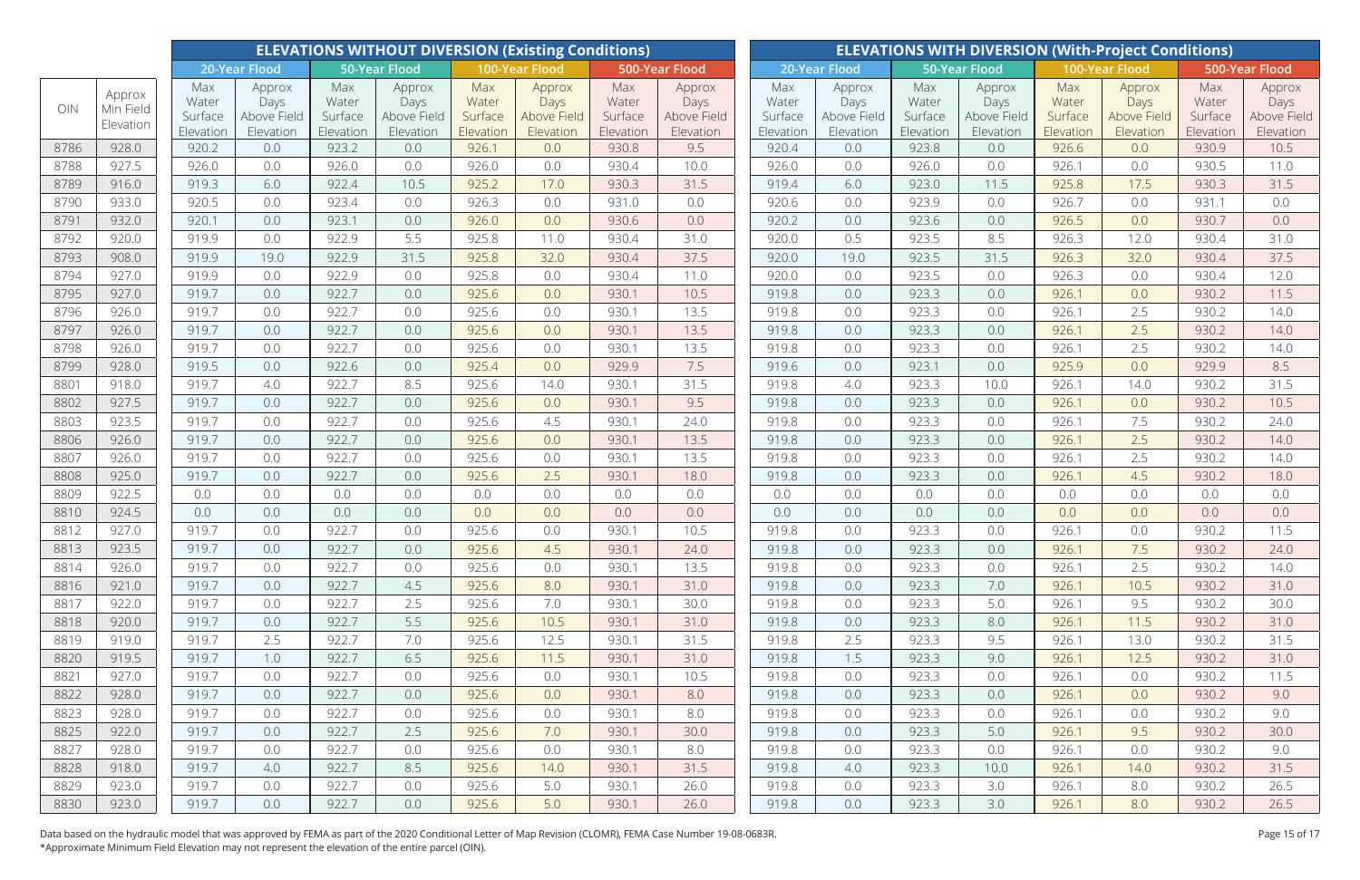| OIN | Approx Min Field Elevation | ELEVATIONS WITHOUT DIVERSION (Existing Conditions) | | | | | | | | ELEVATIONS WITH DIVERSION (With-Project Conditions) | | | | | | | |
|---|---|---|---|---|---|---|---|---|---|---|---|---|---|---|---|---|---|
| | | 20-Year Flood | | 50-Year Flood | | 100-Year Flood | | 500-Year Flood | | 20-Year Flood | | 50-Year Flood | | 100-Year Flood | | 500-Year Flood | |
| | | Max Water Surface Elevation | Approx Days Above Field Elevation | Max Water Surface Elevation | Approx Days Above Field Elevation | Max Water Surface Elevation | Approx Days Above Field Elevation | Max Water Surface Elevation | Approx Days Above Field Elevation | Max Water Surface Elevation | Approx Days Above Field Elevation | Max Water Surface Elevation | Approx Days Above Field Elevation | Max Water Surface Elevation | Approx Days Above Field Elevation | Max Water Surface Elevation | Approx Days Above Field Elevation |
| 8786 | 928.0 | 920.2 | 0.0 | 923.2 | 0.0 | 926.1 | 0.0 | 930.8 | 9.5 | 920.4 | 0.0 | 923.8 | 0.0 | 926.6 | 0.0 | 930.9 | 10.5 |
| 8788 | 927.5 | 926.0 | 0.0 | 926.0 | 0.0 | 926.0 | 0.0 | 930.4 | 10.0 | 926.0 | 0.0 | 926.0 | 0.0 | 926.1 | 0.0 | 930.5 | 11.0 |
| 8789 | 916.0 | 919.3 | 6.0 | 922.4 | 10.5 | 925.2 | 17.0 | 930.3 | 31.5 | 919.4 | 6.0 | 923.0 | 11.5 | 925.8 | 17.5 | 930.3 | 31.5 |
| 8790 | 933.0 | 920.5 | 0.0 | 923.4 | 0.0 | 926.3 | 0.0 | 931.0 | 0.0 | 920.6 | 0.0 | 923.9 | 0.0 | 926.7 | 0.0 | 931.1 | 0.0 |
| 8791 | 932.0 | 920.1 | 0.0 | 923.1 | 0.0 | 926.0 | 0.0 | 930.6 | 0.0 | 920.2 | 0.0 | 923.6 | 0.0 | 926.5 | 0.0 | 930.7 | 0.0 |
| 8792 | 920.0 | 919.9 | 0.0 | 922.9 | 5.5 | 925.8 | 11.0 | 930.4 | 31.0 | 920.0 | 0.5 | 923.5 | 8.5 | 926.3 | 12.0 | 930.4 | 31.0 |
| 8793 | 908.0 | 919.9 | 19.0 | 922.9 | 31.5 | 925.8 | 32.0 | 930.4 | 37.5 | 920.0 | 19.0 | 923.5 | 31.5 | 926.3 | 32.0 | 930.4 | 37.5 |
| 8794 | 927.0 | 919.9 | 0.0 | 922.9 | 0.0 | 925.8 | 0.0 | 930.4 | 11.0 | 920.0 | 0.0 | 923.5 | 0.0 | 926.3 | 0.0 | 930.4 | 12.0 |
| 8795 | 927.0 | 919.7 | 0.0 | 922.7 | 0.0 | 925.6 | 0.0 | 930.1 | 10.5 | 919.8 | 0.0 | 923.3 | 0.0 | 926.1 | 0.0 | 930.2 | 11.5 |
| 8796 | 926.0 | 919.7 | 0.0 | 922.7 | 0.0 | 925.6 | 0.0 | 930.1 | 13.5 | 919.8 | 0.0 | 923.3 | 0.0 | 926.1 | 2.5 | 930.2 | 14.0 |
| 8797 | 926.0 | 919.7 | 0.0 | 922.7 | 0.0 | 925.6 | 0.0 | 930.1 | 13.5 | 919.8 | 0.0 | 923.3 | 0.0 | 926.1 | 2.5 | 930.2 | 14.0 |
| 8798 | 926.0 | 919.7 | 0.0 | 922.7 | 0.0 | 925.6 | 0.0 | 930.1 | 13.5 | 919.8 | 0.0 | 923.3 | 0.0 | 926.1 | 2.5 | 930.2 | 14.0 |
| 8799 | 928.0 | 919.5 | 0.0 | 922.6 | 0.0 | 925.4 | 0.0 | 929.9 | 7.5 | 919.6 | 0.0 | 923.1 | 0.0 | 925.9 | 0.0 | 929.9 | 8.5 |
| 8801 | 918.0 | 919.7 | 4.0 | 922.7 | 8.5 | 925.6 | 14.0 | 930.1 | 31.5 | 919.8 | 4.0 | 923.3 | 10.0 | 926.1 | 14.0 | 930.2 | 31.5 |
| 8802 | 927.5 | 919.7 | 0.0 | 922.7 | 0.0 | 925.6 | 0.0 | 930.1 | 9.5 | 919.8 | 0.0 | 923.3 | 0.0 | 926.1 | 0.0 | 930.2 | 10.5 |
| 8803 | 923.5 | 919.7 | 0.0 | 922.7 | 0.0 | 925.6 | 4.5 | 930.1 | 24.0 | 919.8 | 0.0 | 923.3 | 0.0 | 926.1 | 7.5 | 930.2 | 24.0 |
| 8806 | 926.0 | 919.7 | 0.0 | 922.7 | 0.0 | 925.6 | 0.0 | 930.1 | 13.5 | 919.8 | 0.0 | 923.3 | 0.0 | 926.1 | 2.5 | 930.2 | 14.0 |
| 8807 | 926.0 | 919.7 | 0.0 | 922.7 | 0.0 | 925.6 | 0.0 | 930.1 | 13.5 | 919.8 | 0.0 | 923.3 | 0.0 | 926.1 | 2.5 | 930.2 | 14.0 |
| 8808 | 925.0 | 919.7 | 0.0 | 922.7 | 0.0 | 925.6 | 2.5 | 930.1 | 18.0 | 919.8 | 0.0 | 923.3 | 0.0 | 926.1 | 4.5 | 930.2 | 18.0 |
| 8809 | 922.5 | 0.0 | 0.0 | 0.0 | 0.0 | 0.0 | 0.0 | 0.0 | 0.0 | 0.0 | 0.0 | 0.0 | 0.0 | 0.0 | 0.0 | 0.0 | 0.0 |
| 8810 | 924.5 | 0.0 | 0.0 | 0.0 | 0.0 | 0.0 | 0.0 | 0.0 | 0.0 | 0.0 | 0.0 | 0.0 | 0.0 | 0.0 | 0.0 | 0.0 | 0.0 |
| 8812 | 927.0 | 919.7 | 0.0 | 922.7 | 0.0 | 925.6 | 0.0 | 930.1 | 10.5 | 919.8 | 0.0 | 923.3 | 0.0 | 926.1 | 0.0 | 930.2 | 11.5 |
| 8813 | 923.5 | 919.7 | 0.0 | 922.7 | 0.0 | 925.6 | 4.5 | 930.1 | 24.0 | 919.8 | 0.0 | 923.3 | 0.0 | 926.1 | 7.5 | 930.2 | 24.0 |
| 8814 | 926.0 | 919.7 | 0.0 | 922.7 | 0.0 | 925.6 | 0.0 | 930.1 | 13.5 | 919.8 | 0.0 | 923.3 | 0.0 | 926.1 | 2.5 | 930.2 | 14.0 |
| 8816 | 921.0 | 919.7 | 0.0 | 922.7 | 4.5 | 925.6 | 8.0 | 930.1 | 31.0 | 919.8 | 0.0 | 923.3 | 7.0 | 926.1 | 10.5 | 930.2 | 31.0 |
| 8817 | 922.0 | 919.7 | 0.0 | 922.7 | 2.5 | 925.6 | 7.0 | 930.1 | 30.0 | 919.8 | 0.0 | 923.3 | 5.0 | 926.1 | 9.5 | 930.2 | 30.0 |
| 8818 | 920.0 | 919.7 | 0.0 | 922.7 | 5.5 | 925.6 | 10.5 | 930.1 | 31.0 | 919.8 | 0.0 | 923.3 | 8.0 | 926.1 | 11.5 | 930.2 | 31.0 |
| 8819 | 919.0 | 919.7 | 2.5 | 922.7 | 7.0 | 925.6 | 12.5 | 930.1 | 31.5 | 919.8 | 2.5 | 923.3 | 9.5 | 926.1 | 13.0 | 930.2 | 31.5 |
| 8820 | 919.5 | 919.7 | 1.0 | 922.7 | 6.5 | 925.6 | 11.5 | 930.1 | 31.0 | 919.8 | 1.5 | 923.3 | 9.0 | 926.1 | 12.5 | 930.2 | 31.0 |
| 8821 | 927.0 | 919.7 | 0.0 | 922.7 | 0.0 | 925.6 | 0.0 | 930.1 | 10.5 | 919.8 | 0.0 | 923.3 | 0.0 | 926.1 | 0.0 | 930.2 | 11.5 |
| 8822 | 928.0 | 919.7 | 0.0 | 922.7 | 0.0 | 925.6 | 0.0 | 930.1 | 8.0 | 919.8 | 0.0 | 923.3 | 0.0 | 926.1 | 0.0 | 930.2 | 9.0 |
| 8823 | 928.0 | 919.7 | 0.0 | 922.7 | 0.0 | 925.6 | 0.0 | 930.1 | 8.0 | 919.8 | 0.0 | 923.3 | 0.0 | 926.1 | 0.0 | 930.2 | 9.0 |
| 8825 | 922.0 | 919.7 | 0.0 | 922.7 | 2.5 | 925.6 | 7.0 | 930.1 | 30.0 | 919.8 | 0.0 | 923.3 | 5.0 | 926.1 | 9.5 | 930.2 | 30.0 |
| 8827 | 928.0 | 919.7 | 0.0 | 922.7 | 0.0 | 925.6 | 0.0 | 930.1 | 8.0 | 919.8 | 0.0 | 923.3 | 0.0 | 926.1 | 0.0 | 930.2 | 9.0 |
| 8828 | 918.0 | 919.7 | 4.0 | 922.7 | 8.5 | 925.6 | 14.0 | 930.1 | 31.5 | 919.8 | 4.0 | 923.3 | 10.0 | 926.1 | 14.0 | 930.2 | 31.5 |
| 8829 | 923.0 | 919.7 | 0.0 | 922.7 | 0.0 | 925.6 | 5.0 | 930.1 | 26.0 | 919.8 | 0.0 | 923.3 | 3.0 | 926.1 | 8.0 | 930.2 | 26.5 |
| 8830 | 923.0 | 919.7 | 0.0 | 922.7 | 0.0 | 925.6 | 5.0 | 930.1 | 26.0 | 919.8 | 0.0 | 923.3 | 3.0 | 926.1 | 8.0 | 930.2 | 26.5 |

Data based on the hydraulic model that was approved by FEMA as part of the 2020 Conditional Letter of Map Revision (CLOMR), FEMA Case Number 19-08-0683R.
*Approximate Minimum Field Elevation may not represent the elevation of the entire parcel (OIN).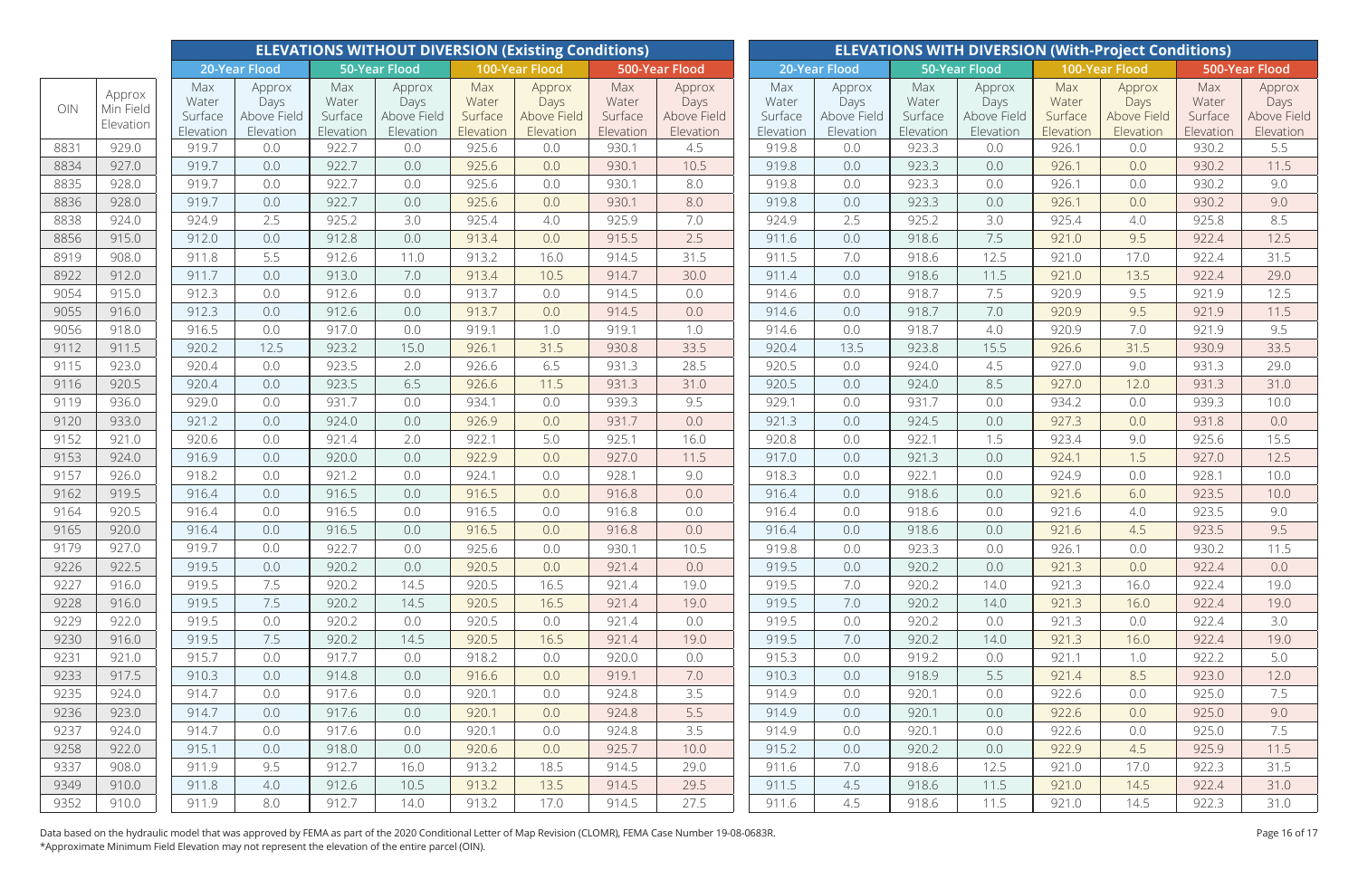| OIN | Approx Min Field Elevation | ELEVATIONS WITHOUT DIVERSION (Existing Conditions) | | | | | | | | ELEVATIONS WITH DIVERSION (With-Project Conditions) | | | | | | | |
|---|---|---|---|---|---|---|---|---|---|---|---|---|---|---|---|---|---|
| | | 20-Year Flood | | 50-Year Flood | | 100-Year Flood | | 500-Year Flood | | 20-Year Flood | | 50-Year Flood | | 100-Year Flood | | 500-Year Flood | |
| | | Max Water Surface Elevation | Approx Days Above Field Elevation | Max Water Surface Elevation | Approx Days Above Field Elevation | Max Water Surface Elevation | Approx Days Above Field Elevation | Max Water Surface Elevation | Approx Days Above Field Elevation | Max Water Surface Elevation | Approx Days Above Field Elevation | Max Water Surface Elevation | Approx Days Above Field Elevation | Max Water Surface Elevation | Approx Days Above Field Elevation | Max Water Surface Elevation | Approx Days Above Field Elevation |
| 8831 | 929.0 | 919.7 | 0.0 | 922.7 | 0.0 | 925.6 | 0.0 | 930.1 | 4.5 | 919.8 | 0.0 | 923.3 | 0.0 | 926.1 | 0.0 | 930.2 | 5.5 |
| 8834 | 927.0 | 919.7 | 0.0 | 922.7 | 0.0 | 925.6 | 0.0 | 930.1 | 10.5 | 919.8 | 0.0 | 923.3 | 0.0 | 926.1 | 0.0 | 930.2 | 11.5 |
| 8835 | 928.0 | 919.7 | 0.0 | 922.7 | 0.0 | 925.6 | 0.0 | 930.1 | 8.0 | 919.8 | 0.0 | 923.3 | 0.0 | 926.1 | 0.0 | 930.2 | 9.0 |
| 8836 | 928.0 | 919.7 | 0.0 | 922.7 | 0.0 | 925.6 | 0.0 | 930.1 | 8.0 | 919.8 | 0.0 | 923.3 | 0.0 | 926.1 | 0.0 | 930.2 | 9.0 |
| 8838 | 924.0 | 924.9 | 2.5 | 925.2 | 3.0 | 925.4 | 4.0 | 925.9 | 7.0 | 924.9 | 2.5 | 925.2 | 3.0 | 925.4 | 4.0 | 925.8 | 8.5 |
| 8856 | 915.0 | 912.0 | 0.0 | 912.8 | 0.0 | 913.4 | 0.0 | 915.5 | 2.5 | 911.6 | 0.0 | 918.6 | 7.5 | 921.0 | 9.5 | 922.4 | 12.5 |
| 8919 | 908.0 | 911.8 | 5.5 | 912.6 | 11.0 | 913.2 | 16.0 | 914.5 | 31.5 | 911.5 | 7.0 | 918.6 | 12.5 | 921.0 | 17.0 | 922.4 | 31.5 |
| 8922 | 912.0 | 911.7 | 0.0 | 913.0 | 7.0 | 913.4 | 10.5 | 914.7 | 30.0 | 911.4 | 0.0 | 918.6 | 11.5 | 921.0 | 13.5 | 922.4 | 29.0 |
| 9054 | 915.0 | 912.3 | 0.0 | 912.6 | 0.0 | 913.7 | 0.0 | 914.5 | 0.0 | 914.6 | 0.0 | 918.7 | 7.5 | 920.9 | 9.5 | 921.9 | 12.5 |
| 9055 | 916.0 | 912.3 | 0.0 | 912.6 | 0.0 | 913.7 | 0.0 | 914.5 | 0.0 | 914.6 | 0.0 | 918.7 | 7.0 | 920.9 | 9.5 | 921.9 | 11.5 |
| 9056 | 918.0 | 916.5 | 0.0 | 917.0 | 0.0 | 919.1 | 1.0 | 919.1 | 1.0 | 914.6 | 0.0 | 918.7 | 4.0 | 920.9 | 7.0 | 921.9 | 9.5 |
| 9112 | 911.5 | 920.2 | 12.5 | 923.2 | 15.0 | 926.1 | 31.5 | 930.8 | 33.5 | 920.4 | 13.5 | 923.8 | 15.5 | 926.6 | 31.5 | 930.9 | 33.5 |
| 9115 | 923.0 | 920.4 | 0.0 | 923.5 | 2.0 | 926.6 | 6.5 | 931.3 | 28.5 | 920.5 | 0.0 | 924.0 | 4.5 | 927.0 | 9.0 | 931.3 | 29.0 |
| 9116 | 920.5 | 920.4 | 0.0 | 923.5 | 6.5 | 926.6 | 11.5 | 931.3 | 31.0 | 920.5 | 0.0 | 924.0 | 8.5 | 927.0 | 12.0 | 931.3 | 31.0 |
| 9119 | 936.0 | 929.0 | 0.0 | 931.7 | 0.0 | 934.1 | 0.0 | 939.3 | 9.5 | 929.1 | 0.0 | 931.7 | 0.0 | 934.2 | 0.0 | 939.3 | 10.0 |
| 9120 | 933.0 | 921.2 | 0.0 | 924.0 | 0.0 | 926.9 | 0.0 | 931.7 | 0.0 | 921.3 | 0.0 | 924.5 | 0.0 | 927.3 | 0.0 | 931.8 | 0.0 |
| 9152 | 921.0 | 920.6 | 0.0 | 921.4 | 2.0 | 922.1 | 5.0 | 925.1 | 16.0 | 920.8 | 0.0 | 922.1 | 1.5 | 923.4 | 9.0 | 925.6 | 15.5 |
| 9153 | 924.0 | 916.9 | 0.0 | 920.0 | 0.0 | 922.9 | 0.0 | 927.0 | 11.5 | 917.0 | 0.0 | 921.3 | 0.0 | 924.1 | 1.5 | 927.0 | 12.5 |
| 9157 | 926.0 | 918.2 | 0.0 | 921.2 | 0.0 | 924.1 | 0.0 | 928.1 | 9.0 | 918.3 | 0.0 | 922.1 | 0.0 | 924.9 | 0.0 | 928.1 | 10.0 |
| 9162 | 919.5 | 916.4 | 0.0 | 916.5 | 0.0 | 916.5 | 0.0 | 916.8 | 0.0 | 916.4 | 0.0 | 918.6 | 0.0 | 921.6 | 6.0 | 923.5 | 10.0 |
| 9164 | 920.5 | 916.4 | 0.0 | 916.5 | 0.0 | 916.5 | 0.0 | 916.8 | 0.0 | 916.4 | 0.0 | 918.6 | 0.0 | 921.6 | 4.0 | 923.5 | 9.0 |
| 9165 | 920.0 | 916.4 | 0.0 | 916.5 | 0.0 | 916.5 | 0.0 | 916.8 | 0.0 | 916.4 | 0.0 | 918.6 | 0.0 | 921.6 | 4.5 | 923.5 | 9.5 |
| 9179 | 927.0 | 919.7 | 0.0 | 922.7 | 0.0 | 925.6 | 0.0 | 930.1 | 10.5 | 919.8 | 0.0 | 923.3 | 0.0 | 926.1 | 0.0 | 930.2 | 11.5 |
| 9226 | 922.5 | 919.5 | 0.0 | 920.2 | 0.0 | 920.5 | 0.0 | 921.4 | 0.0 | 919.5 | 0.0 | 920.2 | 0.0 | 921.3 | 0.0 | 922.4 | 0.0 |
| 9227 | 916.0 | 919.5 | 7.5 | 920.2 | 14.5 | 920.5 | 16.5 | 921.4 | 19.0 | 919.5 | 7.0 | 920.2 | 14.0 | 921.3 | 16.0 | 922.4 | 19.0 |
| 9228 | 916.0 | 919.5 | 7.5 | 920.2 | 14.5 | 920.5 | 16.5 | 921.4 | 19.0 | 919.5 | 7.0 | 920.2 | 14.0 | 921.3 | 16.0 | 922.4 | 19.0 |
| 9229 | 922.0 | 919.5 | 0.0 | 920.2 | 0.0 | 920.5 | 0.0 | 921.4 | 0.0 | 919.5 | 0.0 | 920.2 | 0.0 | 921.3 | 0.0 | 922.4 | 3.0 |
| 9230 | 916.0 | 919.5 | 7.5 | 920.2 | 14.5 | 920.5 | 16.5 | 921.4 | 19.0 | 919.5 | 7.0 | 920.2 | 14.0 | 921.3 | 16.0 | 922.4 | 19.0 |
| 9231 | 921.0 | 915.7 | 0.0 | 917.7 | 0.0 | 918.2 | 0.0 | 920.0 | 0.0 | 915.3 | 0.0 | 919.2 | 0.0 | 921.1 | 1.0 | 922.2 | 5.0 |
| 9233 | 917.5 | 910.3 | 0.0 | 914.8 | 0.0 | 916.6 | 0.0 | 919.1 | 7.0 | 910.3 | 0.0 | 918.9 | 5.5 | 921.4 | 8.5 | 923.0 | 12.0 |
| 9235 | 924.0 | 914.7 | 0.0 | 917.6 | 0.0 | 920.1 | 0.0 | 924.8 | 3.5 | 914.9 | 0.0 | 920.1 | 0.0 | 922.6 | 0.0 | 925.0 | 7.5 |
| 9236 | 923.0 | 914.7 | 0.0 | 917.6 | 0.0 | 920.1 | 0.0 | 924.8 | 5.5 | 914.9 | 0.0 | 920.1 | 0.0 | 922.6 | 0.0 | 925.0 | 9.0 |
| 9237 | 924.0 | 914.7 | 0.0 | 917.6 | 0.0 | 920.1 | 0.0 | 924.8 | 3.5 | 914.9 | 0.0 | 920.1 | 0.0 | 922.6 | 0.0 | 925.0 | 7.5 |
| 9258 | 922.0 | 915.1 | 0.0 | 918.0 | 0.0 | 920.6 | 0.0 | 925.7 | 10.0 | 915.2 | 0.0 | 920.2 | 0.0 | 922.9 | 4.5 | 925.9 | 11.5 |
| 9337 | 908.0 | 911.9 | 9.5 | 912.7 | 16.0 | 913.2 | 18.5 | 914.5 | 29.0 | 911.6 | 7.0 | 918.6 | 12.5 | 921.0 | 17.0 | 922.3 | 31.5 |
| 9349 | 910.0 | 911.8 | 4.0 | 912.6 | 10.5 | 913.2 | 13.5 | 914.5 | 29.5 | 911.5 | 4.5 | 918.6 | 11.5 | 921.0 | 14.5 | 922.4 | 31.0 |
| 9352 | 910.0 | 911.9 | 8.0 | 912.7 | 14.0 | 913.2 | 17.0 | 914.5 | 27.5 | 911.6 | 4.5 | 918.6 | 11.5 | 921.0 | 14.5 | 922.3 | 31.0 |

Data based on the hydraulic model that was approved by FEMA as part of the 2020 Conditional Letter of Map Revision (CLOMR), FEMA Case Number 19-08-0683R.
*Approximate Minimum Field Elevation may not represent the elevation of the entire parcel (OIN).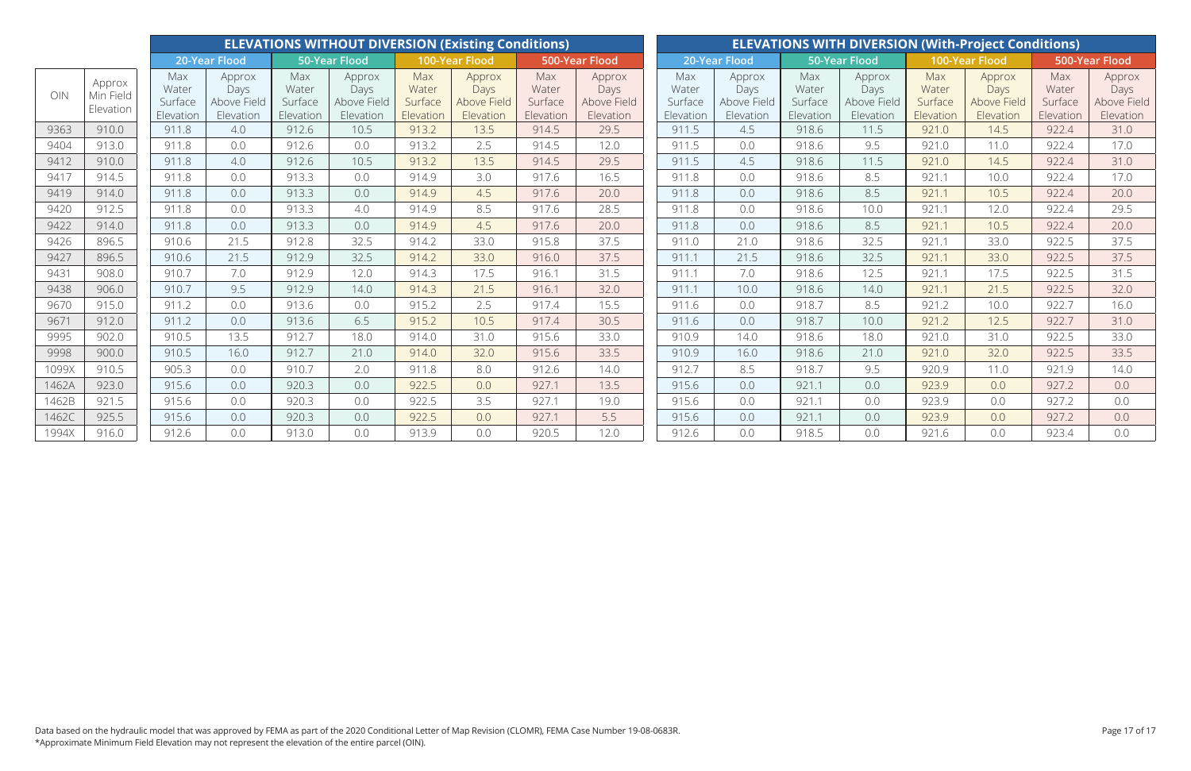| | | ELEVATIONS WITHOUT DIVERSION (Existing Conditions) | | | | | | | | ELEVATIONS WITH DIVERSION (With-Project Conditions) | | | | | | | |
|---|---|---|---|---|---|---|---|---|---|---|---|---|---|---|---|---|---|
| | | 20-Year Flood | | 50-Year Flood | | 100-Year Flood | | 500-Year Flood | | 20-Year Flood | | 50-Year Flood | | 100-Year Flood | | 500-Year Flood | |
| OIN | Approx Min Field Elevation | Max Water Surface Elevation | Approx Days Above Field Elevation | Max Water Surface Elevation | Approx Days Above Field Elevation | Max Water Surface Elevation | Approx Days Above Field Elevation | Max Water Surface Elevation | Approx Days Above Field Elevation | Max Water Surface Elevation | Approx Days Above Field Elevation | Max Water Surface Elevation | Approx Days Above Field Elevation | Max Water Surface Elevation | Approx Days Above Field Elevation | Max Water Surface Elevation | Approx Days Above Field Elevation |
| 9363 | 910.0 | 911.8 | 4.0 | 912.6 | 10.5 | 913.2 | 13.5 | 914.5 | 29.5 | 911.5 | 4.5 | 918.6 | 11.5 | 921.0 | 14.5 | 922.4 | 31.0 |
| 9404 | 913.0 | 911.8 | 0.0 | 912.6 | 0.0 | 913.2 | 2.5 | 914.5 | 12.0 | 911.5 | 0.0 | 918.6 | 9.5 | 921.0 | 11.0 | 922.4 | 17.0 |
| 9412 | 910.0 | 911.8 | 4.0 | 912.6 | 10.5 | 913.2 | 13.5 | 914.5 | 29.5 | 911.5 | 4.5 | 918.6 | 11.5 | 921.0 | 14.5 | 922.4 | 31.0 |
| 9417 | 914.5 | 911.8 | 0.0 | 913.3 | 0.0 | 914.9 | 3.0 | 917.6 | 16.5 | 911.8 | 0.0 | 918.6 | 8.5 | 921.1 | 10.0 | 922.4 | 17.0 |
| 9419 | 914.0 | 911.8 | 0.0 | 913.3 | 0.0 | 914.9 | 4.5 | 917.6 | 20.0 | 911.8 | 0.0 | 918.6 | 8.5 | 921.1 | 10.5 | 922.4 | 20.0 |
| 9420 | 912.5 | 911.8 | 0.0 | 913.3 | 4.0 | 914.9 | 8.5 | 917.6 | 28.5 | 911.8 | 0.0 | 918.6 | 10.0 | 921.1 | 12.0 | 922.4 | 29.5 |
| 9422 | 914.0 | 911.8 | 0.0 | 913.3 | 0.0 | 914.9 | 4.5 | 917.6 | 20.0 | 911.8 | 0.0 | 918.6 | 8.5 | 921.1 | 10.5 | 922.4 | 20.0 |
| 9426 | 896.5 | 910.6 | 21.5 | 912.8 | 32.5 | 914.2 | 33.0 | 915.8 | 37.5 | 911.0 | 21.0 | 918.6 | 32.5 | 921.1 | 33.0 | 922.5 | 37.5 |
| 9427 | 896.5 | 910.6 | 21.5 | 912.9 | 32.5 | 914.2 | 33.0 | 916.0 | 37.5 | 911.1 | 21.5 | 918.6 | 32.5 | 921.1 | 33.0 | 922.5 | 37.5 |
| 9431 | 908.0 | 910.7 | 7.0 | 912.9 | 12.0 | 914.3 | 17.5 | 916.1 | 31.5 | 911.1 | 7.0 | 918.6 | 12.5 | 921.1 | 17.5 | 922.5 | 31.5 |
| 9438 | 906.0 | 910.7 | 9.5 | 912.9 | 14.0 | 914.3 | 21.5 | 916.1 | 32.0 | 911.1 | 10.0 | 918.6 | 14.0 | 921.1 | 21.5 | 922.5 | 32.0 |
| 9670 | 915.0 | 911.2 | 0.0 | 913.6 | 0.0 | 915.2 | 2.5 | 917.4 | 15.5 | 911.6 | 0.0 | 918.7 | 8.5 | 921.2 | 10.0 | 922.7 | 16.0 |
| 9671 | 912.0 | 911.2 | 0.0 | 913.6 | 6.5 | 915.2 | 10.5 | 917.4 | 30.5 | 911.6 | 0.0 | 918.7 | 10.0 | 921.2 | 12.5 | 922.7 | 31.0 |
| 9995 | 902.0 | 910.5 | 13.5 | 912.7 | 18.0 | 914.0 | 31.0 | 915.6 | 33.0 | 910.9 | 14.0 | 918.6 | 18.0 | 921.0 | 31.0 | 922.5 | 33.0 |
| 9998 | 900.0 | 910.5 | 16.0 | 912.7 | 21.0 | 914.0 | 32.0 | 915.6 | 33.5 | 910.9 | 16.0 | 918.6 | 21.0 | 921.0 | 32.0 | 922.5 | 33.5 |
| 1099X | 910.5 | 905.3 | 0.0 | 910.7 | 2.0 | 911.8 | 8.0 | 912.6 | 14.0 | 912.7 | 8.5 | 918.7 | 9.5 | 920.9 | 11.0 | 921.9 | 14.0 |
| 1462A | 923.0 | 915.6 | 0.0 | 920.3 | 0.0 | 922.5 | 0.0 | 927.1 | 13.5 | 915.6 | 0.0 | 921.1 | 0.0 | 923.9 | 0.0 | 927.2 | 0.0 |
| 1462B | 921.5 | 915.6 | 0.0 | 920.3 | 0.0 | 922.5 | 3.5 | 927.1 | 19.0 | 915.6 | 0.0 | 921.1 | 0.0 | 923.9 | 0.0 | 927.2 | 0.0 |
| 1462C | 925.5 | 915.6 | 0.0 | 920.3 | 0.0 | 922.5 | 0.0 | 927.1 | 5.5 | 915.6 | 0.0 | 921.1 | 0.0 | 923.9 | 0.0 | 927.2 | 0.0 |
| 1994X | 916.0 | 912.6 | 0.0 | 913.0 | 0.0 | 913.9 | 0.0 | 920.5 | 12.0 | 912.6 | 0.0 | 918.5 | 0.0 | 921.6 | 0.0 | 923.4 | 0.0 |

Data based on the hydraulic model that was approved by FEMA as part of the 2020 Conditional Letter of Map Revision (CLOMR), FEMA Case Number 19-08-0683R.
*Approximate Minimum Field Elevation may not represent the elevation of the entire parcel (OIN).